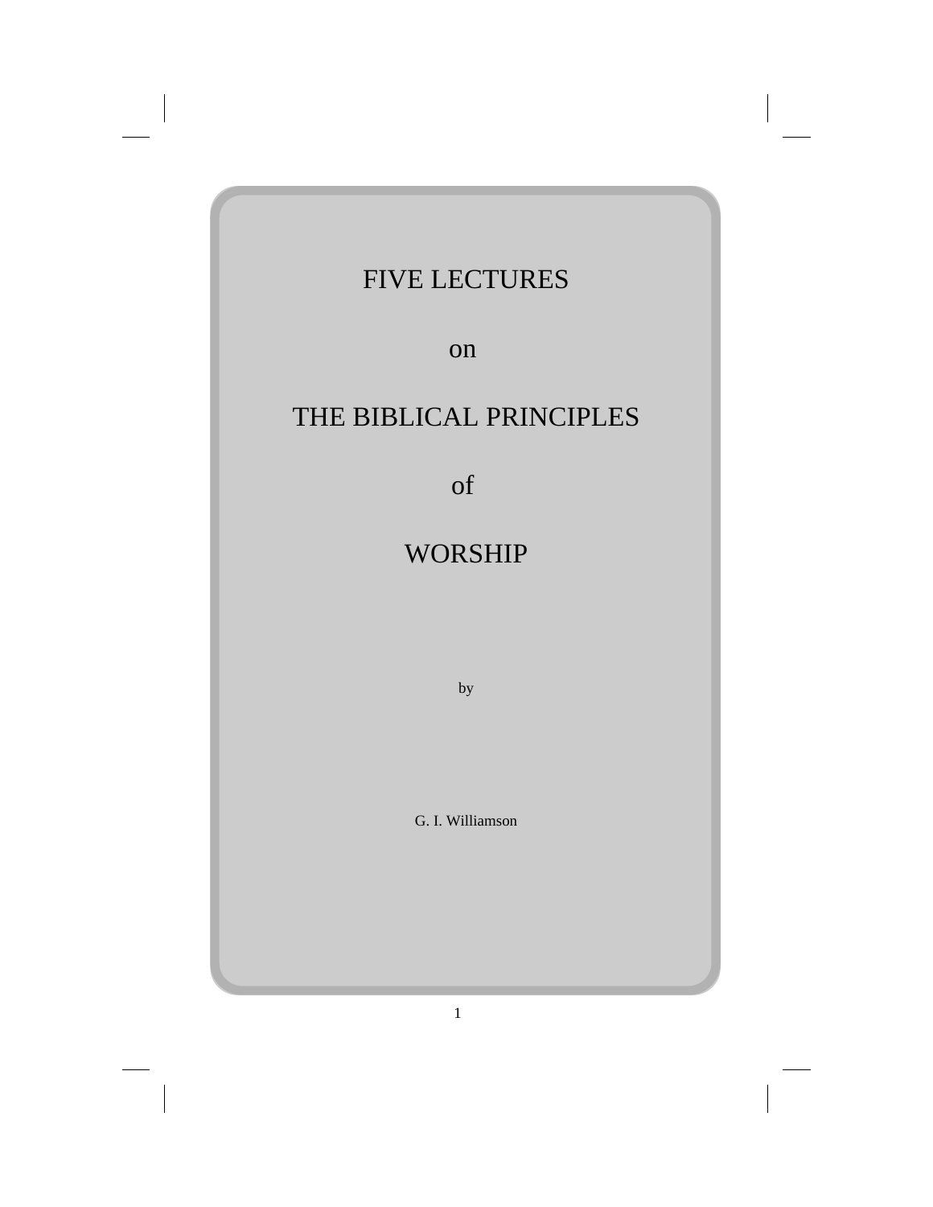# FIVE LECTURES

on

# THE BIBLICAL PRINCIPLES

of

# WORSHIP

by

G. I. Williamson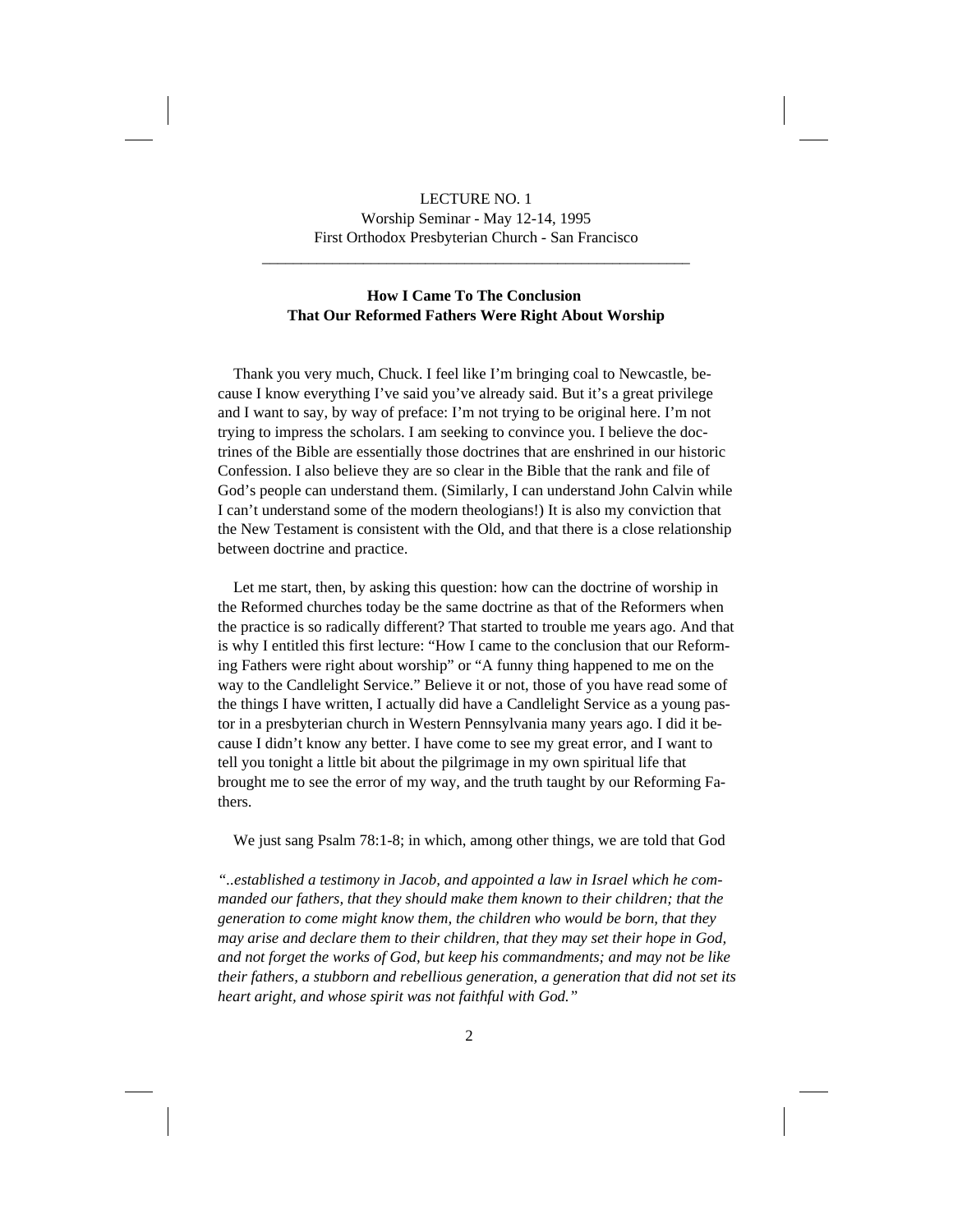LECTURE NO. 1
Worship Seminar - May 12-14, 1995
First Orthodox Presbyterian Church - San Francisco

---

## How I Came To The Conclusion That Our Reformed Fathers Were Right About Worship

Thank you very much, Chuck. I feel like I'm bringing coal to Newcastle, because I know everything I've said you've already said. But it's a great privilege and I want to say, by way of preface: I'm not trying to be original here. I'm not trying to impress the scholars. I am seeking to convince you. I believe the doctrines of the Bible are essentially those doctrines that are enshrined in our historic Confession. I also believe they are so clear in the Bible that the rank and file of God's people can understand them. (Similarly, I can understand John Calvin while I can't understand some of the modern theologians!) It is also my conviction that the New Testament is consistent with the Old, and that there is a close relationship between doctrine and practice.

Let me start, then, by asking this question: how can the doctrine of worship in the Reformed churches today be the same doctrine as that of the Reformers when the practice is so radically different? That started to trouble me years ago. And that is why I entitled this first lecture: "How I came to the conclusion that our Reforming Fathers were right about worship" or "A funny thing happened to me on the way to the Candlelight Service." Believe it or not, those of you have read some of the things I have written, I actually did have a Candlelight Service as a young pastor in a presbyterian church in Western Pennsylvania many years ago. I did it because I didn't know any better. I have come to see my great error, and I want to tell you tonight a little bit about the pilgrimage in my own spiritual life that brought me to see the error of my way, and the truth taught by our Reforming Fathers.

We just sang Psalm 78:1-8; in which, among other things, we are told that God

*"..established a testimony in Jacob, and appointed a law in Israel which he commanded our fathers, that they should make them known to their children; that the generation to come might know them, the children who would be born, that they may arise and declare them to their children, that they may set their hope in God, and not forget the works of God, but keep his commandments; and may not be like their fathers, a stubborn and rebellious generation, a generation that did not set its heart aright, and whose spirit was not faithful with God."*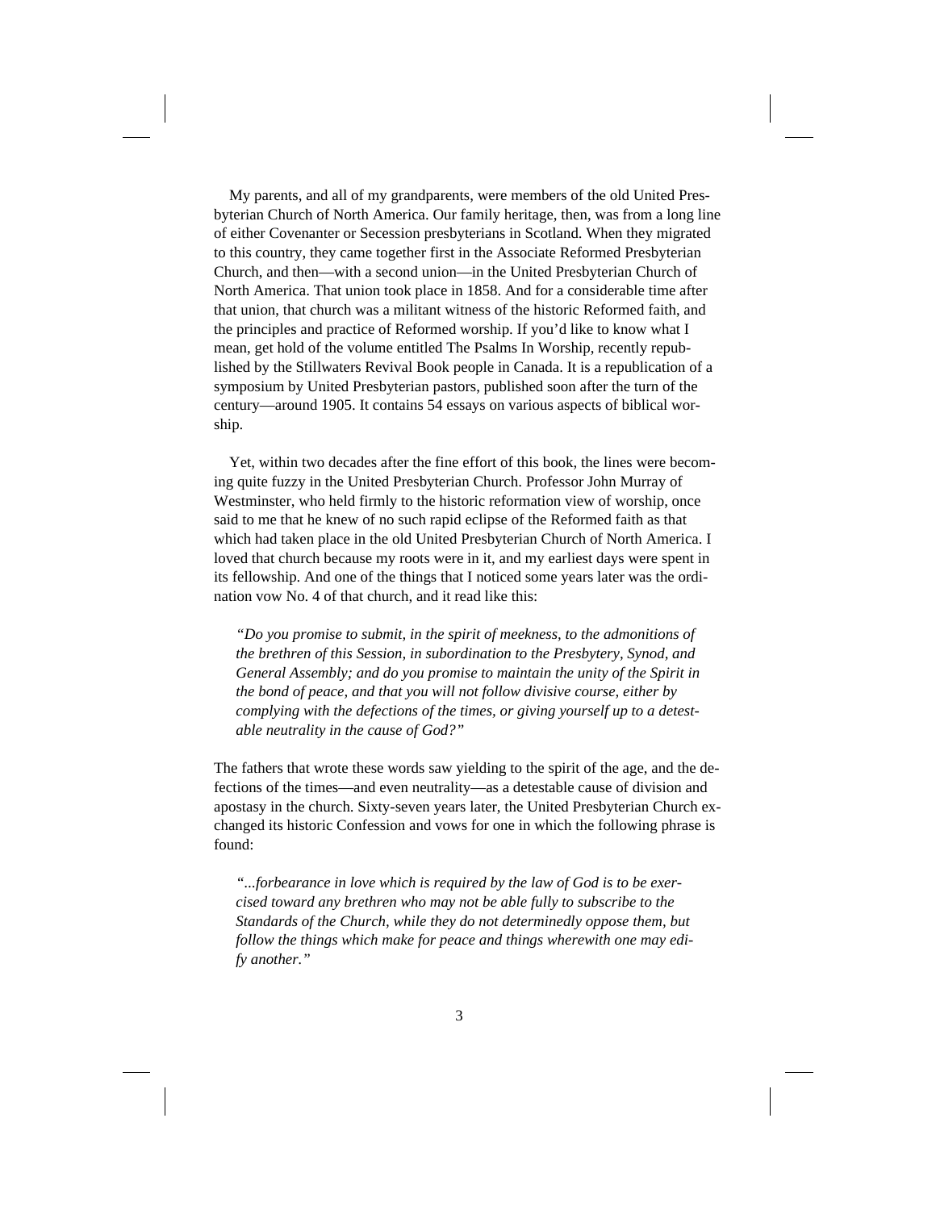My parents, and all of my grandparents, were members of the old United Presbyterian Church of North America. Our family heritage, then, was from a long line of either Covenanter or Secession presbyterians in Scotland. When they migrated to this country, they came together first in the Associate Reformed Presbyterian Church, and then—with a second union—in the United Presbyterian Church of North America. That union took place in 1858. And for a considerable time after that union, that church was a militant witness of the historic Reformed faith, and the principles and practice of Reformed worship. If you'd like to know what I mean, get hold of the volume entitled The Psalms In Worship, recently republished by the Stillwaters Revival Book people in Canada. It is a republication of a symposium by United Presbyterian pastors, published soon after the turn of the century—around 1905. It contains 54 essays on various aspects of biblical worship.

Yet, within two decades after the fine effort of this book, the lines were becoming quite fuzzy in the United Presbyterian Church. Professor John Murray of Westminster, who held firmly to the historic reformation view of worship, once said to me that he knew of no such rapid eclipse of the Reformed faith as that which had taken place in the old United Presbyterian Church of North America. I loved that church because my roots were in it, and my earliest days were spent in its fellowship. And one of the things that I noticed some years later was the ordination vow No. 4 of that church, and it read like this:

> *"Do you promise to submit, in the spirit of meekness, to the admonitions of the brethren of this Session, in subordination to the Presbytery, Synod, and General Assembly; and do you promise to maintain the unity of the Spirit in the bond of peace, and that you will not follow divisive course, either by complying with the defections of the times, or giving yourself up to a detestable neutrality in the cause of God?"*

The fathers that wrote these words saw yielding to the spirit of the age, and the defections of the times—and even neutrality—as a detestable cause of division and apostasy in the church. Sixty-seven years later, the United Presbyterian Church exchanged its historic Confession and vows for one in which the following phrase is found:

> *"...forbearance in love which is required by the law of God is to be exercised toward any brethren who may not be able fully to subscribe to the Standards of the Church, while they do not determinedly oppose them, but follow the things which make for peace and things wherewith one may edify another."*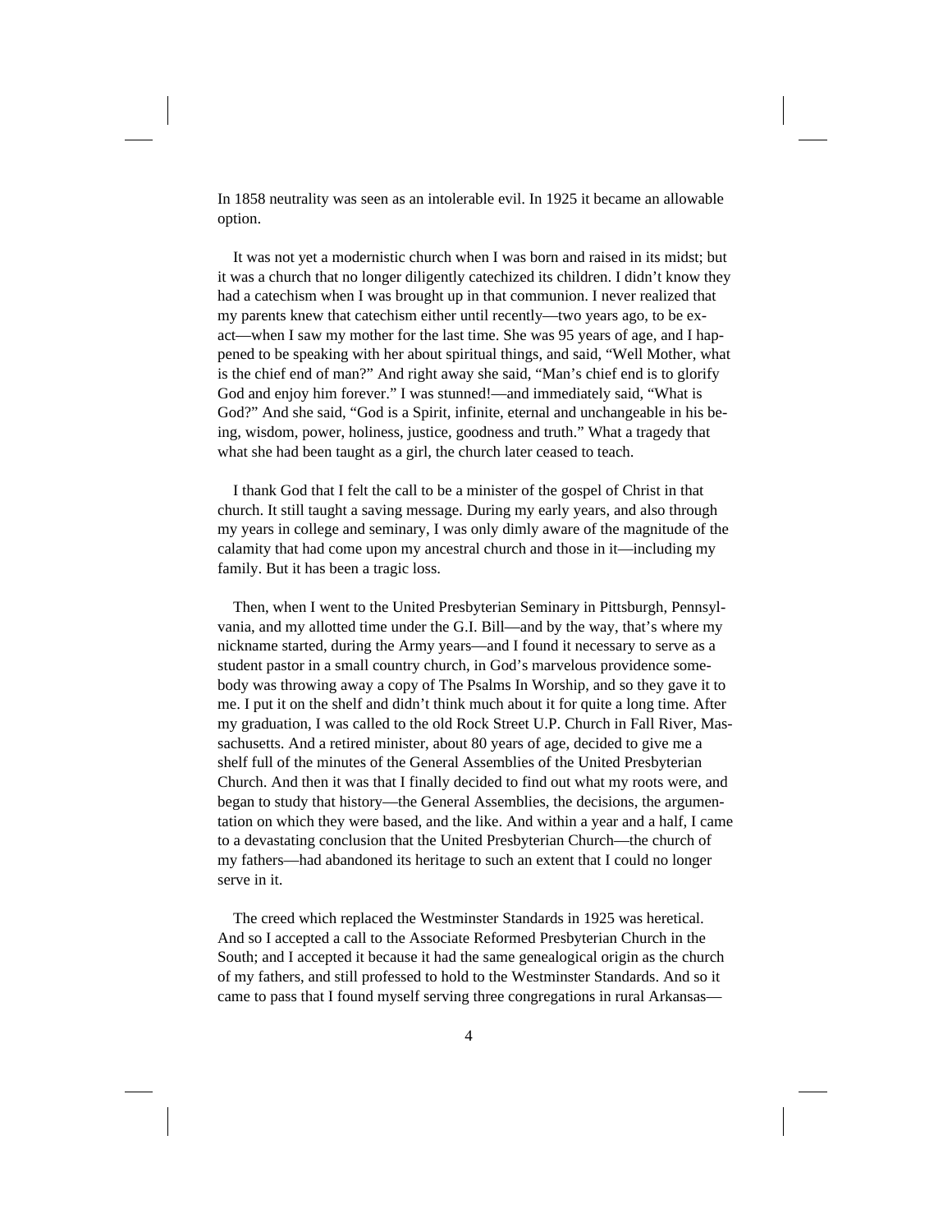In 1858 neutrality was seen as an intolerable evil. In 1925 it became an allowable option.

It was not yet a modernistic church when I was born and raised in its midst; but it was a church that no longer diligently catechized its children. I didn't know they had a catechism when I was brought up in that communion. I never realized that my parents knew that catechism either until recently—two years ago, to be exact—when I saw my mother for the last time. She was 95 years of age, and I happened to be speaking with her about spiritual things, and said, "Well Mother, what is the chief end of man?" And right away she said, "Man's chief end is to glorify God and enjoy him forever." I was stunned!—and immediately said, "What is God?" And she said, "God is a Spirit, infinite, eternal and unchangeable in his being, wisdom, power, holiness, justice, goodness and truth." What a tragedy that what she had been taught as a girl, the church later ceased to teach.

I thank God that I felt the call to be a minister of the gospel of Christ in that church. It still taught a saving message. During my early years, and also through my years in college and seminary, I was only dimly aware of the magnitude of the calamity that had come upon my ancestral church and those in it—including my family. But it has been a tragic loss.

Then, when I went to the United Presbyterian Seminary in Pittsburgh, Pennsylvania, and my allotted time under the G.I. Bill—and by the way, that's where my nickname started, during the Army years—and I found it necessary to serve as a student pastor in a small country church, in God's marvelous providence somebody was throwing away a copy of The Psalms In Worship, and so they gave it to me. I put it on the shelf and didn't think much about it for quite a long time. After my graduation, I was called to the old Rock Street U.P. Church in Fall River, Massachusetts. And a retired minister, about 80 years of age, decided to give me a shelf full of the minutes of the General Assemblies of the United Presbyterian Church. And then it was that I finally decided to find out what my roots were, and began to study that history—the General Assemblies, the decisions, the argumentation on which they were based, and the like. And within a year and a half, I came to a devastating conclusion that the United Presbyterian Church—the church of my fathers—had abandoned its heritage to such an extent that I could no longer serve in it.

The creed which replaced the Westminster Standards in 1925 was heretical. And so I accepted a call to the Associate Reformed Presbyterian Church in the South; and I accepted it because it had the same genealogical origin as the church of my fathers, and still professed to hold to the Westminster Standards. And so it came to pass that I found myself serving three congregations in rural Arkansas—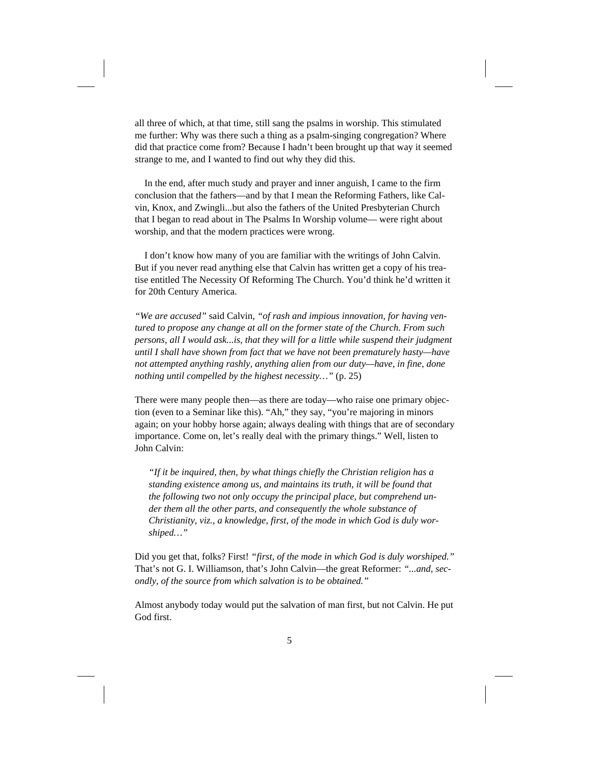all three of which, at that time, still sang the psalms in worship. This stimulated me further: Why was there such a thing as a psalm-singing congregation? Where did that practice come from? Because I hadn't been brought up that way it seemed strange to me, and I wanted to find out why they did this.

In the end, after much study and prayer and inner anguish, I came to the firm conclusion that the fathers—and by that I mean the Reforming Fathers, like Calvin, Knox, and Zwingli...but also the fathers of the United Presbyterian Church that I began to read about in The Psalms In Worship volume— were right about worship, and that the modern practices were wrong.

I don't know how many of you are familiar with the writings of John Calvin. But if you never read anything else that Calvin has written get a copy of his treatise entitled The Necessity Of Reforming The Church. You'd think he'd written it for 20th Century America.

*"We are accused"* said Calvin, *"of rash and impious innovation, for having ventured to propose any change at all on the former state of the Church. From such persons, all I would ask...is, that they will for a little while suspend their judgment until I shall have shown from fact that we have not been prematurely hasty—have not attempted anything rashly, anything alien from our duty—have, in fine, done nothing until compelled by the highest necessity…"* (p. 25)

There were many people then—as there are today—who raise one primary objection (even to a Seminar like this). "Ah," they say, "you're majoring in minors again; on your hobby horse again; always dealing with things that are of secondary importance. Come on, let's really deal with the primary things." Well, listen to John Calvin:

> *"If it be inquired, then, by what things chiefly the Christian religion has a standing existence among us, and maintains its truth, it will be found that the following two not only occupy the principal place, but comprehend under them all the other parts, and consequently the whole substance of Christianity, viz., a knowledge, first, of the mode in which God is duly worshiped…"*

Did you get that, folks? First! *"first, of the mode in which God is duly worshiped."* That's not G. I. Williamson, that's John Calvin—the great Reformer: *"...and, secondly, of the source from which salvation is to be obtained."*

Almost anybody today would put the salvation of man first, but not Calvin. He put God first.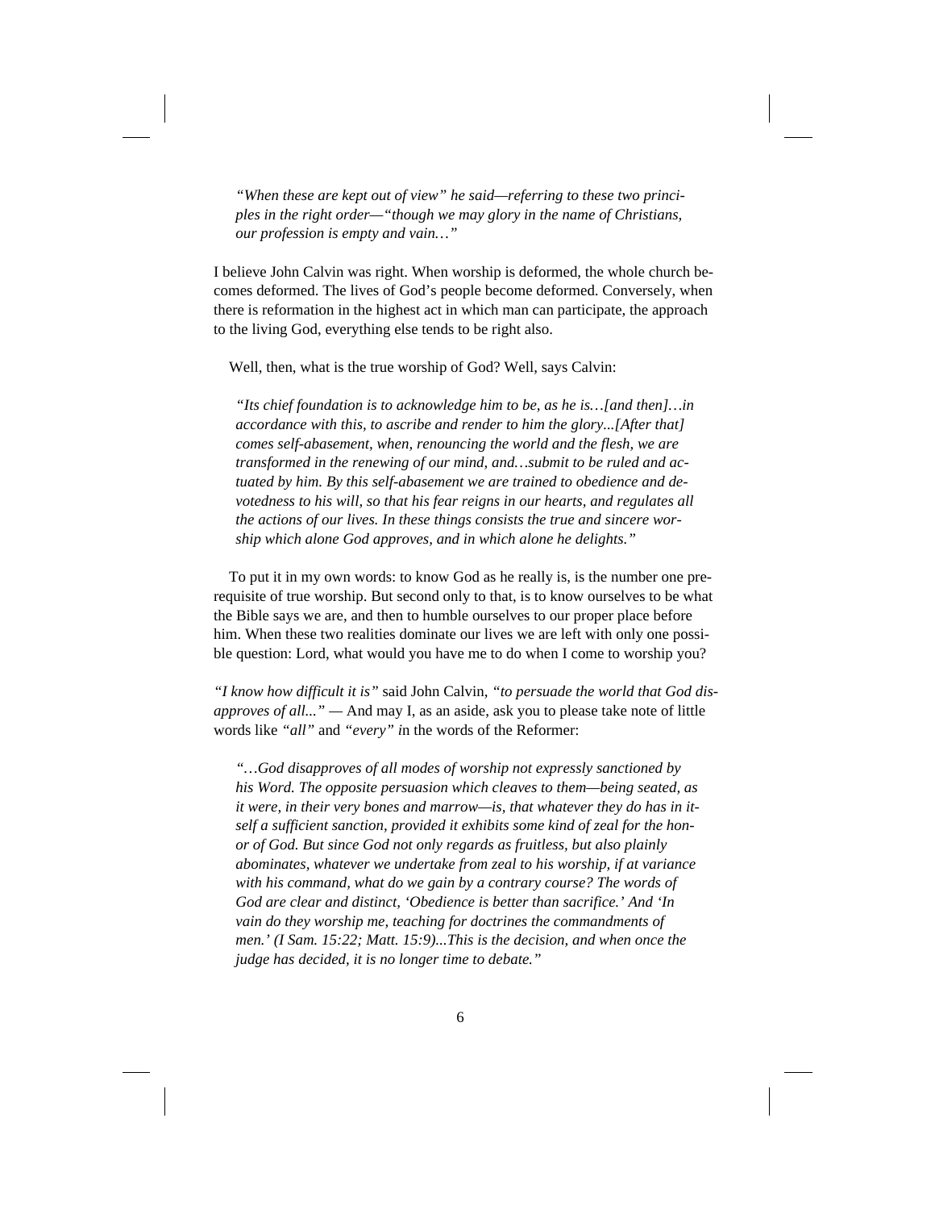*"When these are kept out of view" he said—referring to these two principles in the right order—"though we may glory in the name of Christians, our profession is empty and vain…"*

I believe John Calvin was right. When worship is deformed, the whole church becomes deformed. The lives of God's people become deformed. Conversely, when there is reformation in the highest act in which man can participate, the approach to the living God, everything else tends to be right also.

Well, then, what is the true worship of God? Well, says Calvin:

*"Its chief foundation is to acknowledge him to be, as he is…[and then]…in accordance with this, to ascribe and render to him the glory...[After that] comes self-abasement, when, renouncing the world and the flesh, we are transformed in the renewing of our mind, and…submit to be ruled and actuated by him. By this self-abasement we are trained to obedience and devotedness to his will, so that his fear reigns in our hearts, and regulates all the actions of our lives. In these things consists the true and sincere worship which alone God approves, and in which alone he delights."*

To put it in my own words: to know God as he really is, is the number one prerequisite of true worship. But second only to that, is to know ourselves to be what the Bible says we are, and then to humble ourselves to our proper place before him. When these two realities dominate our lives we are left with only one possible question: Lord, what would you have me to do when I come to worship you?

*"I know how difficult it is"* said John Calvin, *"to persuade the world that God disapproves of all..."* — And may I, as an aside, ask you to please take note of little words like *"all"* and *"every"* in the words of the Reformer:

*"…God disapproves of all modes of worship not expressly sanctioned by his Word. The opposite persuasion which cleaves to them—being seated, as it were, in their very bones and marrow—is, that whatever they do has in itself a sufficient sanction, provided it exhibits some kind of zeal for the honor of God. But since God not only regards as fruitless, but also plainly abominates, whatever we undertake from zeal to his worship, if at variance with his command, what do we gain by a contrary course? The words of God are clear and distinct, 'Obedience is better than sacrifice.' And 'In vain do they worship me, teaching for doctrines the commandments of men.' (I Sam. 15:22; Matt. 15:9)...This is the decision, and when once the judge has decided, it is no longer time to debate."*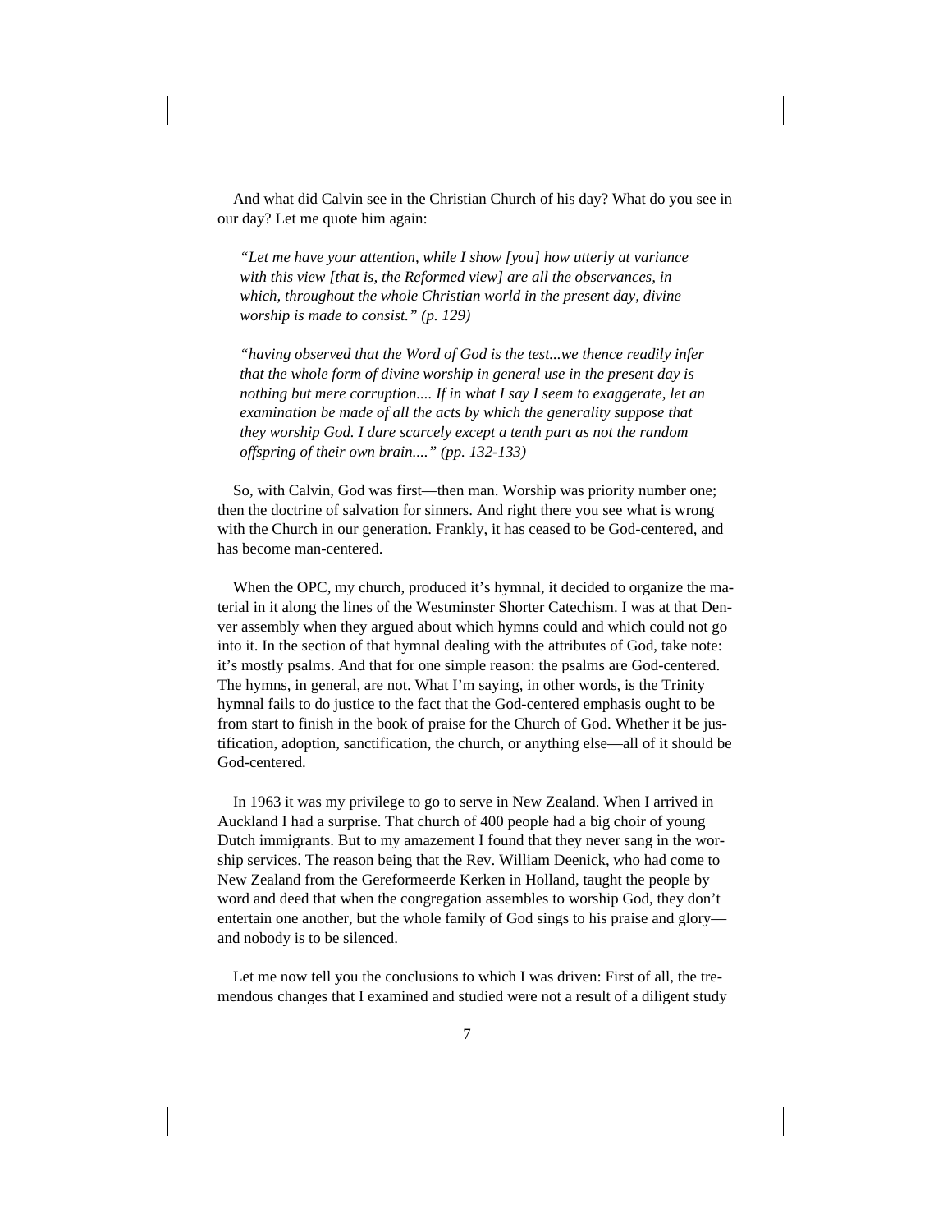And what did Calvin see in the Christian Church of his day? What do you see in our day? Let me quote him again:

> *"Let me have your attention, while I show [you] how utterly at variance with this view [that is, the Reformed view] are all the observances, in which, throughout the whole Christian world in the present day, divine worship is made to consist." (p. 129)*
>
> *"having observed that the Word of God is the test...we thence readily infer that the whole form of divine worship in general use in the present day is nothing but mere corruption.... If in what I say I seem to exaggerate, let an examination be made of all the acts by which the generality suppose that they worship God. I dare scarcely except a tenth part as not the random offspring of their own brain...." (pp. 132-133)*

So, with Calvin, God was first—then man. Worship was priority number one; then the doctrine of salvation for sinners. And right there you see what is wrong with the Church in our generation. Frankly, it has ceased to be God-centered, and has become man-centered.

When the OPC, my church, produced it's hymnal, it decided to organize the material in it along the lines of the Westminster Shorter Catechism. I was at that Denver assembly when they argued about which hymns could and which could not go into it. In the section of that hymnal dealing with the attributes of God, take note: it's mostly psalms. And that for one simple reason: the psalms are God-centered. The hymns, in general, are not. What I'm saying, in other words, is the Trinity hymnal fails to do justice to the fact that the God-centered emphasis ought to be from start to finish in the book of praise for the Church of God. Whether it be justification, adoption, sanctification, the church, or anything else—all of it should be God-centered.

In 1963 it was my privilege to go to serve in New Zealand. When I arrived in Auckland I had a surprise. That church of 400 people had a big choir of young Dutch immigrants. But to my amazement I found that they never sang in the worship services. The reason being that the Rev. William Deenick, who had come to New Zealand from the Gereformeerde Kerken in Holland, taught the people by word and deed that when the congregation assembles to worship God, they don't entertain one another, but the whole family of God sings to his praise and glory—and nobody is to be silenced.

Let me now tell you the conclusions to which I was driven: First of all, the tremendous changes that I examined and studied were not a result of a diligent study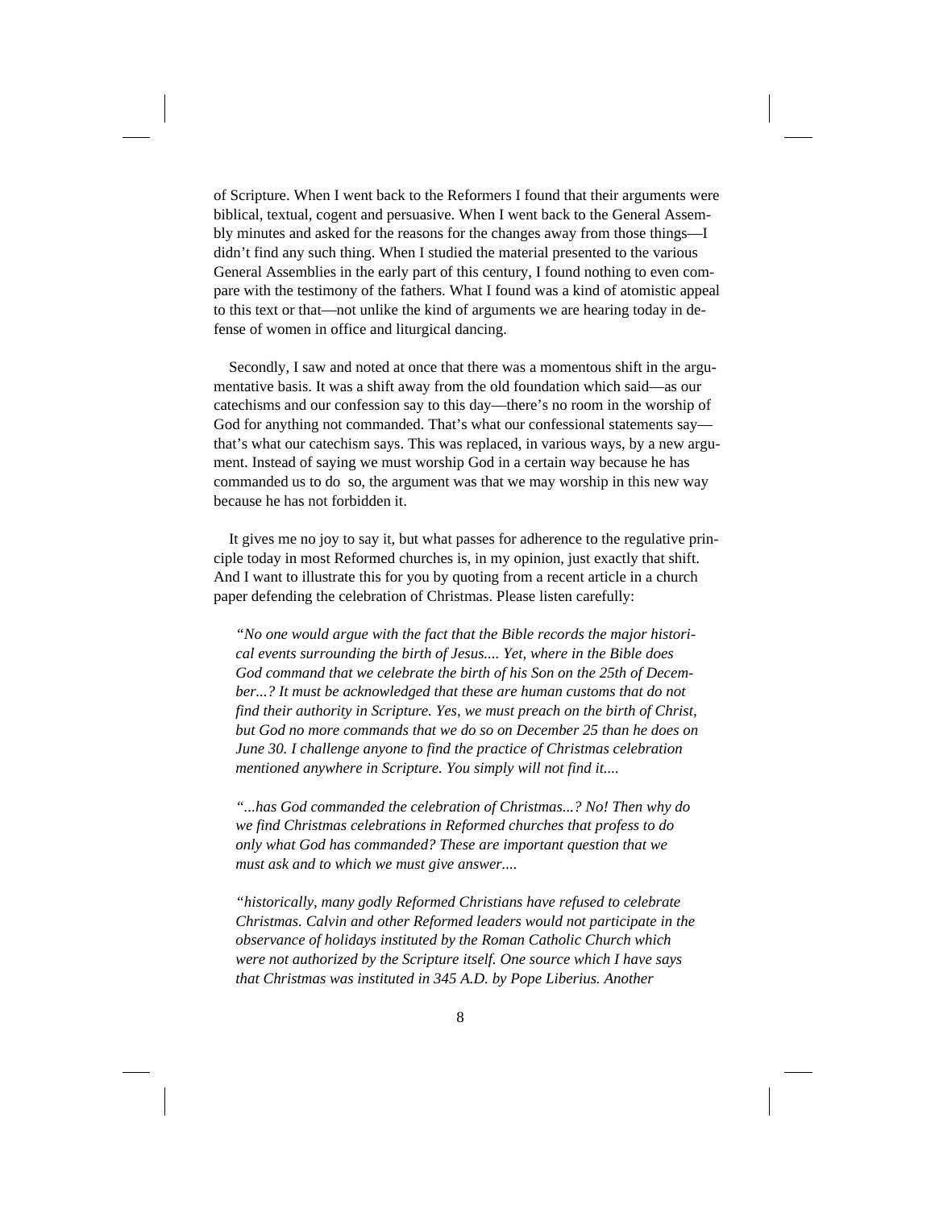of Scripture. When I went back to the Reformers I found that their arguments were biblical, textual, cogent and persuasive. When I went back to the General Assembly minutes and asked for the reasons for the changes away from those things—I didn't find any such thing. When I studied the material presented to the various General Assemblies in the early part of this century, I found nothing to even compare with the testimony of the fathers. What I found was a kind of atomistic appeal to this text or that—not unlike the kind of arguments we are hearing today in defense of women in office and liturgical dancing.

Secondly, I saw and noted at once that there was a momentous shift in the argumentative basis. It was a shift away from the old foundation which said—as our catechisms and our confession say to this day—there's no room in the worship of God for anything not commanded. That's what our confessional statements say—that's what our catechism says. This was replaced, in various ways, by a new argument. Instead of saying we must worship God in a certain way because he has commanded us to do so, the argument was that we may worship in this new way because he has not forbidden it.

It gives me no joy to say it, but what passes for adherence to the regulative principle today in most Reformed churches is, in my opinion, just exactly that shift. And I want to illustrate this for you by quoting from a recent article in a church paper defending the celebration of Christmas. Please listen carefully:

> *"No one would argue with the fact that the Bible records the major historical events surrounding the birth of Jesus.... Yet, where in the Bible does God command that we celebrate the birth of his Son on the 25th of December...? It must be acknowledged that these are human customs that do not find their authority in Scripture. Yes, we must preach on the birth of Christ, but God no more commands that we do so on December 25 than he does on June 30. I challenge anyone to find the practice of Christmas celebration mentioned anywhere in Scripture. You simply will not find it....*
>
> *"...has God commanded the celebration of Christmas...? No! Then why do we find Christmas celebrations in Reformed churches that profess to do only what God has commanded? These are important question that we must ask and to which we must give answer....*
>
> *"historically, many godly Reformed Christians have refused to celebrate Christmas. Calvin and other Reformed leaders would not participate in the observance of holidays instituted by the Roman Catholic Church which were not authorized by the Scripture itself. One source which I have says that Christmas was instituted in 345 A.D. by Pope Liberius. Another*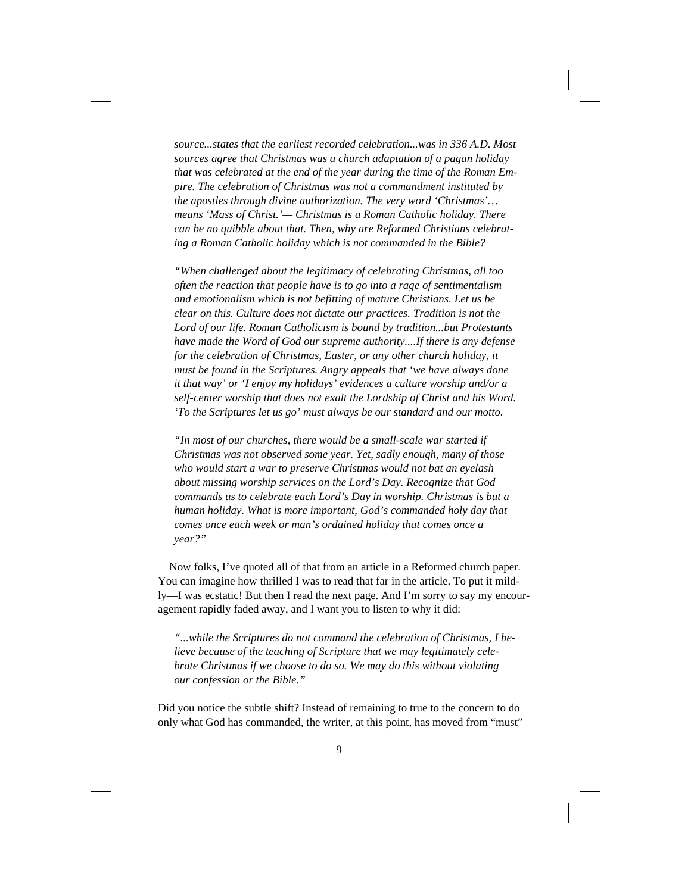*source...states that the earliest recorded celebration...was in 336 A.D. Most sources agree that Christmas was a church adaptation of a pagan holiday that was celebrated at the end of the year during the time of the Roman Empire. The celebration of Christmas was not a commandment instituted by the apostles through divine authorization. The very word 'Christmas'… means 'Mass of Christ.'— Christmas is a Roman Catholic holiday. There can be no quibble about that. Then, why are Reformed Christians celebrating a Roman Catholic holiday which is not commanded in the Bible?*

*"When challenged about the legitimacy of celebrating Christmas, all too often the reaction that people have is to go into a rage of sentimentalism and emotionalism which is not befitting of mature Christians. Let us be clear on this. Culture does not dictate our practices. Tradition is not the Lord of our life. Roman Catholicism is bound by tradition...but Protestants have made the Word of God our supreme authority....If there is any defense for the celebration of Christmas, Easter, or any other church holiday, it must be found in the Scriptures. Angry appeals that 'we have always done it that way' or 'I enjoy my holidays' evidences a culture worship and/or a self-center worship that does not exalt the Lordship of Christ and his Word. 'To the Scriptures let us go' must always be our standard and our motto.*

*"In most of our churches, there would be a small-scale war started if Christmas was not observed some year. Yet, sadly enough, many of those who would start a war to preserve Christmas would not bat an eyelash about missing worship services on the Lord's Day. Recognize that God commands us to celebrate each Lord's Day in worship. Christmas is but a human holiday. What is more important, God's commanded holy day that comes once each week or man's ordained holiday that comes once a year?"*

Now folks, I've quoted all of that from an article in a Reformed church paper. You can imagine how thrilled I was to read that far in the article. To put it mildly—I was ecstatic! But then I read the next page. And I'm sorry to say my encouragement rapidly faded away, and I want you to listen to why it did:

*"...while the Scriptures do not command the celebration of Christmas, I believe because of the teaching of Scripture that we may legitimately celebrate Christmas if we choose to do so. We may do this without violating our confession or the Bible."*

Did you notice the subtle shift? Instead of remaining to true to the concern to do only what God has commanded, the writer, at this point, has moved from "must"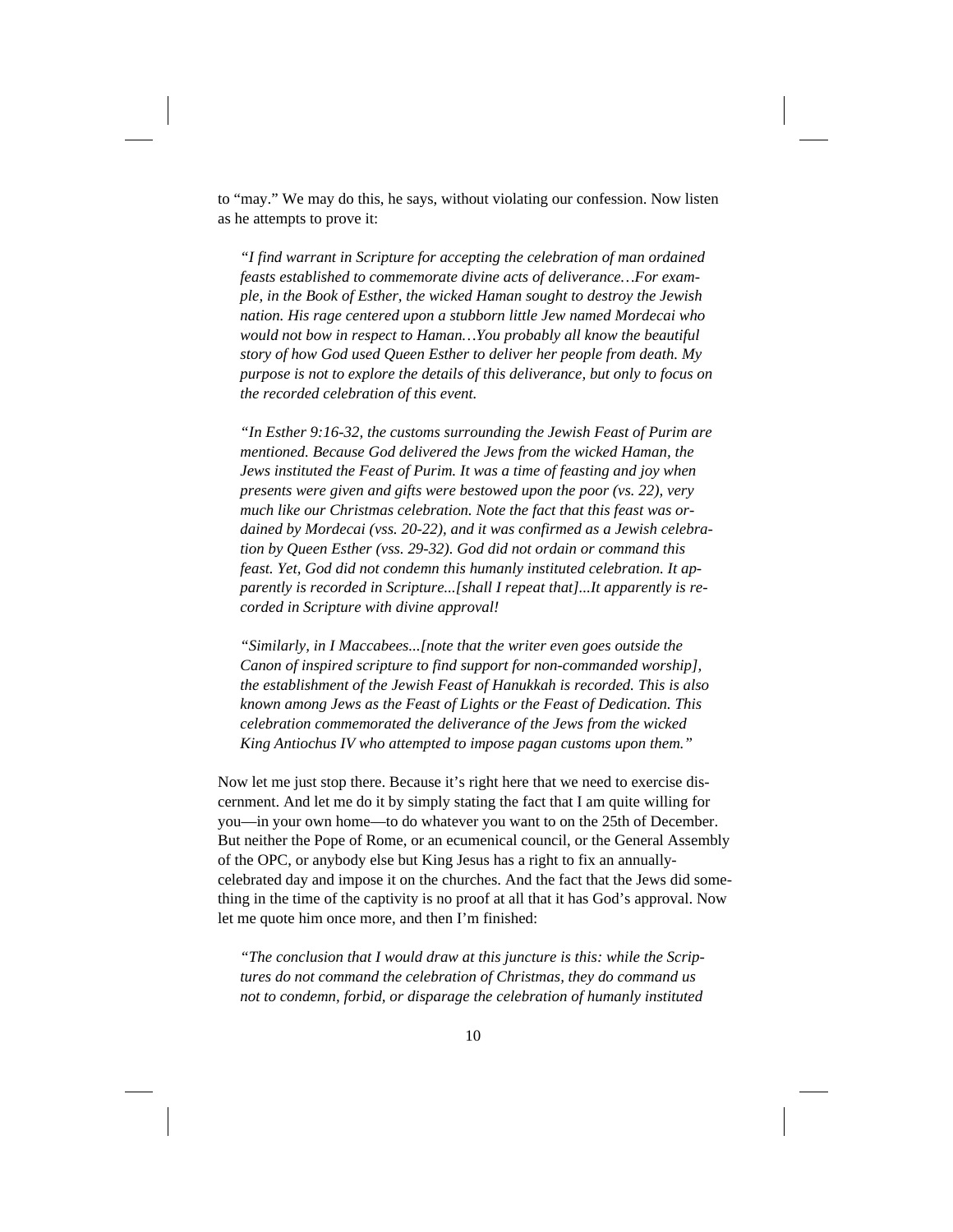to "may." We may do this, he says, without violating our confession. Now listen as he attempts to prove it:

> *"I find warrant in Scripture for accepting the celebration of man ordained feasts established to commemorate divine acts of deliverance…For example, in the Book of Esther, the wicked Haman sought to destroy the Jewish nation. His rage centered upon a stubborn little Jew named Mordecai who would not bow in respect to Haman…You probably all know the beautiful story of how God used Queen Esther to deliver her people from death. My purpose is not to explore the details of this deliverance, but only to focus on the recorded celebration of this event.*
>
> *"In Esther 9:16-32, the customs surrounding the Jewish Feast of Purim are mentioned. Because God delivered the Jews from the wicked Haman, the Jews instituted the Feast of Purim. It was a time of feasting and joy when presents were given and gifts were bestowed upon the poor (vs. 22), very much like our Christmas celebration. Note the fact that this feast was ordained by Mordecai (vss. 20-22), and it was confirmed as a Jewish celebration by Queen Esther (vss. 29-32). God did not ordain or command this feast. Yet, God did not condemn this humanly instituted celebration. It apparently is recorded in Scripture...[shall I repeat that]...It apparently is recorded in Scripture with divine approval!*
>
> *"Similarly, in I Maccabees...[note that the writer even goes outside the Canon of inspired scripture to find support for non-commanded worship], the establishment of the Jewish Feast of Hanukkah is recorded. This is also known among Jews as the Feast of Lights or the Feast of Dedication. This celebration commemorated the deliverance of the Jews from the wicked King Antiochus IV who attempted to impose pagan customs upon them."*

Now let me just stop there. Because it's right here that we need to exercise discernment. And let me do it by simply stating the fact that I am quite willing for you—in your own home—to do whatever you want to on the 25th of December. But neither the Pope of Rome, or an ecumenical council, or the General Assembly of the OPC, or anybody else but King Jesus has a right to fix an annually-celebrated day and impose it on the churches. And the fact that the Jews did something in the time of the captivity is no proof at all that it has God's approval. Now let me quote him once more, and then I'm finished:

> *"The conclusion that I would draw at this juncture is this: while the Scriptures do not command the celebration of Christmas, they do command us not to condemn, forbid, or disparage the celebration of humanly instituted*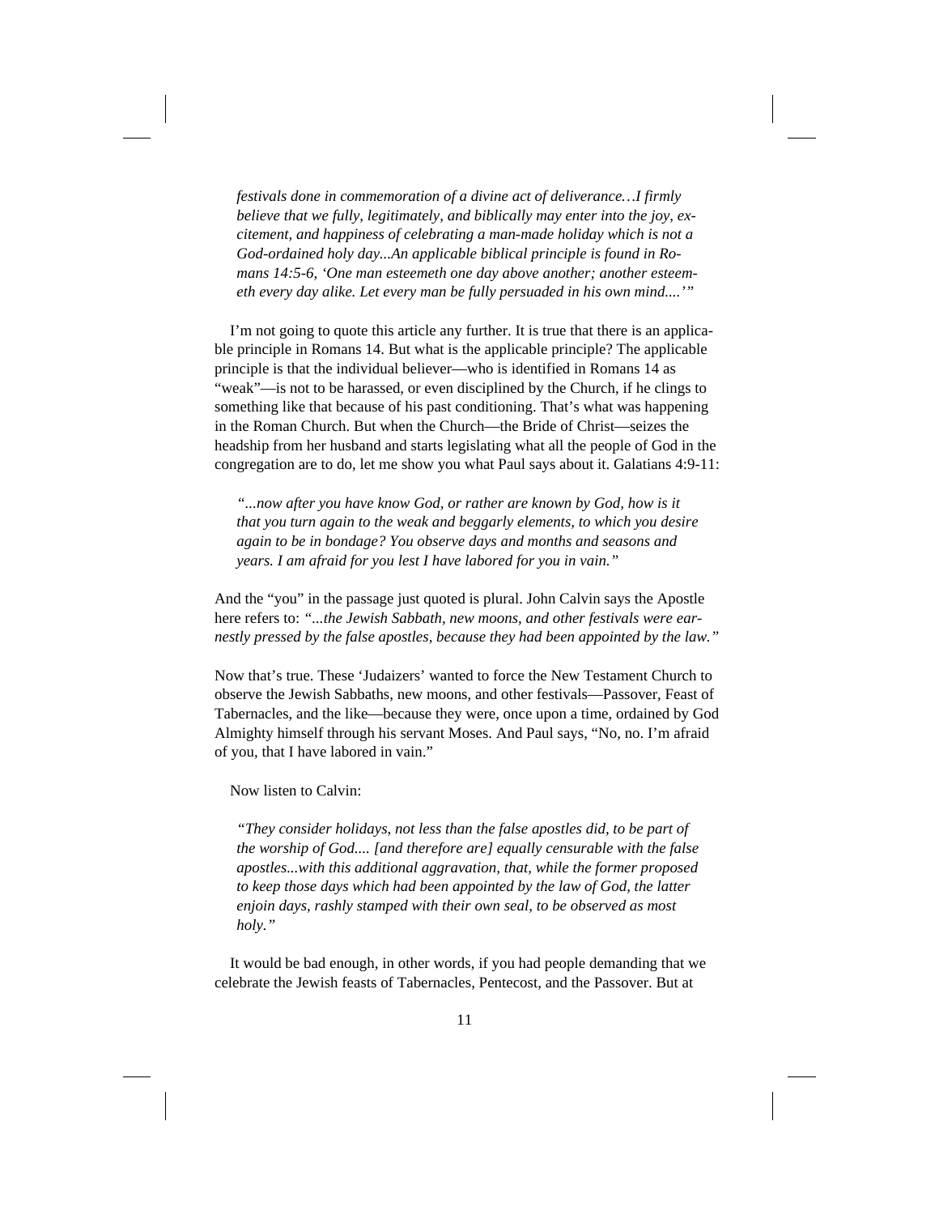> *festivals done in commemoration of a divine act of deliverance…I firmly believe that we fully, legitimately, and biblically may enter into the joy, excitement, and happiness of celebrating a man-made holiday which is not a God-ordained holy day...An applicable biblical principle is found in Romans 14:5-6, 'One man esteemeth one day above another; another esteemeth every day alike. Let every man be fully persuaded in his own mind....'"*

I'm not going to quote this article any further. It is true that there is an applicable principle in Romans 14. But what is the applicable principle? The applicable principle is that the individual believer—who is identified in Romans 14 as "weak"—is not to be harassed, or even disciplined by the Church, if he clings to something like that because of his past conditioning. That's what was happening in the Roman Church. But when the Church—the Bride of Christ—seizes the headship from her husband and starts legislating what all the people of God in the congregation are to do, let me show you what Paul says about it. Galatians 4:9-11:

> *"...now after you have know God, or rather are known by God, how is it that you turn again to the weak and beggarly elements, to which you desire again to be in bondage? You observe days and months and seasons and years. I am afraid for you lest I have labored for you in vain."*

And the "you" in the passage just quoted is plural. John Calvin says the Apostle here refers to: *"...the Jewish Sabbath, new moons, and other festivals were earnestly pressed by the false apostles, because they had been appointed by the law."*

Now that's true. These 'Judaizers' wanted to force the New Testament Church to observe the Jewish Sabbaths, new moons, and other festivals—Passover, Feast of Tabernacles, and the like—because they were, once upon a time, ordained by God Almighty himself through his servant Moses. And Paul says, "No, no. I'm afraid of you, that I have labored in vain."

Now listen to Calvin:

> *"They consider holidays, not less than the false apostles did, to be part of the worship of God.... [and therefore are] equally censurable with the false apostles...with this additional aggravation, that, while the former proposed to keep those days which had been appointed by the law of God, the latter enjoin days, rashly stamped with their own seal, to be observed as most holy."*

It would be bad enough, in other words, if you had people demanding that we celebrate the Jewish feasts of Tabernacles, Pentecost, and the Passover. But at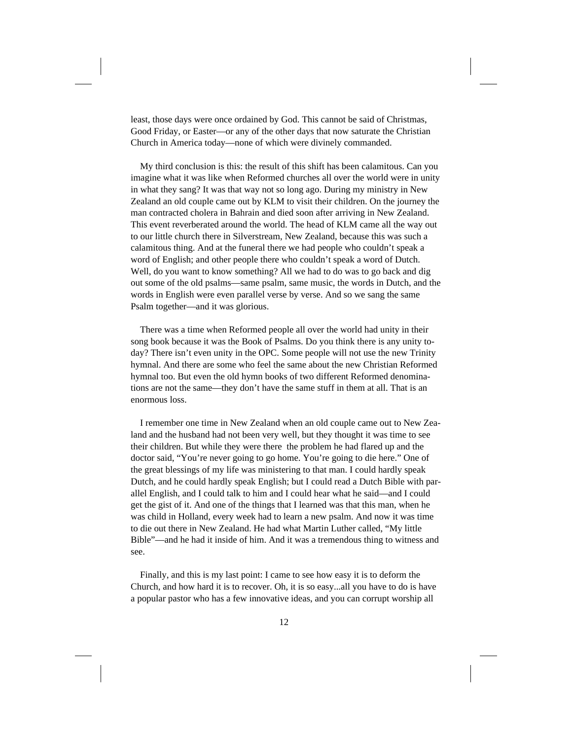least, those days were once ordained by God. This cannot be said of Christmas, Good Friday, or Easter—or any of the other days that now saturate the Christian Church in America today—none of which were divinely commanded.

My third conclusion is this: the result of this shift has been calamitous. Can you imagine what it was like when Reformed churches all over the world were in unity in what they sang? It was that way not so long ago. During my ministry in New Zealand an old couple came out by KLM to visit their children. On the journey the man contracted cholera in Bahrain and died soon after arriving in New Zealand. This event reverberated around the world. The head of KLM came all the way out to our little church there in Silverstream, New Zealand, because this was such a calamitous thing. And at the funeral there we had people who couldn't speak a word of English; and other people there who couldn't speak a word of Dutch. Well, do you want to know something? All we had to do was to go back and dig out some of the old psalms—same psalm, same music, the words in Dutch, and the words in English were even parallel verse by verse. And so we sang the same Psalm together—and it was glorious.

There was a time when Reformed people all over the world had unity in their song book because it was the Book of Psalms. Do you think there is any unity today? There isn't even unity in the OPC. Some people will not use the new Trinity hymnal. And there are some who feel the same about the new Christian Reformed hymnal too. But even the old hymn books of two different Reformed denominations are not the same—they don't have the same stuff in them at all. That is an enormous loss.

I remember one time in New Zealand when an old couple came out to New Zealand and the husband had not been very well, but they thought it was time to see their children. But while they were there the problem he had flared up and the doctor said, "You're never going to go home. You're going to die here." One of the great blessings of my life was ministering to that man. I could hardly speak Dutch, and he could hardly speak English; but I could read a Dutch Bible with parallel English, and I could talk to him and I could hear what he said—and I could get the gist of it. And one of the things that I learned was that this man, when he was child in Holland, every week had to learn a new psalm. And now it was time to die out there in New Zealand. He had what Martin Luther called, "My little Bible"—and he had it inside of him. And it was a tremendous thing to witness and see.

Finally, and this is my last point: I came to see how easy it is to deform the Church, and how hard it is to recover. Oh, it is so easy...all you have to do is have a popular pastor who has a few innovative ideas, and you can corrupt worship all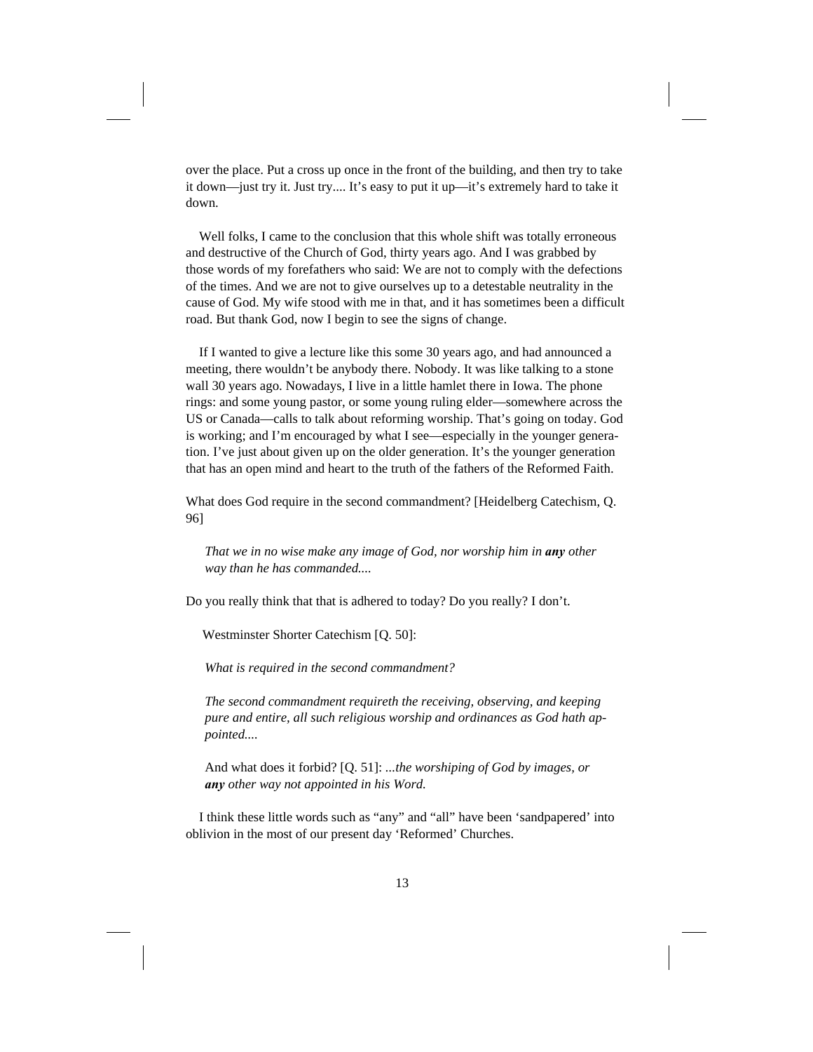over the place. Put a cross up once in the front of the building, and then try to take it down—just try it. Just try.... It's easy to put it up—it's extremely hard to take it down.

Well folks, I came to the conclusion that this whole shift was totally erroneous and destructive of the Church of God, thirty years ago. And I was grabbed by those words of my forefathers who said: We are not to comply with the defections of the times. And we are not to give ourselves up to a detestable neutrality in the cause of God. My wife stood with me in that, and it has sometimes been a difficult road. But thank God, now I begin to see the signs of change.

If I wanted to give a lecture like this some 30 years ago, and had announced a meeting, there wouldn't be anybody there. Nobody. It was like talking to a stone wall 30 years ago. Nowadays, I live in a little hamlet there in Iowa. The phone rings: and some young pastor, or some young ruling elder—somewhere across the US or Canada—calls to talk about reforming worship. That's going on today. God is working; and I'm encouraged by what I see—especially in the younger generation. I've just about given up on the older generation. It's the younger generation that has an open mind and heart to the truth of the fathers of the Reformed Faith.

What does God require in the second commandment? [Heidelberg Catechism, Q. 96]

> *That we in no wise make any image of God, nor worship him in **any** other way than he has commanded....*

Do you really think that that is adhered to today? Do you really? I don't.

Westminster Shorter Catechism [Q. 50]:

> *What is required in the second commandment?*
>
> *The second commandment requireth the receiving, observing, and keeping pure and entire, all such religious worship and ordinances as God hath appointed....*
>
> And what does it forbid? [Q. 51]: ...*the worshiping of God by images, or **any** other way not appointed in his Word.*

I think these little words such as "any" and "all" have been 'sandpapered' into oblivion in the most of our present day 'Reformed' Churches.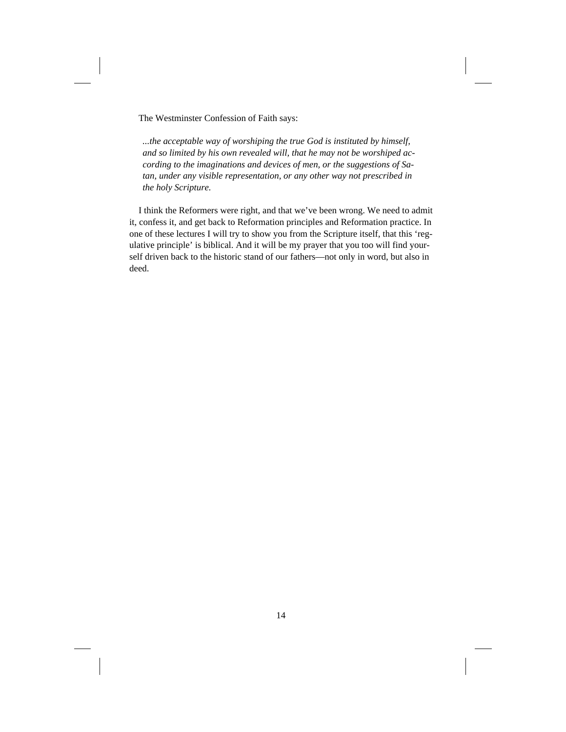The Westminster Confession of Faith says:

> *...the acceptable way of worshiping the true God is instituted by himself, and so limited by his own revealed will, that he may not be worshiped according to the imaginations and devices of men, or the suggestions of Satan, under any visible representation, or any other way not prescribed in the holy Scripture.*

I think the Reformers were right, and that we've been wrong. We need to admit it, confess it, and get back to Reformation principles and Reformation practice. In one of these lectures I will try to show you from the Scripture itself, that this 'regulative principle' is biblical. And it will be my prayer that you too will find yourself driven back to the historic stand of our fathers—not only in word, but also in deed.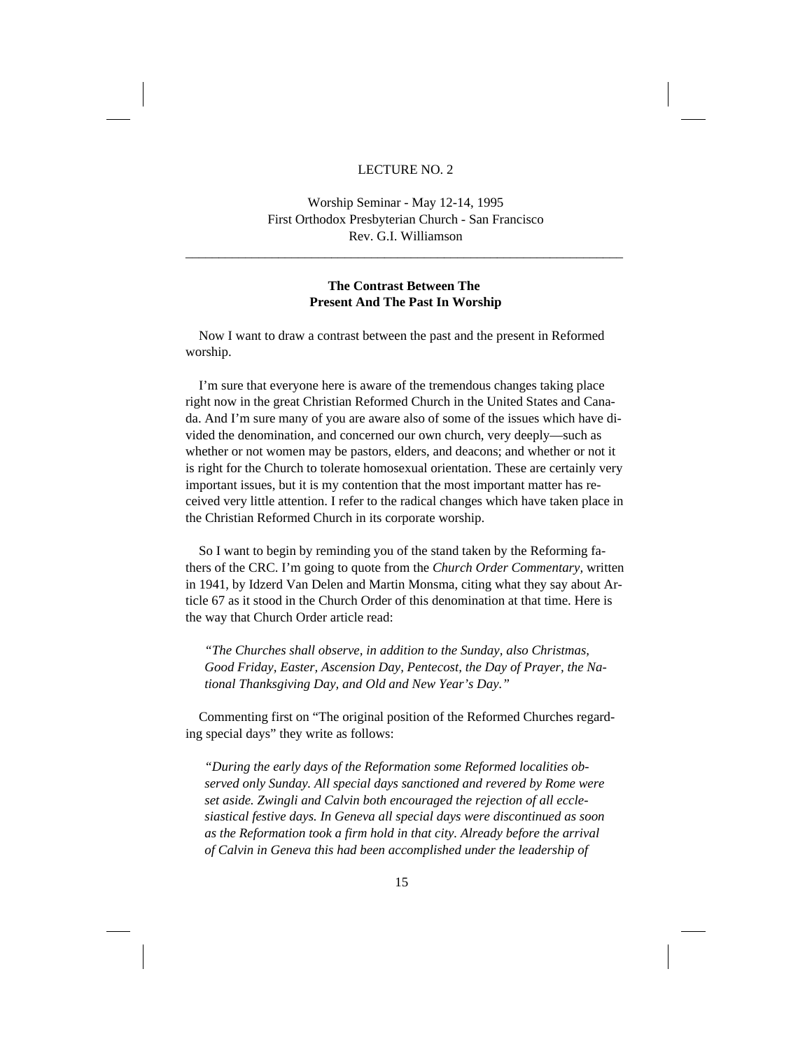LECTURE NO. 2

Worship Seminar - May 12-14, 1995
First Orthodox Presbyterian Church - San Francisco
Rev. G.I. Williamson

---

## The Contrast Between The Present And The Past In Worship

Now I want to draw a contrast between the past and the present in Reformed worship.

I'm sure that everyone here is aware of the tremendous changes taking place right now in the great Christian Reformed Church in the United States and Canada. And I'm sure many of you are aware also of some of the issues which have divided the denomination, and concerned our own church, very deeply—such as whether or not women may be pastors, elders, and deacons; and whether or not it is right for the Church to tolerate homosexual orientation. These are certainly very important issues, but it is my contention that the most important matter has received very little attention. I refer to the radical changes which have taken place in the Christian Reformed Church in its corporate worship.

So I want to begin by reminding you of the stand taken by the Reforming fathers of the CRC. I'm going to quote from the *Church Order Commentary,* written in 1941, by Idzerd Van Delen and Martin Monsma, citing what they say about Article 67 as it stood in the Church Order of this denomination at that time. Here is the way that Church Order article read:

> *"The Churches shall observe, in addition to the Sunday, also Christmas, Good Friday, Easter, Ascension Day, Pentecost, the Day of Prayer, the National Thanksgiving Day, and Old and New Year's Day."*

Commenting first on "The original position of the Reformed Churches regarding special days" they write as follows:

> *"During the early days of the Reformation some Reformed localities observed only Sunday. All special days sanctioned and revered by Rome were set aside. Zwingli and Calvin both encouraged the rejection of all ecclesiastical festive days. In Geneva all special days were discontinued as soon as the Reformation took a firm hold in that city. Already before the arrival of Calvin in Geneva this had been accomplished under the leadership of*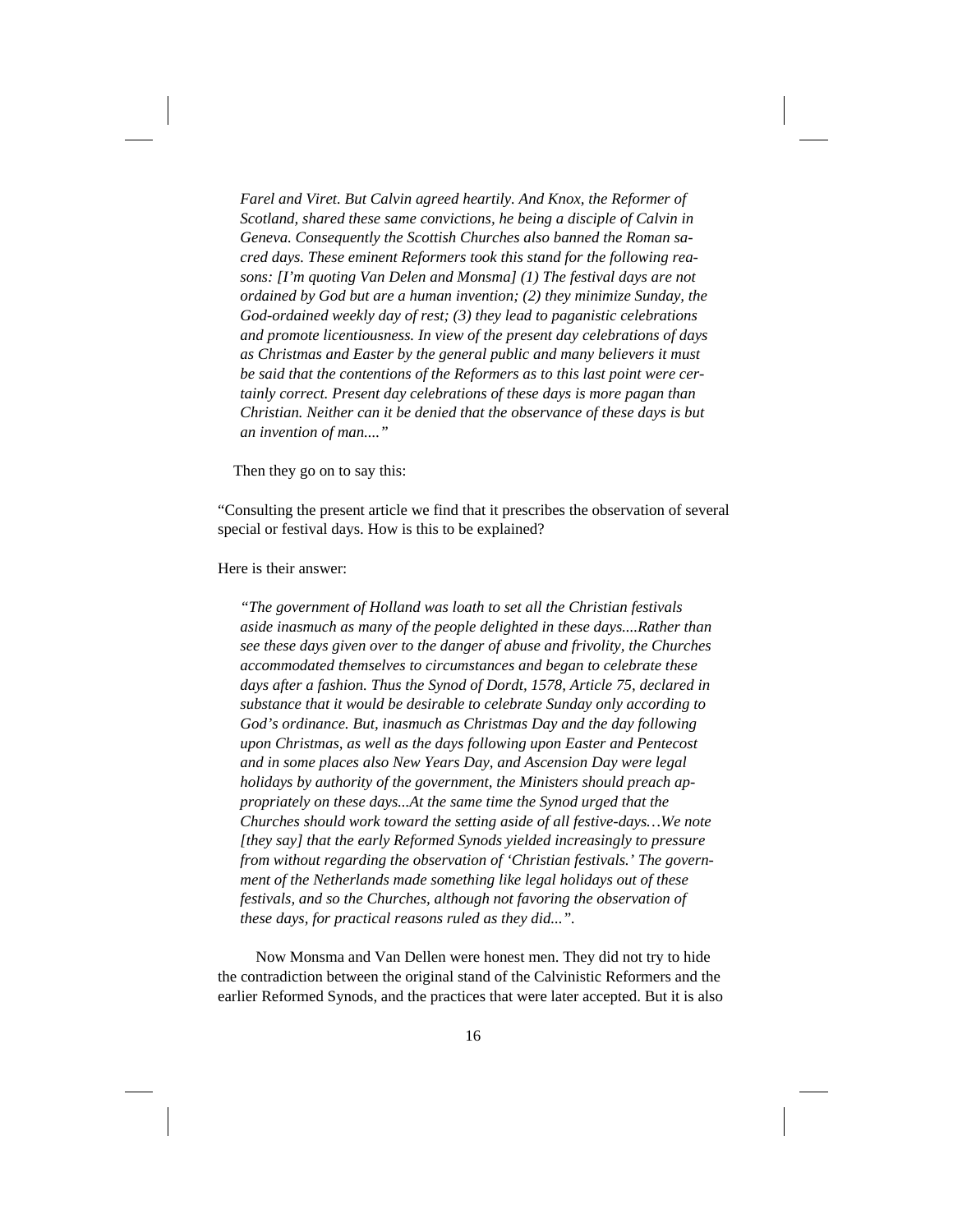*Farel and Viret. But Calvin agreed heartily. And Knox, the Reformer of Scotland, shared these same convictions, he being a disciple of Calvin in Geneva. Consequently the Scottish Churches also banned the Roman sacred days. These eminent Reformers took this stand for the following reasons: [I'm quoting Van Delen and Monsma] (1) The festival days are not ordained by God but are a human invention; (2) they minimize Sunday, the God-ordained weekly day of rest; (3) they lead to paganistic celebrations and promote licentiousness. In view of the present day celebrations of days as Christmas and Easter by the general public and many believers it must be said that the contentions of the Reformers as to this last point were certainly correct. Present day celebrations of these days is more pagan than Christian. Neither can it be denied that the observance of these days is but an invention of man...."*

Then they go on to say this:

"Consulting the present article we find that it prescribes the observation of several special or festival days. How is this to be explained?

Here is their answer:

*"The government of Holland was loath to set all the Christian festivals aside inasmuch as many of the people delighted in these days....Rather than see these days given over to the danger of abuse and frivolity, the Churches accommodated themselves to circumstances and began to celebrate these days after a fashion. Thus the Synod of Dordt, 1578, Article 75, declared in substance that it would be desirable to celebrate Sunday only according to God's ordinance. But, inasmuch as Christmas Day and the day following upon Christmas, as well as the days following upon Easter and Pentecost and in some places also New Years Day, and Ascension Day were legal holidays by authority of the government, the Ministers should preach appropriately on these days...At the same time the Synod urged that the Churches should work toward the setting aside of all festive-days…We note [they say] that the early Reformed Synods yielded increasingly to pressure from without regarding the observation of 'Christian festivals.' The government of the Netherlands made something like legal holidays out of these festivals, and so the Churches, although not favoring the observation of these days, for practical reasons ruled as they did...".*

Now Monsma and Van Dellen were honest men. They did not try to hide the contradiction between the original stand of the Calvinistic Reformers and the earlier Reformed Synods, and the practices that were later accepted. But it is also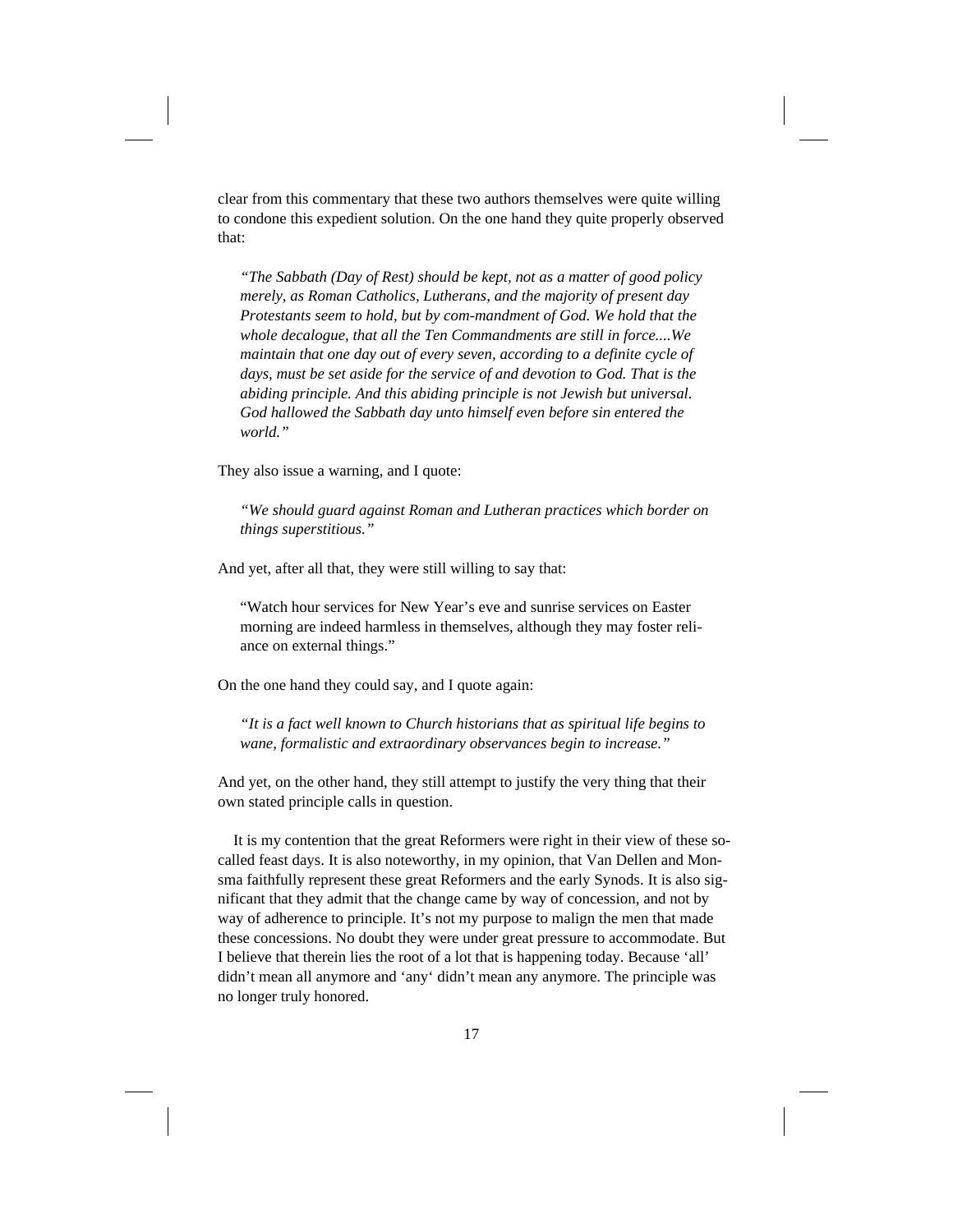clear from this commentary that these two authors themselves were quite willing to condone this expedient solution. On the one hand they quite properly observed that:

> *"The Sabbath (Day of Rest) should be kept, not as a matter of good policy merely, as Roman Catholics, Lutherans, and the majority of present day Protestants seem to hold, but by com-mandment of God. We hold that the whole decalogue, that all the Ten Commandments are still in force....We maintain that one day out of every seven, according to a definite cycle of days, must be set aside for the service of and devotion to God. That is the abiding principle. And this abiding principle is not Jewish but universal. God hallowed the Sabbath day unto himself even before sin entered the world."*

They also issue a warning, and I quote:

> *"We should guard against Roman and Lutheran practices which border on things superstitious."*

And yet, after all that, they were still willing to say that:

> "Watch hour services for New Year's eve and sunrise services on Easter morning are indeed harmless in themselves, although they may foster reliance on external things."

On the one hand they could say, and I quote again:

> *"It is a fact well known to Church historians that as spiritual life begins to wane, formalistic and extraordinary observances begin to increase."*

And yet, on the other hand, they still attempt to justify the very thing that their own stated principle calls in question.

It is my contention that the great Reformers were right in their view of these so-called feast days. It is also noteworthy, in my opinion, that Van Dellen and Monsma faithfully represent these great Reformers and the early Synods. It is also significant that they admit that the change came by way of concession, and not by way of adherence to principle. It's not my purpose to malign the men that made these concessions. No doubt they were under great pressure to accommodate. But I believe that therein lies the root of a lot that is happening today. Because 'all' didn't mean all anymore and 'any' didn't mean any anymore. The principle was no longer truly honored.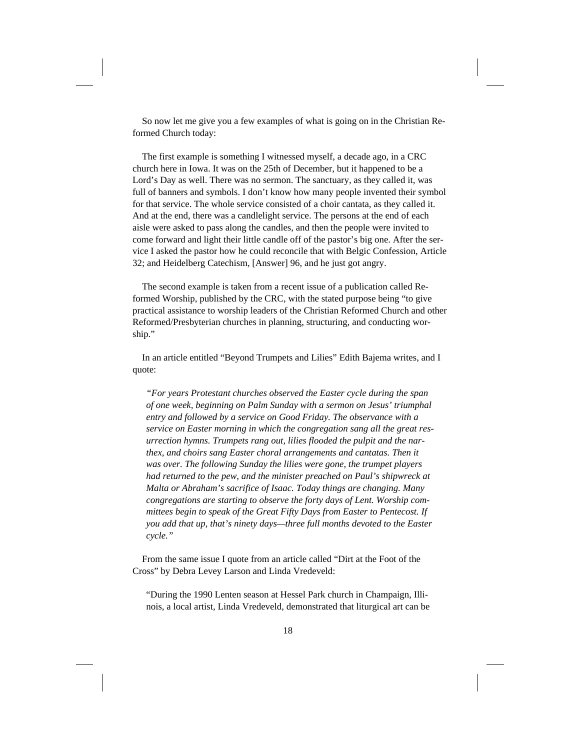So now let me give you a few examples of what is going on in the Christian Reformed Church today:

The first example is something I witnessed myself, a decade ago, in a CRC church here in Iowa. It was on the 25th of December, but it happened to be a Lord's Day as well. There was no sermon. The sanctuary, as they called it, was full of banners and symbols. I don't know how many people invented their symbol for that service. The whole service consisted of a choir cantata, as they called it. And at the end, there was a candlelight service. The persons at the end of each aisle were asked to pass along the candles, and then the people were invited to come forward and light their little candle off of the pastor's big one. After the service I asked the pastor how he could reconcile that with Belgic Confession, Article 32; and Heidelberg Catechism, [Answer] 96, and he just got angry.

The second example is taken from a recent issue of a publication called Reformed Worship, published by the CRC, with the stated purpose being "to give practical assistance to worship leaders of the Christian Reformed Church and other Reformed/Presbyterian churches in planning, structuring, and conducting worship."

In an article entitled "Beyond Trumpets and Lilies" Edith Bajema writes, and I quote:

> *"For years Protestant churches observed the Easter cycle during the span of one week, beginning on Palm Sunday with a sermon on Jesus' triumphal entry and followed by a service on Good Friday. The observance with a service on Easter morning in which the congregation sang all the great resurrection hymns. Trumpets rang out, lilies flooded the pulpit and the narthex, and choirs sang Easter choral arrangements and cantatas. Then it was over. The following Sunday the lilies were gone, the trumpet players had returned to the pew, and the minister preached on Paul's shipwreck at Malta or Abraham's sacrifice of Isaac. Today things are changing. Many congregations are starting to observe the forty days of Lent. Worship committees begin to speak of the Great Fifty Days from Easter to Pentecost. If you add that up, that's ninety days—three full months devoted to the Easter cycle."*

From the same issue I quote from an article called "Dirt at the Foot of the Cross" by Debra Levey Larson and Linda Vredeveld:

> "During the 1990 Lenten season at Hessel Park church in Champaign, Illinois, a local artist, Linda Vredeveld, demonstrated that liturgical art can be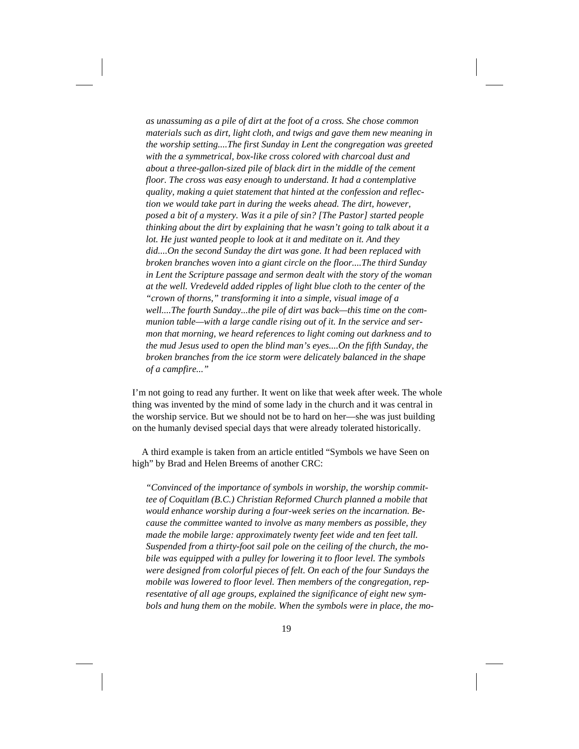*as unassuming as a pile of dirt at the foot of a cross. She chose common materials such as dirt, light cloth, and twigs and gave them new meaning in the worship setting....The first Sunday in Lent the congregation was greeted with the a symmetrical, box-like cross colored with charcoal dust and about a three-gallon-sized pile of black dirt in the middle of the cement floor. The cross was easy enough to understand. It had a contemplative quality, making a quiet statement that hinted at the confession and reflection we would take part in during the weeks ahead. The dirt, however, posed a bit of a mystery. Was it a pile of sin? [The Pastor] started people thinking about the dirt by explaining that he wasn't going to talk about it a lot. He just wanted people to look at it and meditate on it. And they did....On the second Sunday the dirt was gone. It had been replaced with broken branches woven into a giant circle on the floor....The third Sunday in Lent the Scripture passage and sermon dealt with the story of the woman at the well. Vredeveld added ripples of light blue cloth to the center of the "crown of thorns," transforming it into a simple, visual image of a well....The fourth Sunday...the pile of dirt was back—this time on the communion table—with a large candle rising out of it. In the service and sermon that morning, we heard references to light coming out darkness and to the mud Jesus used to open the blind man's eyes....On the fifth Sunday, the broken branches from the ice storm were delicately balanced in the shape of a campfire..."*

I'm not going to read any further. It went on like that week after week. The whole thing was invented by the mind of some lady in the church and it was central in the worship service. But we should not be to hard on her—she was just building on the humanly devised special days that were already tolerated historically.

A third example is taken from an article entitled "Symbols we have Seen on high" by Brad and Helen Breems of another CRC:

*"Convinced of the importance of symbols in worship, the worship committee of Coquitlam (B.C.) Christian Reformed Church planned a mobile that would enhance worship during a four-week series on the incarnation. Because the committee wanted to involve as many members as possible, they made the mobile large: approximately twenty feet wide and ten feet tall. Suspended from a thirty-foot sail pole on the ceiling of the church, the mobile was equipped with a pulley for lowering it to floor level. The symbols were designed from colorful pieces of felt. On each of the four Sundays the mobile was lowered to floor level. Then members of the congregation, representative of all age groups, explained the significance of eight new symbols and hung them on the mobile. When the symbols were in place, the mo-*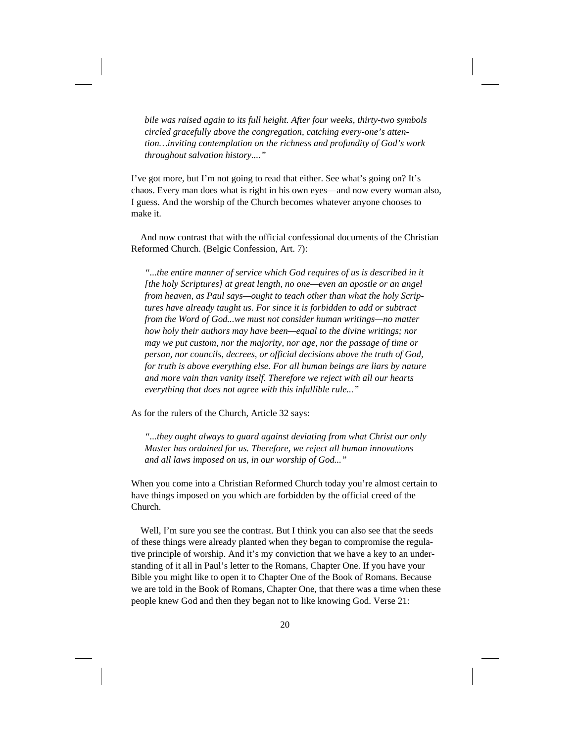*bile was raised again to its full height. After four weeks, thirty-two symbols circled gracefully above the congregation, catching every-one's attention…inviting contemplation on the richness and profundity of God's work throughout salvation history...."*

I've got more, but I'm not going to read that either. See what's going on? It's chaos. Every man does what is right in his own eyes—and now every woman also, I guess. And the worship of the Church becomes whatever anyone chooses to make it.

And now contrast that with the official confessional documents of the Christian Reformed Church. (Belgic Confession, Art. 7):

*"...the entire manner of service which God requires of us is described in it [the holy Scriptures] at great length, no one—even an apostle or an angel from heaven, as Paul says—ought to teach other than what the holy Scriptures have already taught us. For since it is forbidden to add or subtract from the Word of God...we must not consider human writings—no matter how holy their authors may have been—equal to the divine writings; nor may we put custom, nor the majority, nor age, nor the passage of time or person, nor councils, decrees, or official decisions above the truth of God, for truth is above everything else. For all human beings are liars by nature and more vain than vanity itself. Therefore we reject with all our hearts everything that does not agree with this infallible rule..."*

As for the rulers of the Church, Article 32 says:

*"...they ought always to guard against deviating from what Christ our only Master has ordained for us. Therefore, we reject all human innovations and all laws imposed on us, in our worship of God..."*

When you come into a Christian Reformed Church today you're almost certain to have things imposed on you which are forbidden by the official creed of the Church.

Well, I'm sure you see the contrast. But I think you can also see that the seeds of these things were already planted when they began to compromise the regulative principle of worship. And it's my conviction that we have a key to an understanding of it all in Paul's letter to the Romans, Chapter One. If you have your Bible you might like to open it to Chapter One of the Book of Romans. Because we are told in the Book of Romans, Chapter One, that there was a time when these people knew God and then they began not to like knowing God. Verse 21: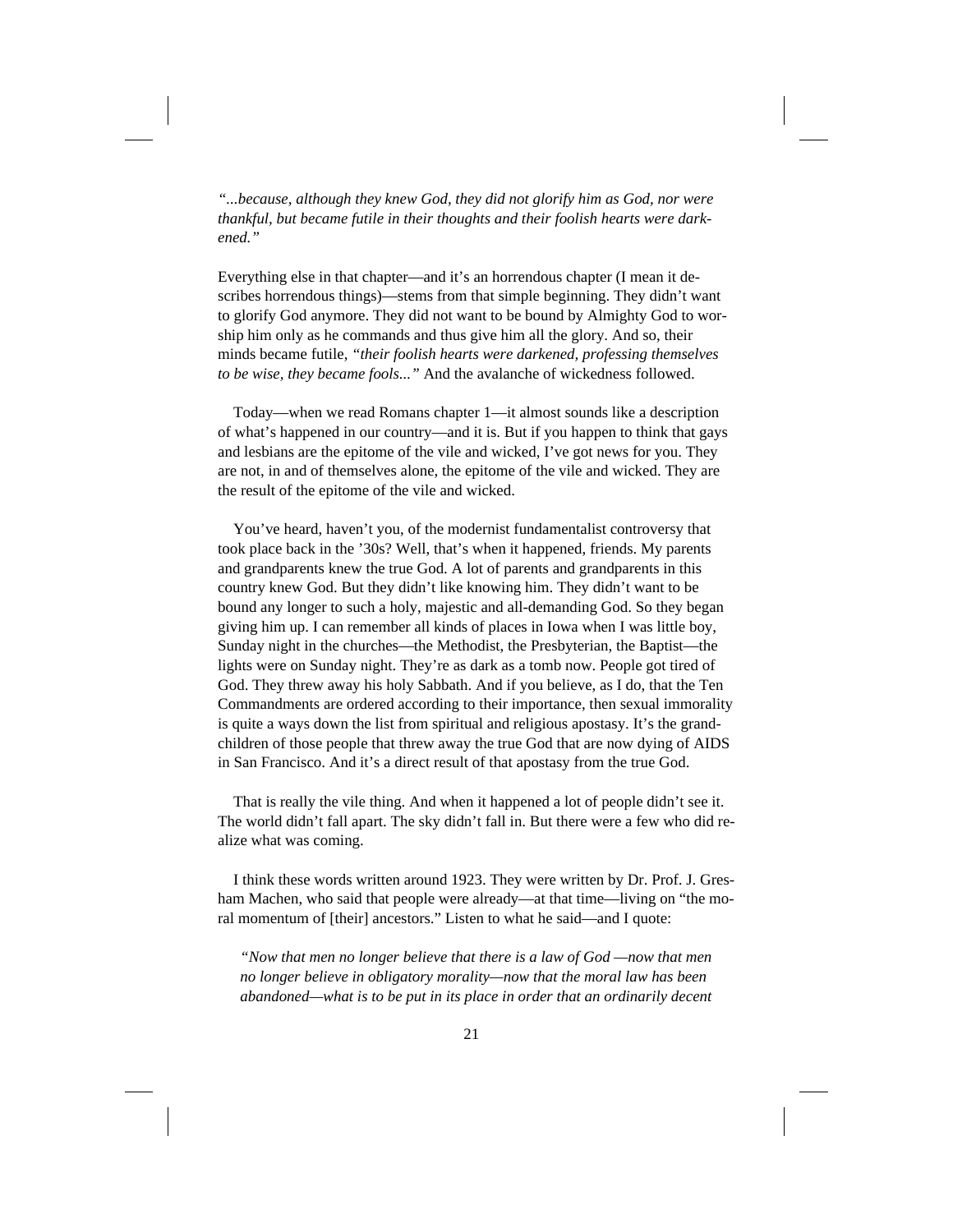*"...because, although they knew God, they did not glorify him as God, nor were thankful, but became futile in their thoughts and their foolish hearts were darkened."*

Everything else in that chapter—and it's an horrendous chapter (I mean it describes horrendous things)—stems from that simple beginning. They didn't want to glorify God anymore. They did not want to be bound by Almighty God to worship him only as he commands and thus give him all the glory. And so, their minds became futile, *"their foolish hearts were darkened, professing themselves to be wise, they became fools..."* And the avalanche of wickedness followed.

Today—when we read Romans chapter 1—it almost sounds like a description of what's happened in our country—and it is. But if you happen to think that gays and lesbians are the epitome of the vile and wicked, I've got news for you. They are not, in and of themselves alone, the epitome of the vile and wicked. They are the result of the epitome of the vile and wicked.

You've heard, haven't you, of the modernist fundamentalist controversy that took place back in the '30s? Well, that's when it happened, friends. My parents and grandparents knew the true God. A lot of parents and grandparents in this country knew God. But they didn't like knowing him. They didn't want to be bound any longer to such a holy, majestic and all-demanding God. So they began giving him up. I can remember all kinds of places in Iowa when I was little boy, Sunday night in the churches—the Methodist, the Presbyterian, the Baptist—the lights were on Sunday night. They're as dark as a tomb now. People got tired of God. They threw away his holy Sabbath. And if you believe, as I do, that the Ten Commandments are ordered according to their importance, then sexual immorality is quite a ways down the list from spiritual and religious apostasy. It's the grandchildren of those people that threw away the true God that are now dying of AIDS in San Francisco. And it's a direct result of that apostasy from the true God.

That is really the vile thing. And when it happened a lot of people didn't see it. The world didn't fall apart. The sky didn't fall in. But there were a few who did realize what was coming.

I think these words written around 1923. They were written by Dr. Prof. J. Gresham Machen, who said that people were already—at that time—living on "the moral momentum of [their] ancestors." Listen to what he said—and I quote:

> *"Now that men no longer believe that there is a law of God —now that men no longer believe in obligatory morality—now that the moral law has been abandoned—what is to be put in its place in order that an ordinarily decent*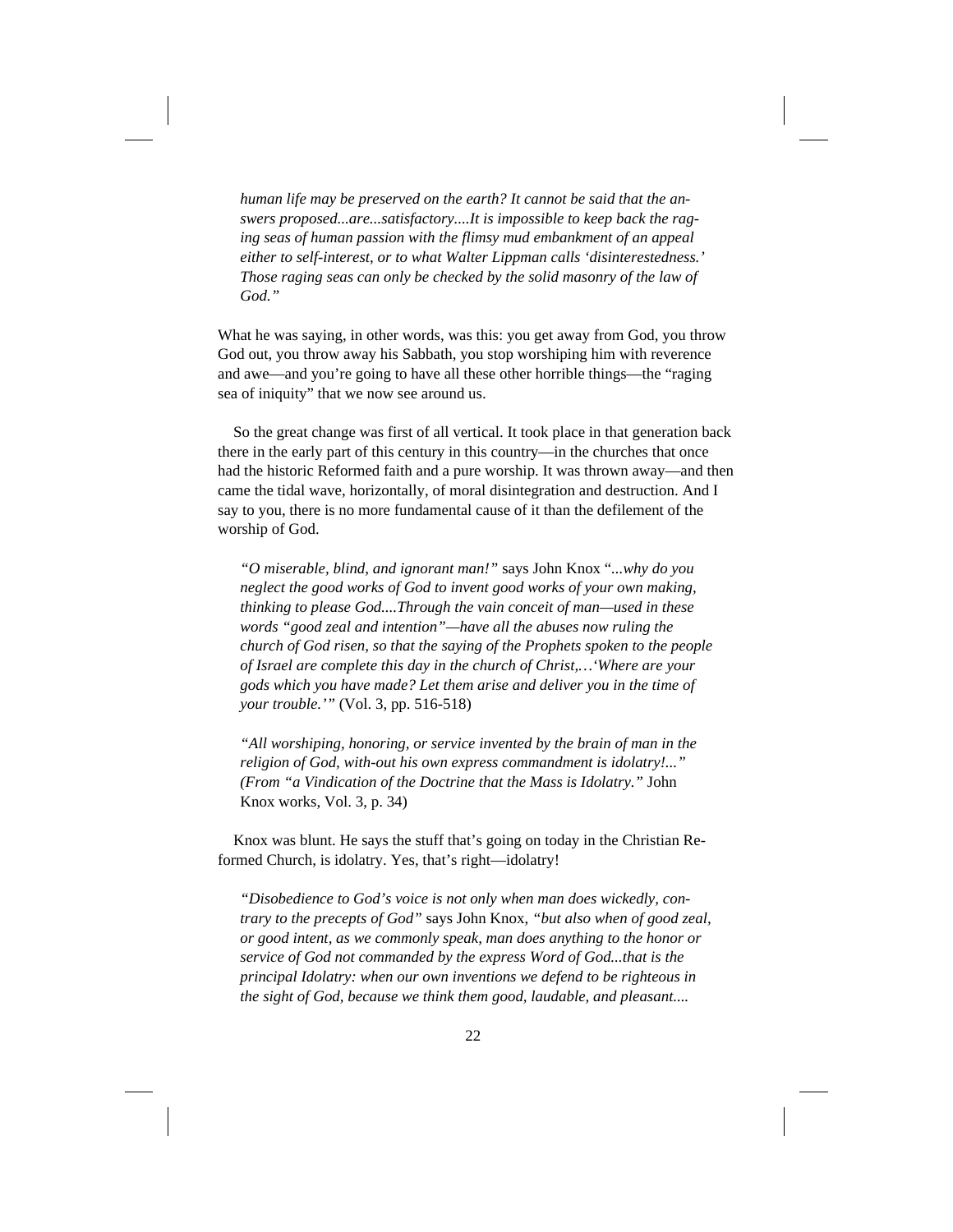> *human life may be preserved on the earth? It cannot be said that the answers proposed...are...satisfactory....It is impossible to keep back the raging seas of human passion with the flimsy mud embankment of an appeal either to self-interest, or to what Walter Lippman calls 'disinterestedness.' Those raging seas can only be checked by the solid masonry of the law of God."*

What he was saying, in other words, was this: you get away from God, you throw God out, you throw away his Sabbath, you stop worshiping him with reverence and awe—and you're going to have all these other horrible things—the "raging sea of iniquity" that we now see around us.

So the great change was first of all vertical. It took place in that generation back there in the early part of this century in this country—in the churches that once had the historic Reformed faith and a pure worship. It was thrown away—and then came the tidal wave, horizontally, of moral disintegration and destruction. And I say to you, there is no more fundamental cause of it than the defilement of the worship of God.

> *"O miserable, blind, and ignorant man!"* says John Knox "*...why do you neglect the good works of God to invent good works of your own making, thinking to please God....Through the vain conceit of man—used in these words "good zeal and intention"—have all the abuses now ruling the church of God risen, so that the saying of the Prophets spoken to the people of Israel are complete this day in the church of Christ,…'Where are your gods which you have made? Let them arise and deliver you in the time of your trouble.'"* (Vol. 3, pp. 516-518)

> *"All worshiping, honoring, or service invented by the brain of man in the religion of God, with-out his own express commandment is idolatry!..." (From "a Vindication of the Doctrine that the Mass is Idolatry."* John Knox works, Vol. 3, p. 34)

Knox was blunt. He says the stuff that's going on today in the Christian Reformed Church, is idolatry. Yes, that's right—idolatry!

> *"Disobedience to God's voice is not only when man does wickedly, contrary to the precepts of God"* says John Knox, *"but also when of good zeal, or good intent, as we commonly speak, man does anything to the honor or service of God not commanded by the express Word of God...that is the principal Idolatry: when our own inventions we defend to be righteous in the sight of God, because we think them good, laudable, and pleasant....*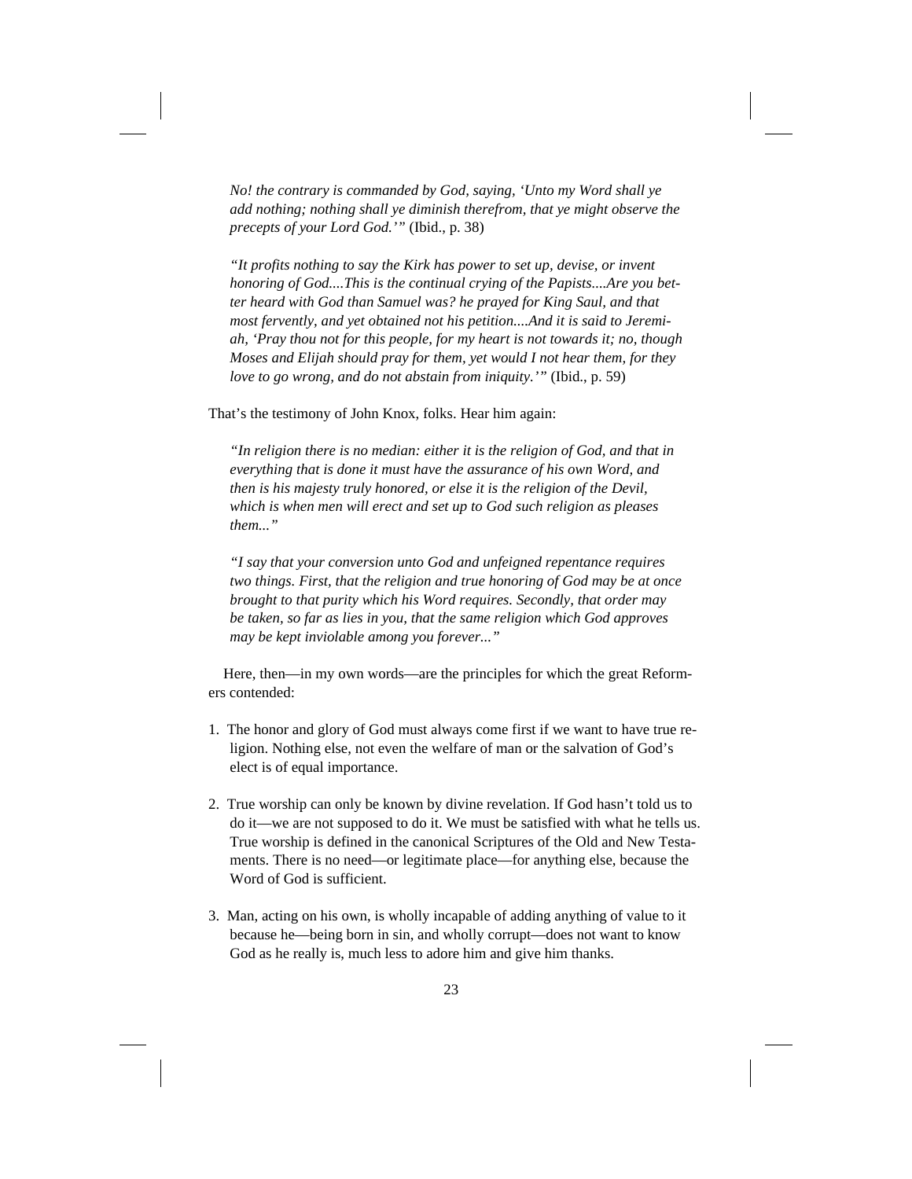> *No! the contrary is commanded by God, saying, 'Unto my Word shall ye add nothing; nothing shall ye diminish therefrom, that ye might observe the precepts of your Lord God.'"* (Ibid., p. 38)

> *"It profits nothing to say the Kirk has power to set up, devise, or invent honoring of God....This is the continual crying of the Papists....Are you better heard with God than Samuel was? he prayed for King Saul, and that most fervently, and yet obtained not his petition....And it is said to Jeremiah, 'Pray thou not for this people, for my heart is not towards it; no, though Moses and Elijah should pray for them, yet would I not hear them, for they love to go wrong, and do not abstain from iniquity.'"* (Ibid., p. 59)

That's the testimony of John Knox, folks. Hear him again:

> *"In religion there is no median: either it is the religion of God, and that in everything that is done it must have the assurance of his own Word, and then is his majesty truly honored, or else it is the religion of the Devil, which is when men will erect and set up to God such religion as pleases them..."*

> *"I say that your conversion unto God and unfeigned repentance requires two things. First, that the religion and true honoring of God may be at once brought to that purity which his Word requires. Secondly, that order may be taken, so far as lies in you, that the same religion which God approves may be kept inviolable among you forever..."*

Here, then—in my own words—are the principles for which the great Reformers contended:

1. The honor and glory of God must always come first if we want to have true religion. Nothing else, not even the welfare of man or the salvation of God's elect is of equal importance.

2. True worship can only be known by divine revelation. If God hasn't told us to do it—we are not supposed to do it. We must be satisfied with what he tells us. True worship is defined in the canonical Scriptures of the Old and New Testaments. There is no need—or legitimate place—for anything else, because the Word of God is sufficient.

3. Man, acting on his own, is wholly incapable of adding anything of value to it because he—being born in sin, and wholly corrupt—does not want to know God as he really is, much less to adore him and give him thanks.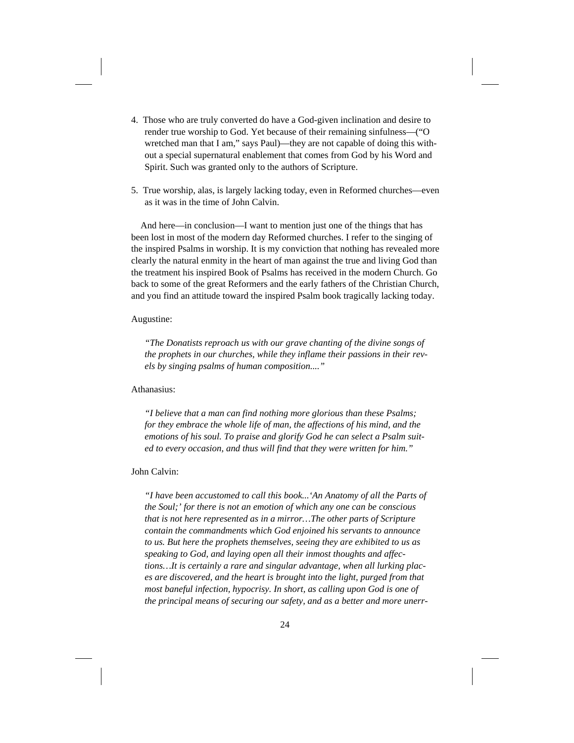4. Those who are truly converted do have a God-given inclination and desire to render true worship to God. Yet because of their remaining sinfulness—("O wretched man that I am," says Paul)—they are not capable of doing this without a special supernatural enablement that comes from God by his Word and Spirit. Such was granted only to the authors of Scripture.

5. True worship, alas, is largely lacking today, even in Reformed churches—even as it was in the time of John Calvin.

And here—in conclusion—I want to mention just one of the things that has been lost in most of the modern day Reformed churches. I refer to the singing of the inspired Psalms in worship. It is my conviction that nothing has revealed more clearly the natural enmity in the heart of man against the true and living God than the treatment his inspired Book of Psalms has received in the modern Church. Go back to some of the great Reformers and the early fathers of the Christian Church, and you find an attitude toward the inspired Psalm book tragically lacking today.

Augustine:

> *"The Donatists reproach us with our grave chanting of the divine songs of the prophets in our churches, while they inflame their passions in their revels by singing psalms of human composition...."*

Athanasius:

> *"I believe that a man can find nothing more glorious than these Psalms; for they embrace the whole life of man, the affections of his mind, and the emotions of his soul. To praise and glorify God he can select a Psalm suited to every occasion, and thus will find that they were written for him."*

John Calvin:

> *"I have been accustomed to call this book...'An Anatomy of all the Parts of the Soul;' for there is not an emotion of which any one can be conscious that is not here represented as in a mirror…The other parts of Scripture contain the commandments which God enjoined his servants to announce to us. But here the prophets themselves, seeing they are exhibited to us as speaking to God, and laying open all their inmost thoughts and affections…It is certainly a rare and singular advantage, when all lurking places are discovered, and the heart is brought into the light, purged from that most baneful infection, hypocrisy. In short, as calling upon God is one of the principal means of securing our safety, and as a better and more unerr-*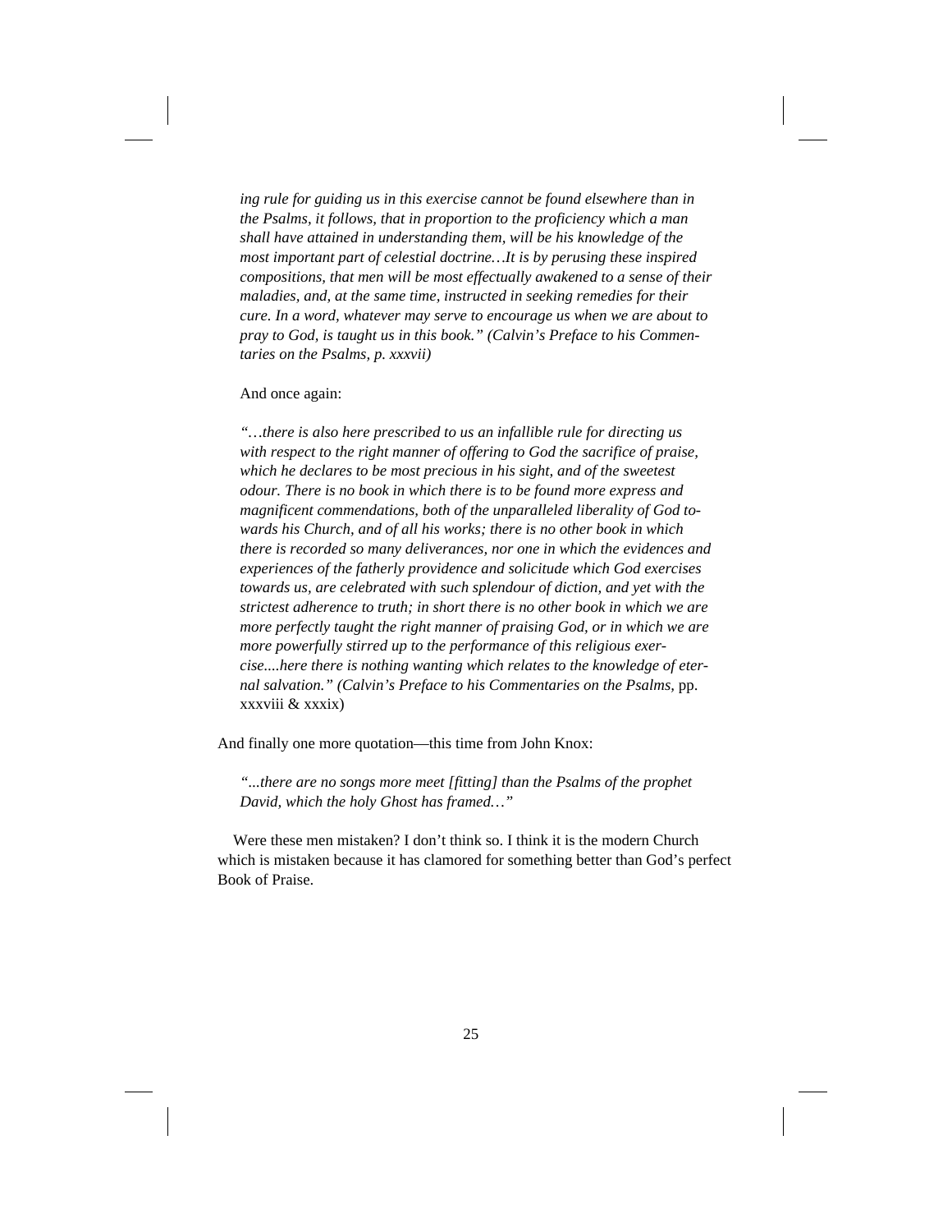*ing rule for guiding us in this exercise cannot be found elsewhere than in the Psalms, it follows, that in proportion to the proficiency which a man shall have attained in understanding them, will be his knowledge of the most important part of celestial doctrine…It is by perusing these inspired compositions, that men will be most effectually awakened to a sense of their maladies, and, at the same time, instructed in seeking remedies for their cure. In a word, whatever may serve to encourage us when we are about to pray to God, is taught us in this book." (Calvin's Preface to his Commentaries on the Psalms, p. xxxvii)*

And once again:

*"…there is also here prescribed to us an infallible rule for directing us with respect to the right manner of offering to God the sacrifice of praise, which he declares to be most precious in his sight, and of the sweetest odour. There is no book in which there is to be found more express and magnificent commendations, both of the unparalleled liberality of God towards his Church, and of all his works; there is no other book in which there is recorded so many deliverances, nor one in which the evidences and experiences of the fatherly providence and solicitude which God exercises towards us, are celebrated with such splendour of diction, and yet with the strictest adherence to truth; in short there is no other book in which we are more perfectly taught the right manner of praising God, or in which we are more powerfully stirred up to the performance of this religious exercise....here there is nothing wanting which relates to the knowledge of eternal salvation." (Calvin's Preface to his Commentaries on the Psalms,* pp. xxxviii & xxxix)

And finally one more quotation—this time from John Knox:

*"...there are no songs more meet [fitting] than the Psalms of the prophet David, which the holy Ghost has framed…"*

Were these men mistaken? I don't think so. I think it is the modern Church which is mistaken because it has clamored for something better than God's perfect Book of Praise.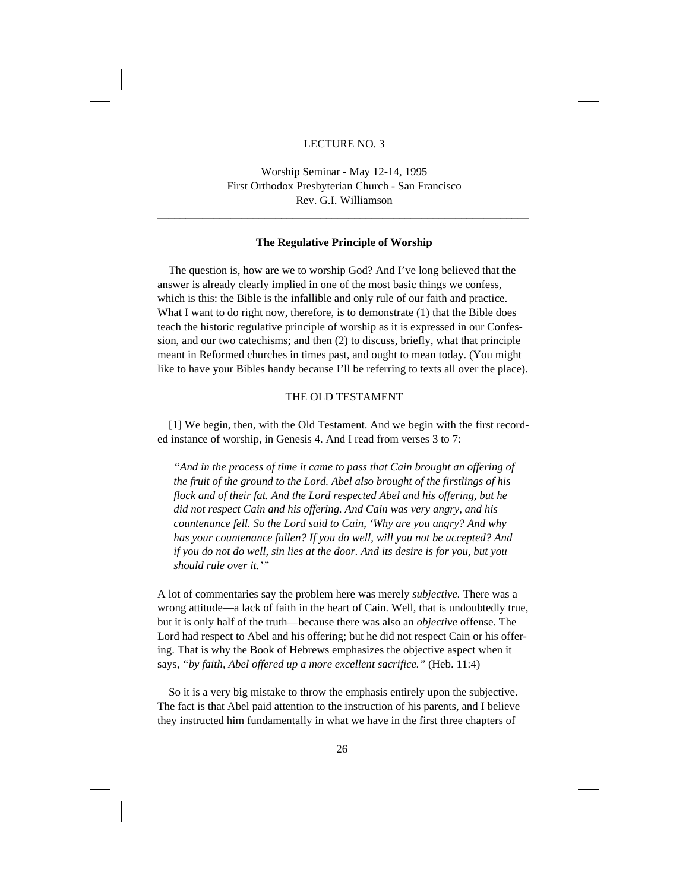LECTURE NO. 3

Worship Seminar - May 12-14, 1995
First Orthodox Presbyterian Church - San Francisco
Rev. G.I. Williamson

---

## The Regulative Principle of Worship

The question is, how are we to worship God? And I've long believed that the answer is already clearly implied in one of the most basic things we confess, which is this: the Bible is the infallible and only rule of our faith and practice. What I want to do right now, therefore, is to demonstrate (1) that the Bible does teach the historic regulative principle of worship as it is expressed in our Confession, and our two catechisms; and then (2) to discuss, briefly, what that principle meant in Reformed churches in times past, and ought to mean today. (You might like to have your Bibles handy because I'll be referring to texts all over the place).

### THE OLD TESTAMENT

[1] We begin, then, with the Old Testament. And we begin with the first recorded instance of worship, in Genesis 4. And I read from verses 3 to 7:

> *"And in the process of time it came to pass that Cain brought an offering of the fruit of the ground to the Lord. Abel also brought of the firstlings of his flock and of their fat. And the Lord respected Abel and his offering, but he did not respect Cain and his offering. And Cain was very angry, and his countenance fell. So the Lord said to Cain, 'Why are you angry? And why has your countenance fallen? If you do well, will you not be accepted? And if you do not do well, sin lies at the door. And its desire is for you, but you should rule over it.'"*

A lot of commentaries say the problem here was merely *subjective.* There was a wrong attitude—a lack of faith in the heart of Cain. Well, that is undoubtedly true, but it is only half of the truth—because there was also an *objective* offense. The Lord had respect to Abel and his offering; but he did not respect Cain or his offering. That is why the Book of Hebrews emphasizes the objective aspect when it says, *"by faith, Abel offered up a more excellent sacrifice."* (Heb. 11:4)

So it is a very big mistake to throw the emphasis entirely upon the subjective. The fact is that Abel paid attention to the instruction of his parents, and I believe they instructed him fundamentally in what we have in the first three chapters of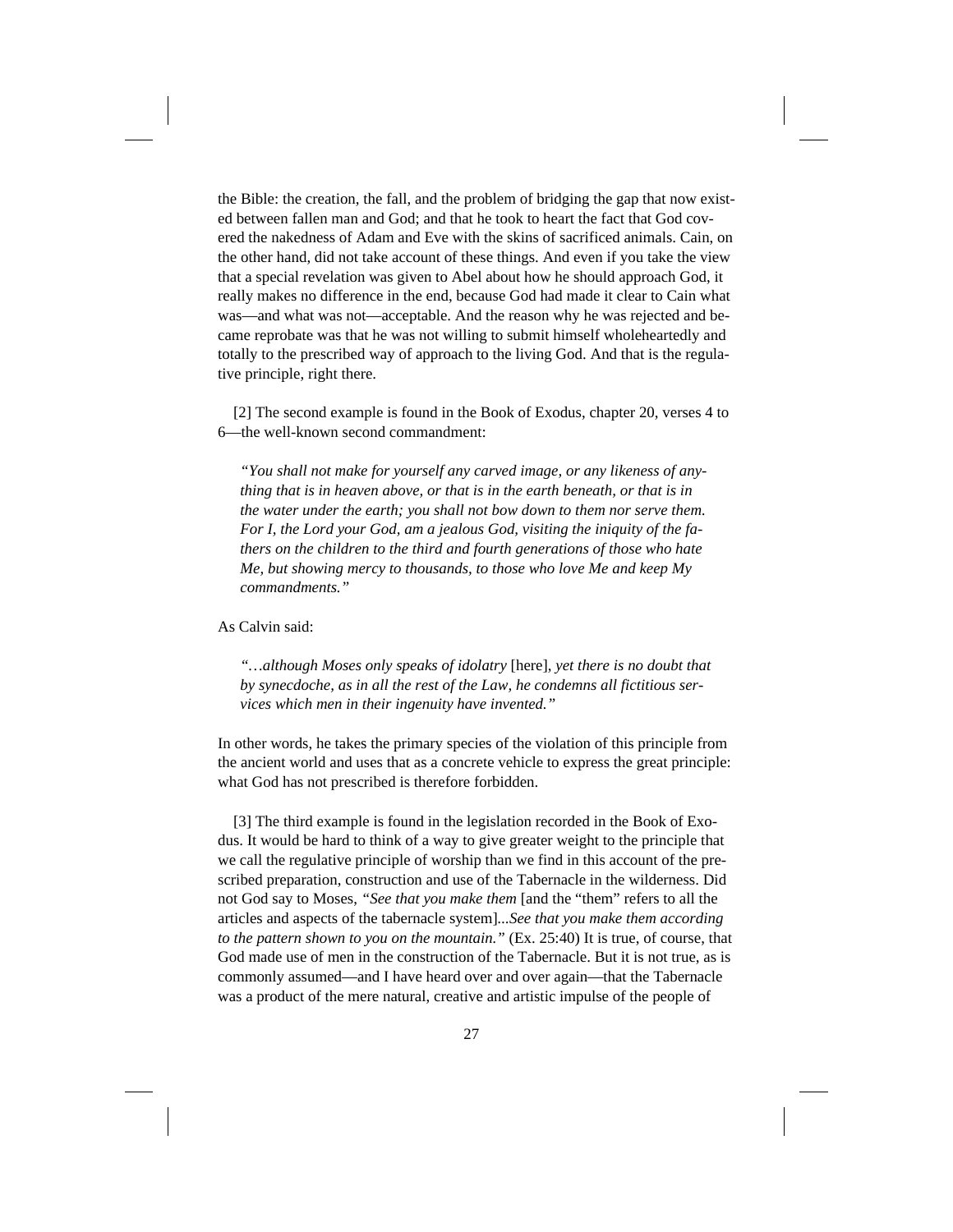the Bible: the creation, the fall, and the problem of bridging the gap that now existed between fallen man and God; and that he took to heart the fact that God covered the nakedness of Adam and Eve with the skins of sacrificed animals. Cain, on the other hand, did not take account of these things. And even if you take the view that a special revelation was given to Abel about how he should approach God, it really makes no difference in the end, because God had made it clear to Cain what was—and what was not—acceptable. And the reason why he was rejected and became reprobate was that he was not willing to submit himself wholeheartedly and totally to the prescribed way of approach to the living God. And that is the regulative principle, right there.

[2] The second example is found in the Book of Exodus, chapter 20, verses 4 to 6—the well-known second commandment:

> *"You shall not make for yourself any carved image, or any likeness of anything that is in heaven above, or that is in the earth beneath, or that is in the water under the earth; you shall not bow down to them nor serve them. For I, the Lord your God, am a jealous God, visiting the iniquity of the fathers on the children to the third and fourth generations of those who hate Me, but showing mercy to thousands, to those who love Me and keep My commandments."*

As Calvin said:

> *"…although Moses only speaks of idolatry* [here], *yet there is no doubt that by synecdoche, as in all the rest of the Law, he condemns all fictitious services which men in their ingenuity have invented."*

In other words, he takes the primary species of the violation of this principle from the ancient world and uses that as a concrete vehicle to express the great principle: what God has not prescribed is therefore forbidden.

[3] The third example is found in the legislation recorded in the Book of Exodus. It would be hard to think of a way to give greater weight to the principle that we call the regulative principle of worship than we find in this account of the prescribed preparation, construction and use of the Tabernacle in the wilderness. Did not God say to Moses, *"See that you make them* [and the "them" refers to all the articles and aspects of the tabernacle system]*...See that you make them according to the pattern shown to you on the mountain."* (Ex. 25:40) It is true, of course, that God made use of men in the construction of the Tabernacle. But it is not true, as is commonly assumed—and I have heard over and over again—that the Tabernacle was a product of the mere natural, creative and artistic impulse of the people of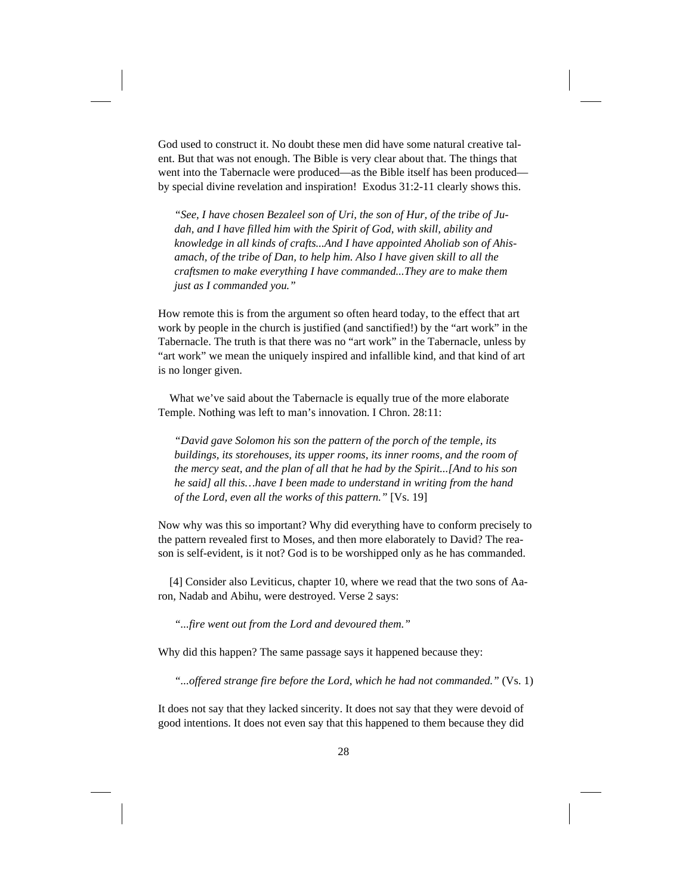God used to construct it. No doubt these men did have some natural creative talent. But that was not enough. The Bible is very clear about that. The things that went into the Tabernacle were produced—as the Bible itself has been produced—by special divine revelation and inspiration! Exodus 31:2-11 clearly shows this.

> *"See, I have chosen Bezaleel son of Uri, the son of Hur, of the tribe of Judah, and I have filled him with the Spirit of God, with skill, ability and knowledge in all kinds of crafts...And I have appointed Aholiab son of Ahisamach, of the tribe of Dan, to help him. Also I have given skill to all the craftsmen to make everything I have commanded...They are to make them just as I commanded you."*

How remote this is from the argument so often heard today, to the effect that art work by people in the church is justified (and sanctified!) by the "art work" in the Tabernacle. The truth is that there was no "art work" in the Tabernacle, unless by "art work" we mean the uniquely inspired and infallible kind, and that kind of art is no longer given.

What we've said about the Tabernacle is equally true of the more elaborate Temple. Nothing was left to man's innovation. I Chron. 28:11:

> *"David gave Solomon his son the pattern of the porch of the temple, its buildings, its storehouses, its upper rooms, its inner rooms, and the room of the mercy seat, and the plan of all that he had by the Spirit...[And to his son he said] all this…have I been made to understand in writing from the hand of the Lord, even all the works of this pattern."* [Vs. 19]

Now why was this so important? Why did everything have to conform precisely to the pattern revealed first to Moses, and then more elaborately to David? The reason is self-evident, is it not? God is to be worshipped only as he has commanded.

[4] Consider also Leviticus, chapter 10, where we read that the two sons of Aaron, Nadab and Abihu, were destroyed. Verse 2 says:

> *"...fire went out from the Lord and devoured them."*

Why did this happen? The same passage says it happened because they:

> *"...offered strange fire before the Lord, which he had not commanded."* (Vs. 1)

It does not say that they lacked sincerity. It does not say that they were devoid of good intentions. It does not even say that this happened to them because they did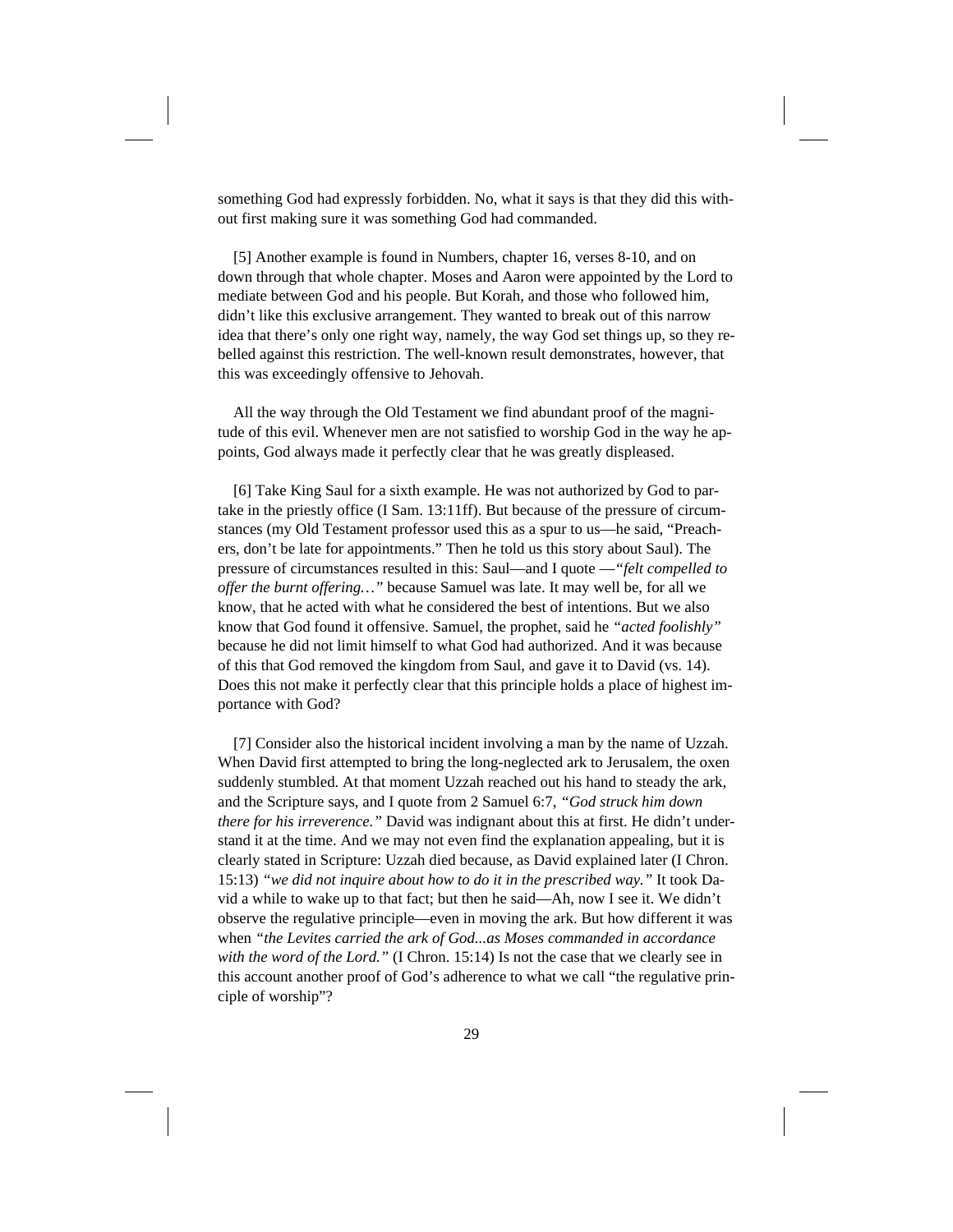something God had expressly forbidden. No, what it says is that they did this without first making sure it was something God had commanded.

[5] Another example is found in Numbers, chapter 16, verses 8-10, and on down through that whole chapter. Moses and Aaron were appointed by the Lord to mediate between God and his people. But Korah, and those who followed him, didn't like this exclusive arrangement. They wanted to break out of this narrow idea that there's only one right way, namely, the way God set things up, so they rebelled against this restriction. The well-known result demonstrates, however, that this was exceedingly offensive to Jehovah.

All the way through the Old Testament we find abundant proof of the magnitude of this evil. Whenever men are not satisfied to worship God in the way he appoints, God always made it perfectly clear that he was greatly displeased.

[6] Take King Saul for a sixth example. He was not authorized by God to partake in the priestly office (I Sam. 13:11ff). But because of the pressure of circumstances (my Old Testament professor used this as a spur to us—he said, "Preachers, don't be late for appointments." Then he told us this story about Saul). The pressure of circumstances resulted in this: Saul—and I quote —*"felt compelled to offer the burnt offering…"* because Samuel was late. It may well be, for all we know, that he acted with what he considered the best of intentions. But we also know that God found it offensive. Samuel, the prophet, said he *"acted foolishly"* because he did not limit himself to what God had authorized. And it was because of this that God removed the kingdom from Saul, and gave it to David (vs. 14). Does this not make it perfectly clear that this principle holds a place of highest importance with God?

[7] Consider also the historical incident involving a man by the name of Uzzah. When David first attempted to bring the long-neglected ark to Jerusalem, the oxen suddenly stumbled. At that moment Uzzah reached out his hand to steady the ark, and the Scripture says, and I quote from 2 Samuel 6:7, *"God struck him down there for his irreverence."* David was indignant about this at first. He didn't understand it at the time. And we may not even find the explanation appealing, but it is clearly stated in Scripture: Uzzah died because, as David explained later (I Chron. 15:13) *"we did not inquire about how to do it in the prescribed way."* It took David a while to wake up to that fact; but then he said—Ah, now I see it. We didn't observe the regulative principle—even in moving the ark. But how different it was when *"the Levites carried the ark of God...as Moses commanded in accordance with the word of the Lord."* (I Chron. 15:14) Is not the case that we clearly see in this account another proof of God's adherence to what we call "the regulative principle of worship"?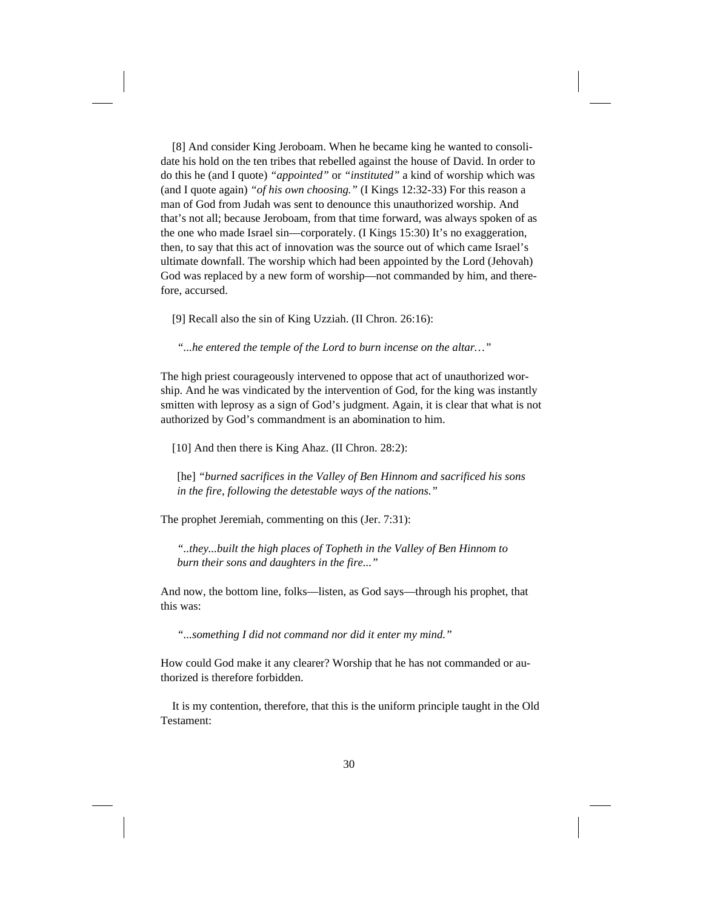[8] And consider King Jeroboam. When he became king he wanted to consolidate his hold on the ten tribes that rebelled against the house of David. In order to do this he (and I quote) *"appointed"* or *"instituted"* a kind of worship which was (and I quote again) *"of his own choosing."* (I Kings 12:32-33) For this reason a man of God from Judah was sent to denounce this unauthorized worship. And that's not all; because Jeroboam, from that time forward, was always spoken of as the one who made Israel sin—corporately. (I Kings 15:30) It's no exaggeration, then, to say that this act of innovation was the source out of which came Israel's ultimate downfall. The worship which had been appointed by the Lord (Jehovah) God was replaced by a new form of worship—not commanded by him, and therefore, accursed.

[9] Recall also the sin of King Uzziah. (II Chron. 26:16):

> *"...he entered the temple of the Lord to burn incense on the altar…"*

The high priest courageously intervened to oppose that act of unauthorized worship. And he was vindicated by the intervention of God, for the king was instantly smitten with leprosy as a sign of God's judgment. Again, it is clear that what is not authorized by God's commandment is an abomination to him.

[10] And then there is King Ahaz. (II Chron. 28:2):

> [he] *"burned sacrifices in the Valley of Ben Hinnom and sacrificed his sons in the fire, following the detestable ways of the nations."*

The prophet Jeremiah, commenting on this (Jer. 7:31):

> *"..they...built the high places of Topheth in the Valley of Ben Hinnom to burn their sons and daughters in the fire..."*

And now, the bottom line, folks—listen, as God says—through his prophet, that this was:

> *"...something I did not command nor did it enter my mind."*

How could God make it any clearer? Worship that he has not commanded or authorized is therefore forbidden.

It is my contention, therefore, that this is the uniform principle taught in the Old Testament: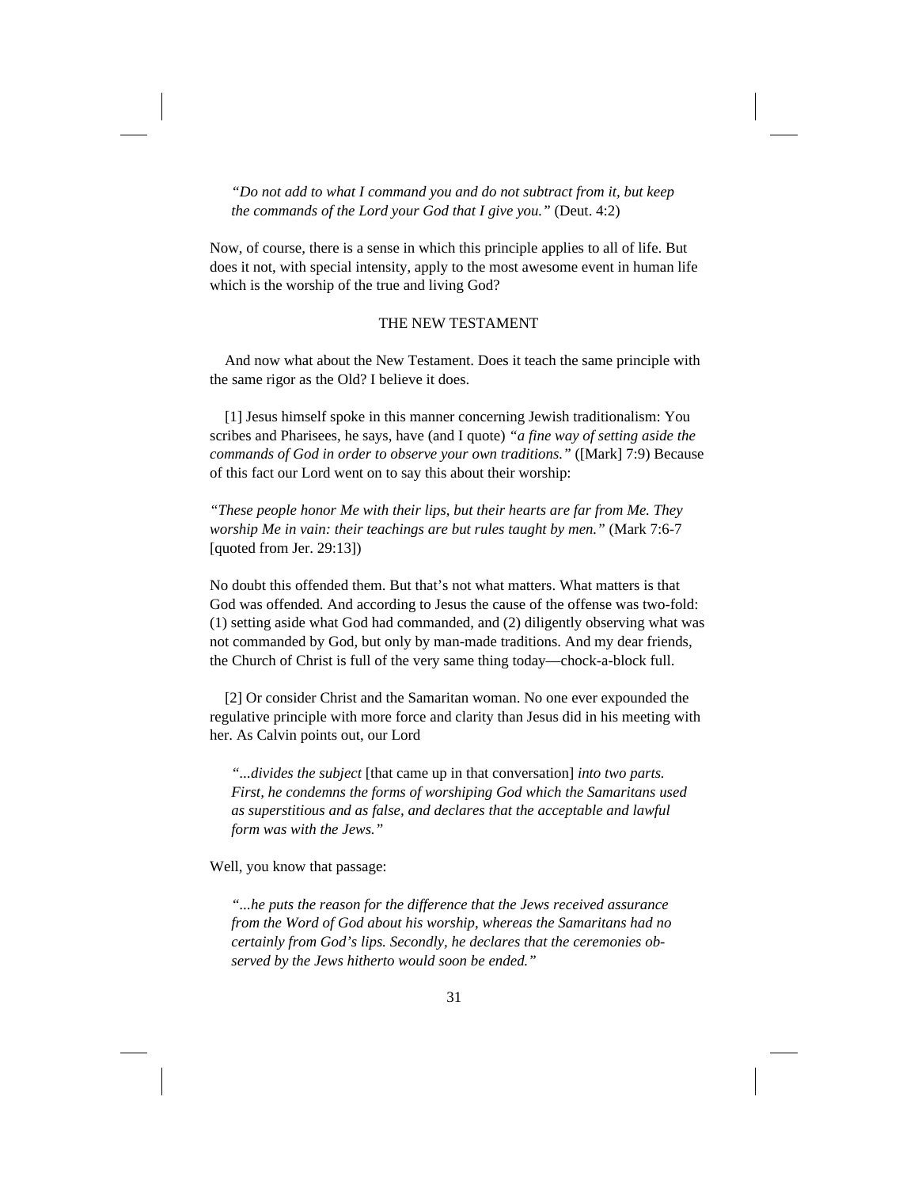> *"Do not add to what I command you and do not subtract from it, but keep the commands of the Lord your God that I give you."* (Deut. 4:2)

Now, of course, there is a sense in which this principle applies to all of life. But does it not, with special intensity, apply to the most awesome event in human life which is the worship of the true and living God?

## THE NEW TESTAMENT

And now what about the New Testament. Does it teach the same principle with the same rigor as the Old? I believe it does.

[1] Jesus himself spoke in this manner concerning Jewish traditionalism: You scribes and Pharisees, he says, have (and I quote) *"a fine way of setting aside the commands of God in order to observe your own traditions."* ([Mark] 7:9) Because of this fact our Lord went on to say this about their worship:

*"These people honor Me with their lips, but their hearts are far from Me. They worship Me in vain: their teachings are but rules taught by men."* (Mark 7:6-7 [quoted from Jer. 29:13])

No doubt this offended them. But that's not what matters. What matters is that God was offended. And according to Jesus the cause of the offense was two-fold: (1) setting aside what God had commanded, and (2) diligently observing what was not commanded by God, but only by man-made traditions. And my dear friends, the Church of Christ is full of the very same thing today—chock-a-block full.

[2] Or consider Christ and the Samaritan woman. No one ever expounded the regulative principle with more force and clarity than Jesus did in his meeting with her. As Calvin points out, our Lord

> *"...divides the subject* [that came up in that conversation] *into two parts. First, he condemns the forms of worshiping God which the Samaritans used as superstitious and as false, and declares that the acceptable and lawful form was with the Jews."*

Well, you know that passage:

> *"...he puts the reason for the difference that the Jews received assurance from the Word of God about his worship, whereas the Samaritans had no certainly from God's lips. Secondly, he declares that the ceremonies observed by the Jews hitherto would soon be ended."*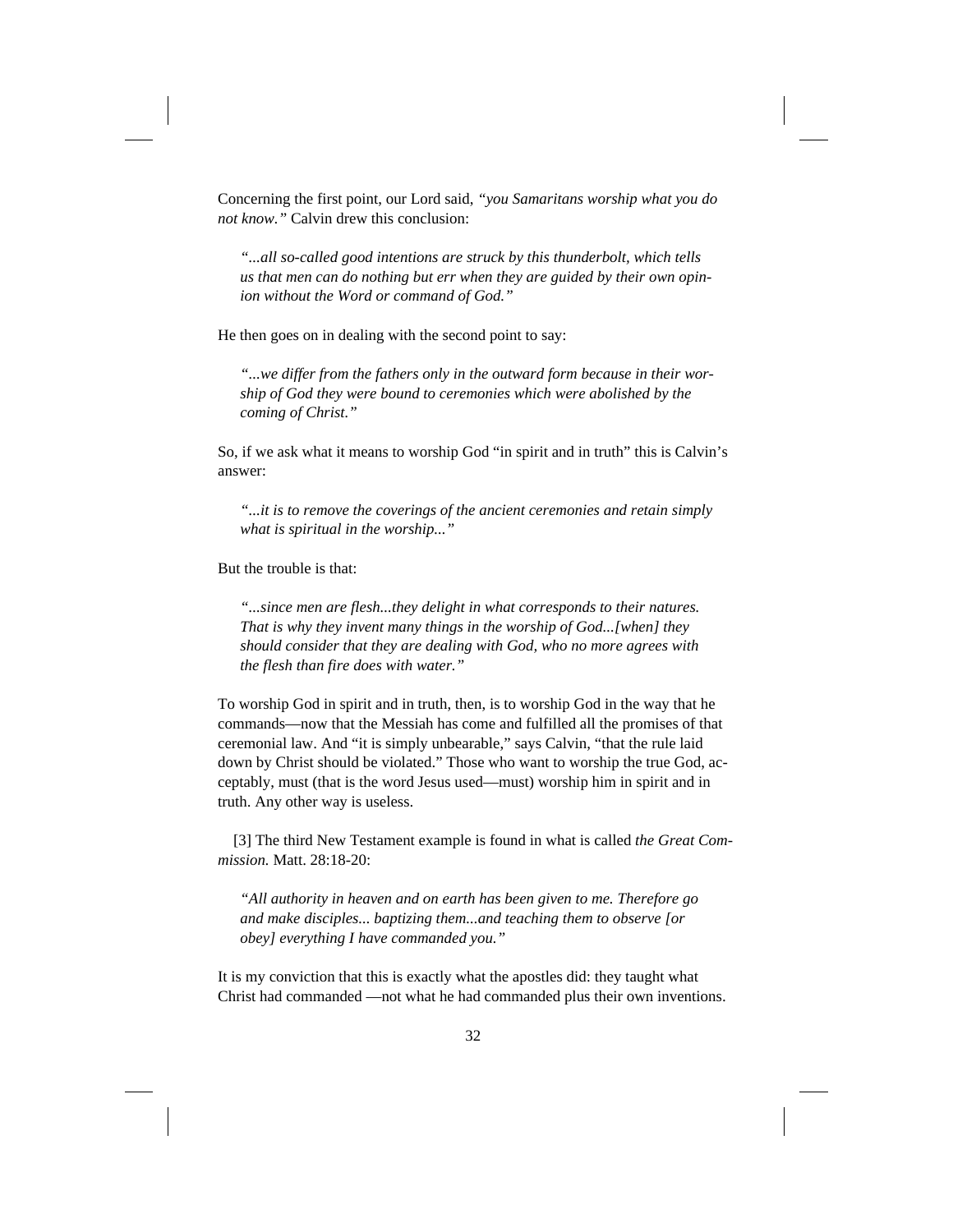Concerning the first point, our Lord said, *"you Samaritans worship what you do not know."* Calvin drew this conclusion:

> *"...all so-called good intentions are struck by this thunderbolt, which tells us that men can do nothing but err when they are guided by their own opinion without the Word or command of God."*

He then goes on in dealing with the second point to say:

> *"...we differ from the fathers only in the outward form because in their worship of God they were bound to ceremonies which were abolished by the coming of Christ."*

So, if we ask what it means to worship God "in spirit and in truth" this is Calvin's answer:

> *"...it is to remove the coverings of the ancient ceremonies and retain simply what is spiritual in the worship..."*

But the trouble is that:

> *"...since men are flesh...they delight in what corresponds to their natures. That is why they invent many things in the worship of God...[when] they should consider that they are dealing with God, who no more agrees with the flesh than fire does with water."*

To worship God in spirit and in truth, then, is to worship God in the way that he commands—now that the Messiah has come and fulfilled all the promises of that ceremonial law. And "it is simply unbearable," says Calvin, "that the rule laid down by Christ should be violated." Those who want to worship the true God, acceptably, must (that is the word Jesus used—must) worship him in spirit and in truth. Any other way is useless.

[3] The third New Testament example is found in what is called *the Great Commission.* Matt. 28:18-20:

> *"All authority in heaven and on earth has been given to me. Therefore go and make disciples... baptizing them...and teaching them to observe [or obey] everything I have commanded you."*

It is my conviction that this is exactly what the apostles did: they taught what Christ had commanded —not what he had commanded plus their own inventions.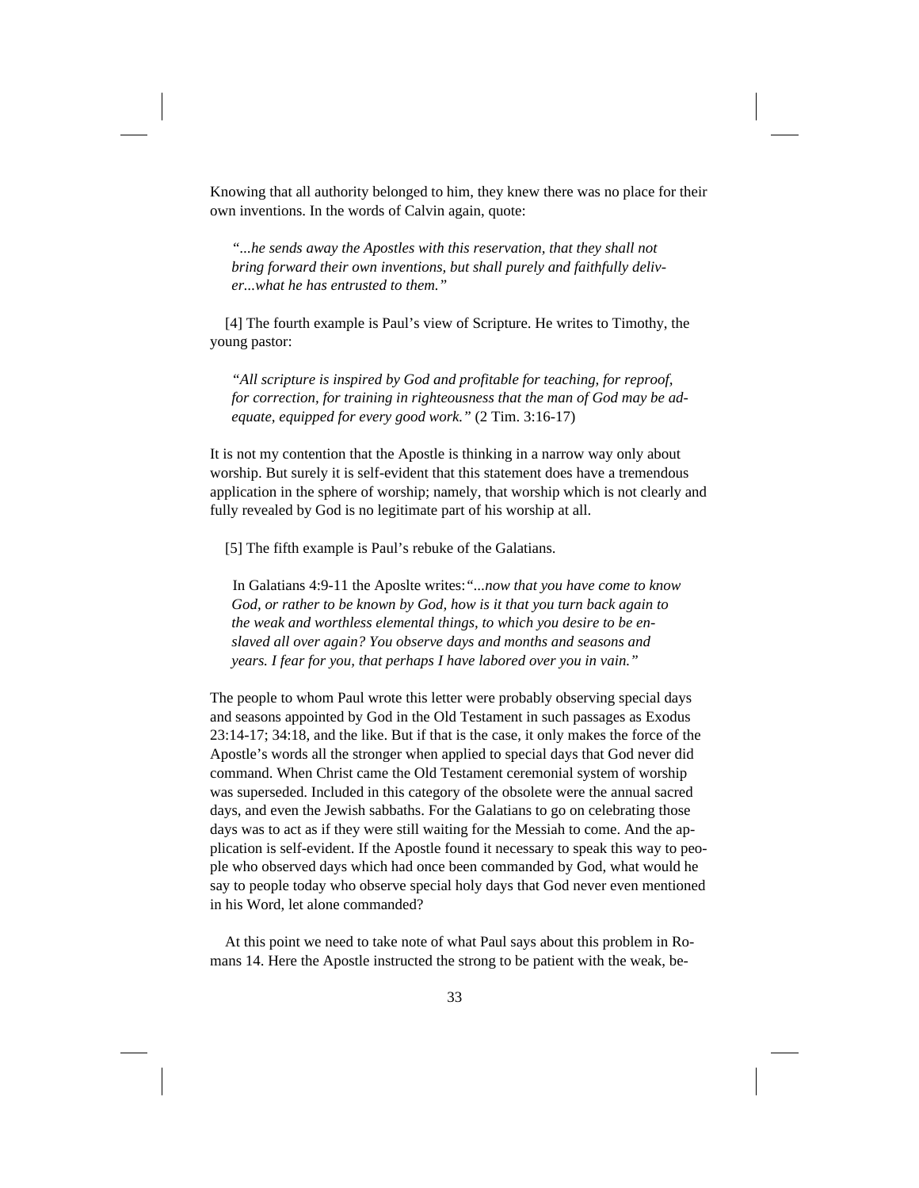Knowing that all authority belonged to him, they knew there was no place for their own inventions. In the words of Calvin again, quote:

> *"...he sends away the Apostles with this reservation, that they shall not bring forward their own inventions, but shall purely and faithfully deliver...what he has entrusted to them."*

[4] The fourth example is Paul's view of Scripture. He writes to Timothy, the young pastor:

> *"All scripture is inspired by God and profitable for teaching, for reproof, for correction, for training in righteousness that the man of God may be adequate, equipped for every good work."* (2 Tim. 3:16-17)

It is not my contention that the Apostle is thinking in a narrow way only about worship. But surely it is self-evident that this statement does have a tremendous application in the sphere of worship; namely, that worship which is not clearly and fully revealed by God is no legitimate part of his worship at all.

[5] The fifth example is Paul's rebuke of the Galatians.

> In Galatians 4:9-11 the Aposlte writes:*"...now that you have come to know God, or rather to be known by God, how is it that you turn back again to the weak and worthless elemental things, to which you desire to be enslaved all over again? You observe days and months and seasons and years. I fear for you, that perhaps I have labored over you in vain."*

The people to whom Paul wrote this letter were probably observing special days and seasons appointed by God in the Old Testament in such passages as Exodus 23:14-17; 34:18, and the like. But if that is the case, it only makes the force of the Apostle's words all the stronger when applied to special days that God never did command. When Christ came the Old Testament ceremonial system of worship was superseded. Included in this category of the obsolete were the annual sacred days, and even the Jewish sabbaths. For the Galatians to go on celebrating those days was to act as if they were still waiting for the Messiah to come. And the application is self-evident. If the Apostle found it necessary to speak this way to people who observed days which had once been commanded by God, what would he say to people today who observe special holy days that God never even mentioned in his Word, let alone commanded?

At this point we need to take note of what Paul says about this problem in Romans 14. Here the Apostle instructed the strong to be patient with the weak, be-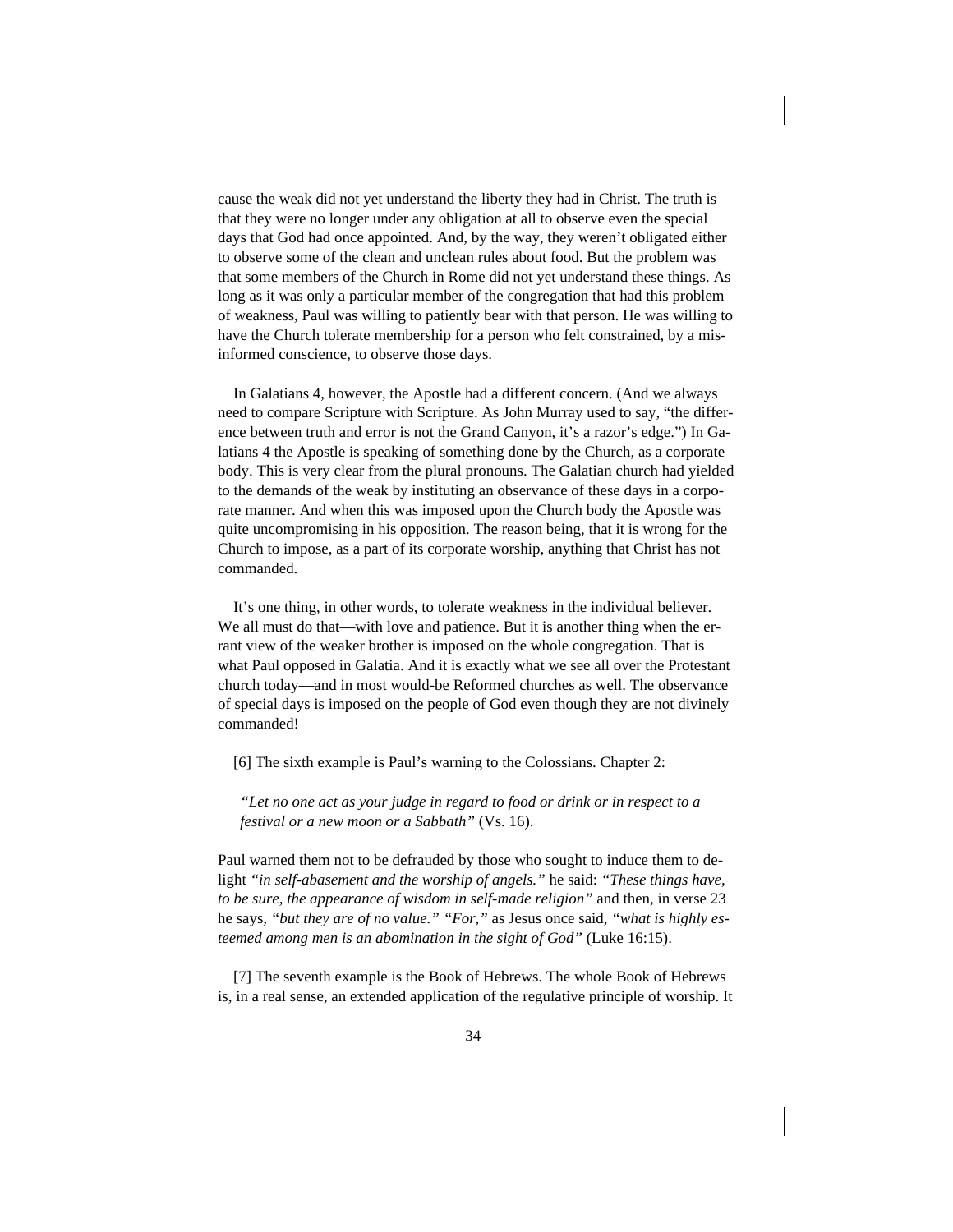cause the weak did not yet understand the liberty they had in Christ. The truth is that they were no longer under any obligation at all to observe even the special days that God had once appointed. And, by the way, they weren't obligated either to observe some of the clean and unclean rules about food. But the problem was that some members of the Church in Rome did not yet understand these things. As long as it was only a particular member of the congregation that had this problem of weakness, Paul was willing to patiently bear with that person. He was willing to have the Church tolerate membership for a person who felt constrained, by a misinformed conscience, to observe those days.

In Galatians 4, however, the Apostle had a different concern. (And we always need to compare Scripture with Scripture. As John Murray used to say, "the difference between truth and error is not the Grand Canyon, it's a razor's edge.") In Galatians 4 the Apostle is speaking of something done by the Church, as a corporate body. This is very clear from the plural pronouns. The Galatian church had yielded to the demands of the weak by instituting an observance of these days in a corporate manner. And when this was imposed upon the Church body the Apostle was quite uncompromising in his opposition. The reason being, that it is wrong for the Church to impose, as a part of its corporate worship, anything that Christ has not commanded.

It's one thing, in other words, to tolerate weakness in the individual believer. We all must do that—with love and patience. But it is another thing when the errant view of the weaker brother is imposed on the whole congregation. That is what Paul opposed in Galatia. And it is exactly what we see all over the Protestant church today—and in most would-be Reformed churches as well. The observance of special days is imposed on the people of God even though they are not divinely commanded!

[6] The sixth example is Paul's warning to the Colossians. Chapter 2:

> *"Let no one act as your judge in regard to food or drink or in respect to a festival or a new moon or a Sabbath"* (Vs. 16).

Paul warned them not to be defrauded by those who sought to induce them to delight *"in self-abasement and the worship of angels."* he said: *"These things have, to be sure, the appearance of wisdom in self-made religion"* and then, in verse 23 he says, *"but they are of no value." "For,"* as Jesus once said, *"what is highly esteemed among men is an abomination in the sight of God"* (Luke 16:15).

[7] The seventh example is the Book of Hebrews. The whole Book of Hebrews is, in a real sense, an extended application of the regulative principle of worship. It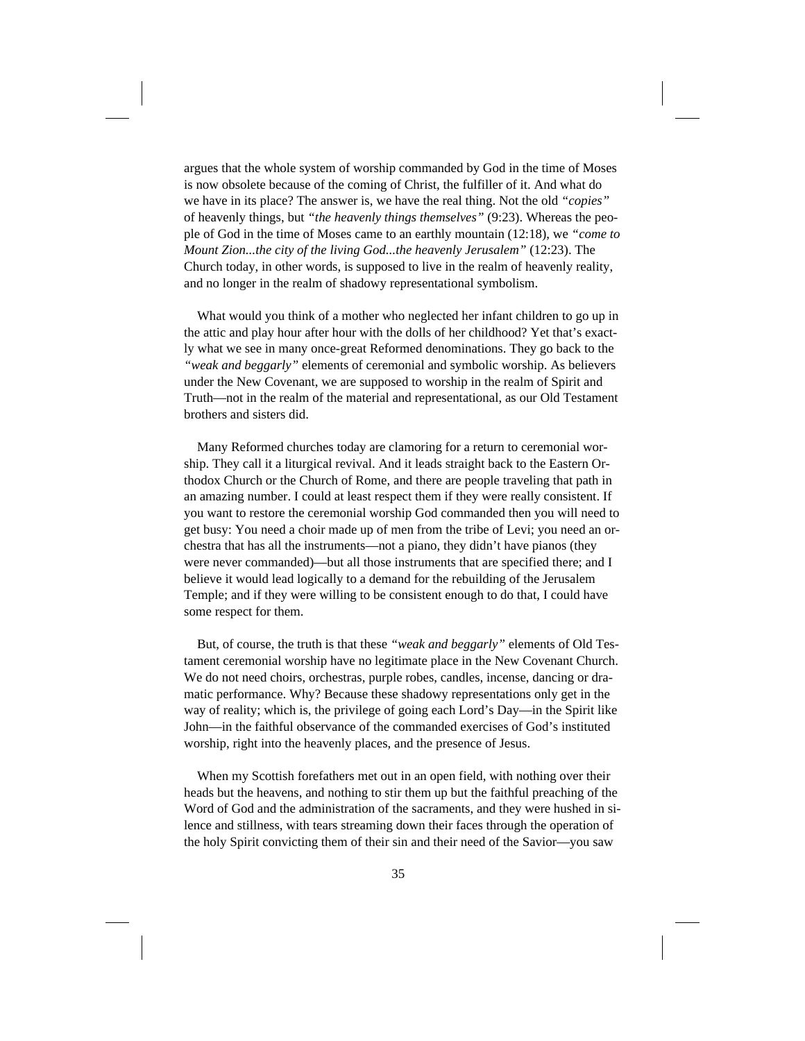argues that the whole system of worship commanded by God in the time of Moses is now obsolete because of the coming of Christ, the fulfiller of it. And what do we have in its place? The answer is, we have the real thing. Not the old *"copies"* of heavenly things, but *"the heavenly things themselves"* (9:23). Whereas the people of God in the time of Moses came to an earthly mountain (12:18), we *"come to Mount Zion...the city of the living God...the heavenly Jerusalem"* (12:23). The Church today, in other words, is supposed to live in the realm of heavenly reality, and no longer in the realm of shadowy representational symbolism.

What would you think of a mother who neglected her infant children to go up in the attic and play hour after hour with the dolls of her childhood? Yet that's exactly what we see in many once-great Reformed denominations. They go back to the *"weak and beggarly"* elements of ceremonial and symbolic worship. As believers under the New Covenant, we are supposed to worship in the realm of Spirit and Truth—not in the realm of the material and representational, as our Old Testament brothers and sisters did.

Many Reformed churches today are clamoring for a return to ceremonial worship. They call it a liturgical revival. And it leads straight back to the Eastern Orthodox Church or the Church of Rome, and there are people traveling that path in an amazing number. I could at least respect them if they were really consistent. If you want to restore the ceremonial worship God commanded then you will need to get busy: You need a choir made up of men from the tribe of Levi; you need an orchestra that has all the instruments—not a piano, they didn't have pianos (they were never commanded)—but all those instruments that are specified there; and I believe it would lead logically to a demand for the rebuilding of the Jerusalem Temple; and if they were willing to be consistent enough to do that, I could have some respect for them.

But, of course, the truth is that these *"weak and beggarly"* elements of Old Testament ceremonial worship have no legitimate place in the New Covenant Church. We do not need choirs, orchestras, purple robes, candles, incense, dancing or dramatic performance. Why? Because these shadowy representations only get in the way of reality; which is, the privilege of going each Lord's Day—in the Spirit like John—in the faithful observance of the commanded exercises of God's instituted worship, right into the heavenly places, and the presence of Jesus.

When my Scottish forefathers met out in an open field, with nothing over their heads but the heavens, and nothing to stir them up but the faithful preaching of the Word of God and the administration of the sacraments, and they were hushed in silence and stillness, with tears streaming down their faces through the operation of the holy Spirit convicting them of their sin and their need of the Savior—you saw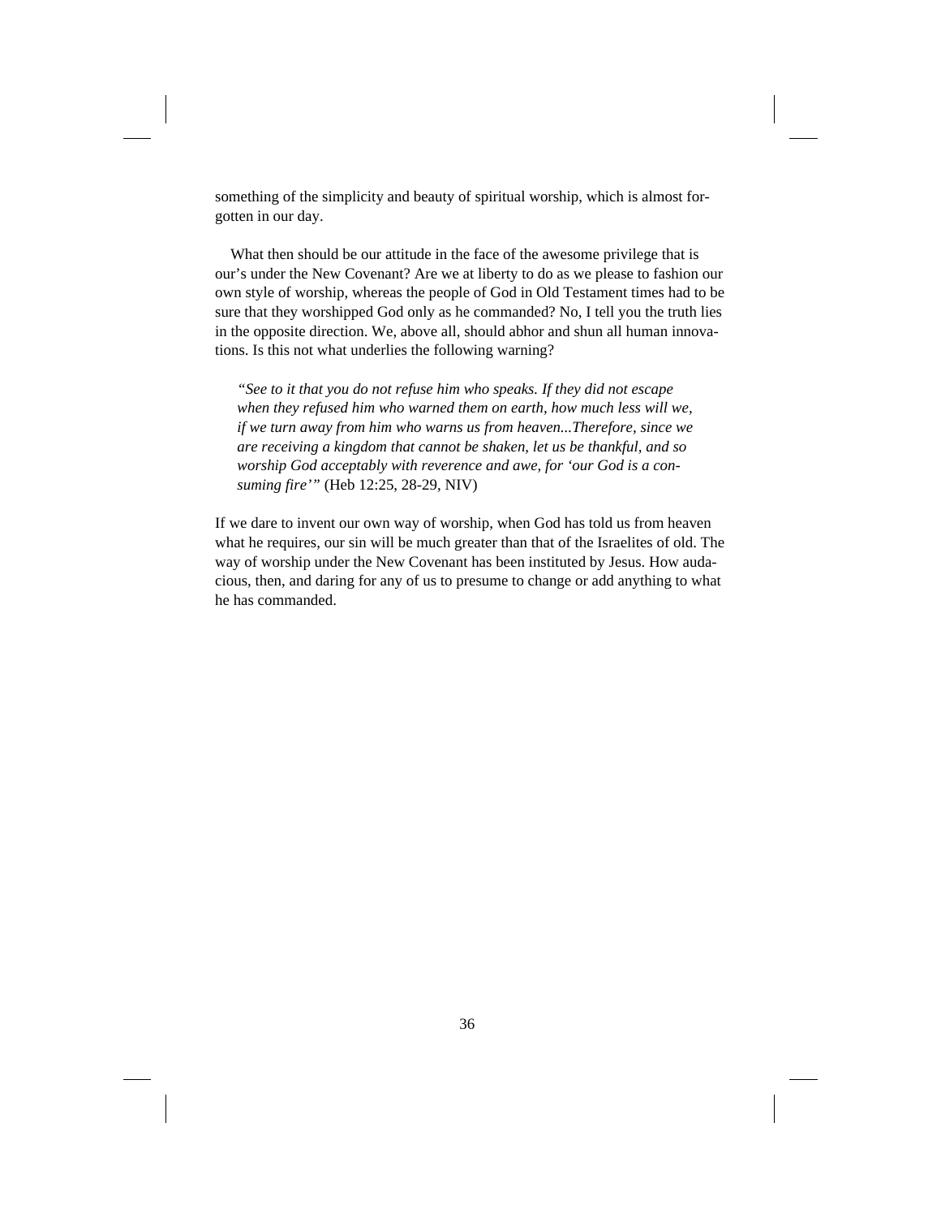something of the simplicity and beauty of spiritual worship, which is almost forgotten in our day.

What then should be our attitude in the face of the awesome privilege that is our's under the New Covenant? Are we at liberty to do as we please to fashion our own style of worship, whereas the people of God in Old Testament times had to be sure that they worshipped God only as he commanded? No, I tell you the truth lies in the opposite direction. We, above all, should abhor and shun all human innovations. Is this not what underlies the following warning?

> *"See to it that you do not refuse him who speaks. If they did not escape when they refused him who warned them on earth, how much less will we, if we turn away from him who warns us from heaven...Therefore, since we are receiving a kingdom that cannot be shaken, let us be thankful, and so worship God acceptably with reverence and awe, for 'our God is a consuming fire'"* (Heb 12:25, 28-29, NIV)

If we dare to invent our own way of worship, when God has told us from heaven what he requires, our sin will be much greater than that of the Israelites of old. The way of worship under the New Covenant has been instituted by Jesus. How audacious, then, and daring for any of us to presume to change or add anything to what he has commanded.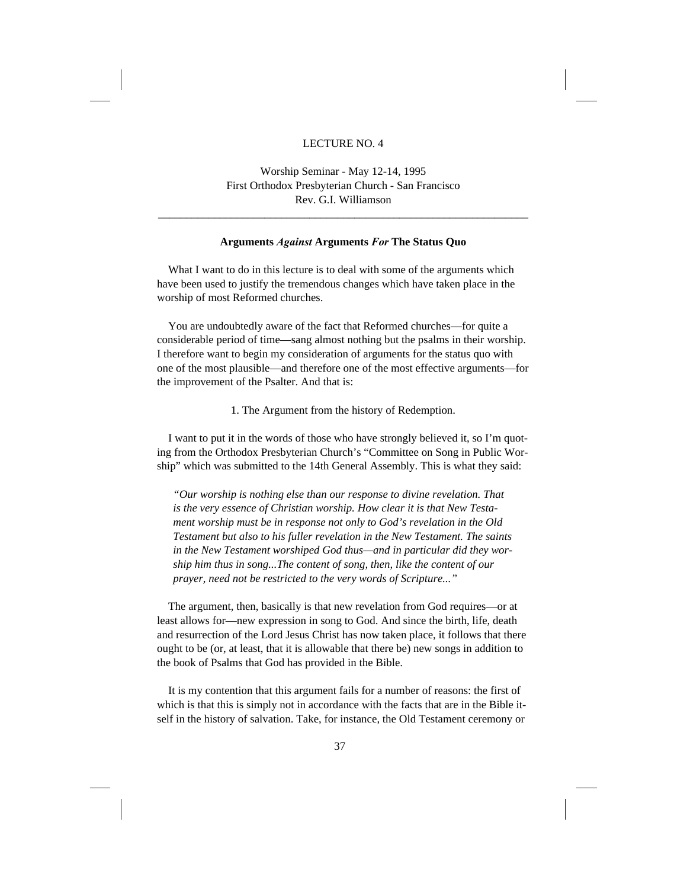LECTURE NO. 4

Worship Seminar - May 12-14, 1995
First Orthodox Presbyterian Church - San Francisco
Rev. G.I. Williamson

---

### Arguments *Against* Arguments *For* The Status Quo

What I want to do in this lecture is to deal with some of the arguments which have been used to justify the tremendous changes which have taken place in the worship of most Reformed churches.

You are undoubtedly aware of the fact that Reformed churches—for quite a considerable period of time—sang almost nothing but the psalms in their worship. I therefore want to begin my consideration of arguments for the status quo with one of the most plausible—and therefore one of the most effective arguments—for the improvement of the Psalter. And that is:

1. The Argument from the history of Redemption.

I want to put it in the words of those who have strongly believed it, so I'm quoting from the Orthodox Presbyterian Church's "Committee on Song in Public Worship" which was submitted to the 14th General Assembly. This is what they said:

> *"Our worship is nothing else than our response to divine revelation. That is the very essence of Christian worship. How clear it is that New Testament worship must be in response not only to God's revelation in the Old Testament but also to his fuller revelation in the New Testament. The saints in the New Testament worshiped God thus—and in particular did they worship him thus in song...The content of song, then, like the content of our prayer, need not be restricted to the very words of Scripture..."*

The argument, then, basically is that new revelation from God requires—or at least allows for—new expression in song to God. And since the birth, life, death and resurrection of the Lord Jesus Christ has now taken place, it follows that there ought to be (or, at least, that it is allowable that there be) new songs in addition to the book of Psalms that God has provided in the Bible.

It is my contention that this argument fails for a number of reasons: the first of which is that this is simply not in accordance with the facts that are in the Bible itself in the history of salvation. Take, for instance, the Old Testament ceremony or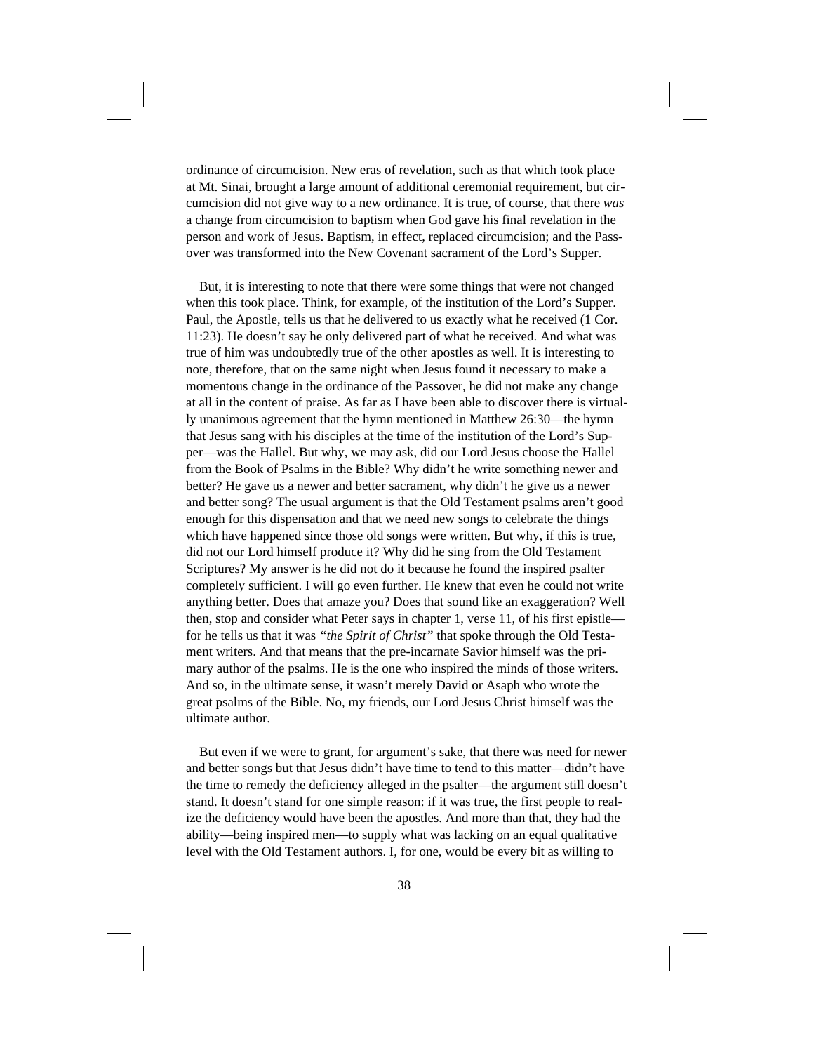ordinance of circumcision. New eras of revelation, such as that which took place at Mt. Sinai, brought a large amount of additional ceremonial requirement, but circumcision did not give way to a new ordinance. It is true, of course, that there *was* a change from circumcision to baptism when God gave his final revelation in the person and work of Jesus. Baptism, in effect, replaced circumcision; and the Passover was transformed into the New Covenant sacrament of the Lord's Supper.

But, it is interesting to note that there were some things that were not changed when this took place. Think, for example, of the institution of the Lord's Supper. Paul, the Apostle, tells us that he delivered to us exactly what he received (1 Cor. 11:23). He doesn't say he only delivered part of what he received. And what was true of him was undoubtedly true of the other apostles as well. It is interesting to note, therefore, that on the same night when Jesus found it necessary to make a momentous change in the ordinance of the Passover, he did not make any change at all in the content of praise. As far as I have been able to discover there is virtually unanimous agreement that the hymn mentioned in Matthew 26:30—the hymn that Jesus sang with his disciples at the time of the institution of the Lord's Supper—was the Hallel. But why, we may ask, did our Lord Jesus choose the Hallel from the Book of Psalms in the Bible? Why didn't he write something newer and better? He gave us a newer and better sacrament, why didn't he give us a newer and better song? The usual argument is that the Old Testament psalms aren't good enough for this dispensation and that we need new songs to celebrate the things which have happened since those old songs were written. But why, if this is true, did not our Lord himself produce it? Why did he sing from the Old Testament Scriptures? My answer is he did not do it because he found the inspired psalter completely sufficient. I will go even further. He knew that even he could not write anything better. Does that amaze you? Does that sound like an exaggeration? Well then, stop and consider what Peter says in chapter 1, verse 11, of his first epistle—for he tells us that it was *"the Spirit of Christ"* that spoke through the Old Testament writers. And that means that the pre-incarnate Savior himself was the primary author of the psalms. He is the one who inspired the minds of those writers. And so, in the ultimate sense, it wasn't merely David or Asaph who wrote the great psalms of the Bible. No, my friends, our Lord Jesus Christ himself was the ultimate author.

But even if we were to grant, for argument's sake, that there was need for newer and better songs but that Jesus didn't have time to tend to this matter—didn't have the time to remedy the deficiency alleged in the psalter—the argument still doesn't stand. It doesn't stand for one simple reason: if it was true, the first people to realize the deficiency would have been the apostles. And more than that, they had the ability—being inspired men—to supply what was lacking on an equal qualitative level with the Old Testament authors. I, for one, would be every bit as willing to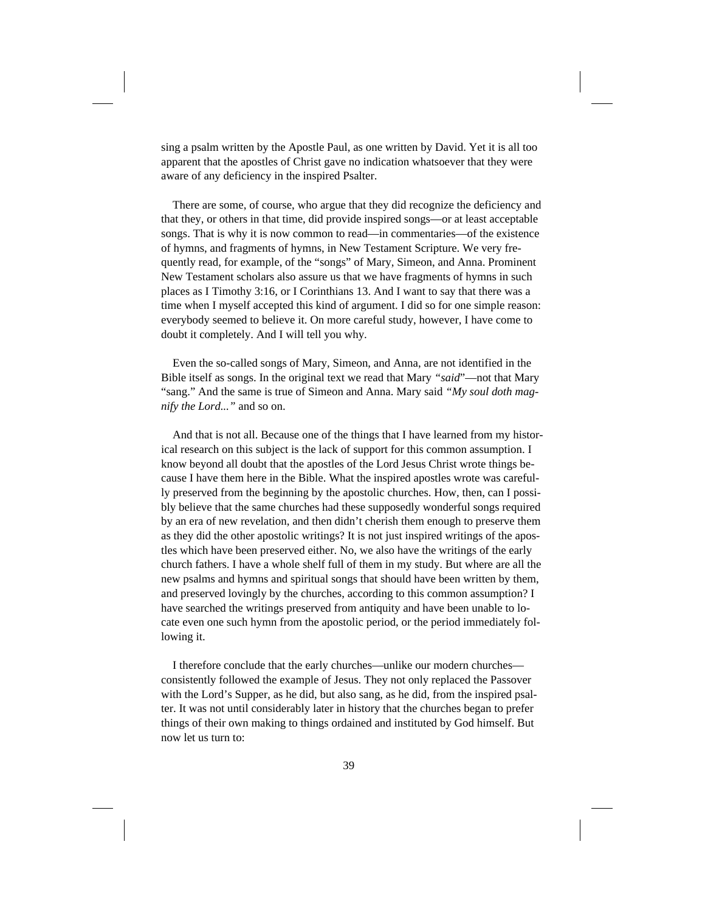sing a psalm written by the Apostle Paul, as one written by David. Yet it is all too apparent that the apostles of Christ gave no indication whatsoever that they were aware of any deficiency in the inspired Psalter.

There are some, of course, who argue that they did recognize the deficiency and that they, or others in that time, did provide inspired songs—or at least acceptable songs. That is why it is now common to read—in commentaries—of the existence of hymns, and fragments of hymns, in New Testament Scripture. We very frequently read, for example, of the "songs" of Mary, Simeon, and Anna. Prominent New Testament scholars also assure us that we have fragments of hymns in such places as I Timothy 3:16, or I Corinthians 13. And I want to say that there was a time when I myself accepted this kind of argument. I did so for one simple reason: everybody seemed to believe it. On more careful study, however, I have come to doubt it completely. And I will tell you why.

Even the so-called songs of Mary, Simeon, and Anna, are not identified in the Bible itself as songs. In the original text we read that Mary *"said*"—not that Mary "sang." And the same is true of Simeon and Anna. Mary said *"My soul doth magnify the Lord..."* and so on.

And that is not all. Because one of the things that I have learned from my historical research on this subject is the lack of support for this common assumption. I know beyond all doubt that the apostles of the Lord Jesus Christ wrote things because I have them here in the Bible. What the inspired apostles wrote was carefully preserved from the beginning by the apostolic churches. How, then, can I possibly believe that the same churches had these supposedly wonderful songs required by an era of new revelation, and then didn't cherish them enough to preserve them as they did the other apostolic writings? It is not just inspired writings of the apostles which have been preserved either. No, we also have the writings of the early church fathers. I have a whole shelf full of them in my study. But where are all the new psalms and hymns and spiritual songs that should have been written by them, and preserved lovingly by the churches, according to this common assumption? I have searched the writings preserved from antiquity and have been unable to locate even one such hymn from the apostolic period, or the period immediately following it.

I therefore conclude that the early churches—unlike our modern churches—consistently followed the example of Jesus. They not only replaced the Passover with the Lord's Supper, as he did, but also sang, as he did, from the inspired psalter. It was not until considerably later in history that the churches began to prefer things of their own making to things ordained and instituted by God himself. But now let us turn to: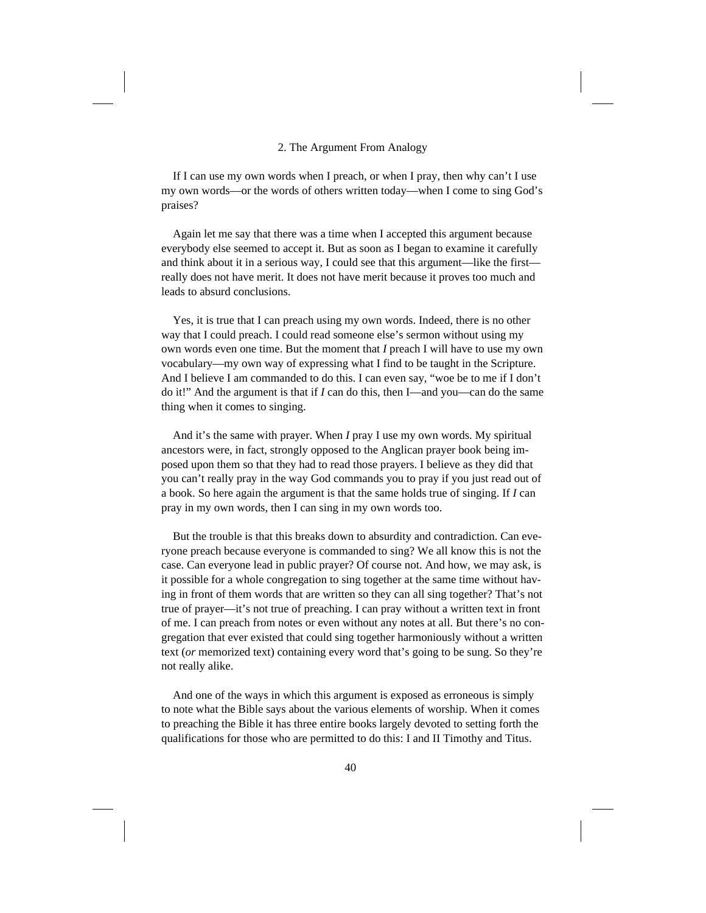## 2. The Argument From Analogy

If I can use my own words when I preach, or when I pray, then why can't I use my own words—or the words of others written today—when I come to sing God's praises?

Again let me say that there was a time when I accepted this argument because everybody else seemed to accept it. But as soon as I began to examine it carefully and think about it in a serious way, I could see that this argument—like the first—really does not have merit. It does not have merit because it proves too much and leads to absurd conclusions.

Yes, it is true that I can preach using my own words. Indeed, there is no other way that I could preach. I could read someone else's sermon without using my own words even one time. But the moment that *I* preach I will have to use my own vocabulary—my own way of expressing what I find to be taught in the Scripture. And I believe I am commanded to do this. I can even say, "woe be to me if I don't do it!" And the argument is that if *I* can do this, then I—and you—can do the same thing when it comes to singing.

And it's the same with prayer. When *I* pray I use my own words. My spiritual ancestors were, in fact, strongly opposed to the Anglican prayer book being imposed upon them so that they had to read those prayers. I believe as they did that you can't really pray in the way God commands you to pray if you just read out of a book. So here again the argument is that the same holds true of singing. If *I* can pray in my own words, then I can sing in my own words too.

But the trouble is that this breaks down to absurdity and contradiction. Can everyone preach because everyone is commanded to sing? We all know this is not the case. Can everyone lead in public prayer? Of course not. And how, we may ask, is it possible for a whole congregation to sing together at the same time without having in front of them words that are written so they can all sing together? That's not true of prayer—it's not true of preaching. I can pray without a written text in front of me. I can preach from notes or even without any notes at all. But there's no congregation that ever existed that could sing together harmoniously without a written text (*or* memorized text) containing every word that's going to be sung. So they're not really alike.

And one of the ways in which this argument is exposed as erroneous is simply to note what the Bible says about the various elements of worship. When it comes to preaching the Bible it has three entire books largely devoted to setting forth the qualifications for those who are permitted to do this: I and II Timothy and Titus.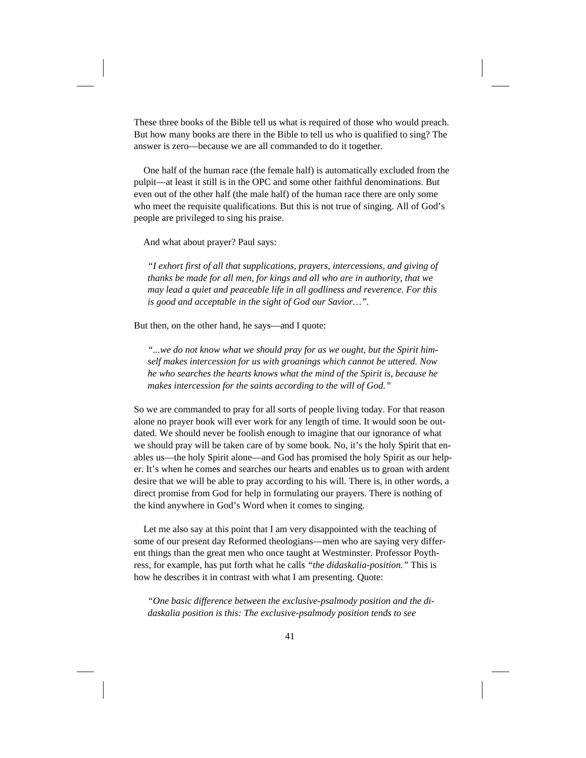These three books of the Bible tell us what is required of those who would preach. But how many books are there in the Bible to tell us who is qualified to sing? The answer is zero—because we are all commanded to do it together.

One half of the human race (the female half) is automatically excluded from the pulpit—at least it still is in the OPC and some other faithful denominations. But even out of the other half (the male half) of the human race there are only some who meet the requisite qualifications. But this is not true of singing. All of God's people are privileged to sing his praise.

And what about prayer? Paul says:

> *"I exhort first of all that supplications, prayers, intercessions, and giving of thanks be made for all men, for kings and all who are in authority, that we may lead a quiet and peaceable life in all godliness and reverence. For this is good and acceptable in the sight of God our Savior…".*

But then, on the other hand, he says—and I quote:

> *"...we do not know what we should pray for as we ought, but the Spirit himself makes intercession for us with groanings which cannot be uttered. Now he who searches the hearts knows what the mind of the Spirit is, because he makes intercession for the saints according to the will of God."*

So we are commanded to pray for all sorts of people living today. For that reason alone no prayer book will ever work for any length of time. It would soon be outdated. We should never be foolish enough to imagine that our ignorance of what we should pray will be taken care of by some book. No, it's the holy Spirit that enables us—the holy Spirit alone—and God has promised the holy Spirit as our helper. It's when he comes and searches our hearts and enables us to groan with ardent desire that we will be able to pray according to his will. There is, in other words, a direct promise from God for help in formulating our prayers. There is nothing of the kind anywhere in God's Word when it comes to singing.

Let me also say at this point that I am very disappointed with the teaching of some of our present day Reformed theologians—men who are saying very different things than the great men who once taught at Westminster. Professor Poythress, for example, has put forth what he calls *"the didaskalia-position."* This is how he describes it in contrast with what I am presenting. Quote:

> *"One basic difference between the exclusive-psalmody position and the didaskalia position is this: The exclusive-psalmody position tends to see*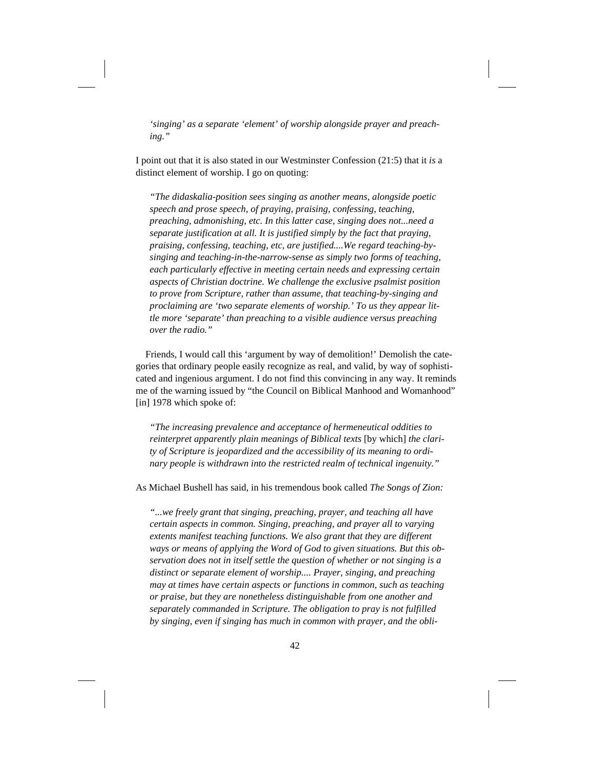*'singing' as a separate 'element' of worship alongside prayer and preaching."*

I point out that it is also stated in our Westminster Confession (21:5) that it *is* a distinct element of worship. I go on quoting:

> *"The didaskalia-position sees singing as another means, alongside poetic speech and prose speech, of praying, praising, confessing, teaching, preaching, admonishing, etc. In this latter case, singing does not...need a separate justification at all. It is justified simply by the fact that praying, praising, confessing, teaching, etc, are justified....We regard teaching-by-singing and teaching-in-the-narrow-sense as simply two forms of teaching, each particularly effective in meeting certain needs and expressing certain aspects of Christian doctrine. We challenge the exclusive psalmist position to prove from Scripture, rather than assume, that teaching-by-singing and proclaiming are 'two separate elements of worship.' To us they appear little more 'separate' than preaching to a visible audience versus preaching over the radio."*

Friends, I would call this 'argument by way of demolition!' Demolish the categories that ordinary people easily recognize as real, and valid, by way of sophisticated and ingenious argument. I do not find this convincing in any way. It reminds me of the warning issued by "the Council on Biblical Manhood and Womanhood" [in] 1978 which spoke of:

> *"The increasing prevalence and acceptance of hermeneutical oddities to reinterpret apparently plain meanings of Biblical texts* [by which] *the clarity of Scripture is jeopardized and the accessibility of its meaning to ordinary people is withdrawn into the restricted realm of technical ingenuity."*

As Michael Bushell has said, in his tremendous book called *The Songs of Zion:*

> *"...we freely grant that singing, preaching, prayer, and teaching all have certain aspects in common. Singing, preaching, and prayer all to varying extents manifest teaching functions. We also grant that they are different ways or means of applying the Word of God to given situations. But this observation does not in itself settle the question of whether or not singing is a distinct or separate element of worship.... Prayer, singing, and preaching may at times have certain aspects or functions in common, such as teaching or praise, but they are nonetheless distinguishable from one another and separately commanded in Scripture. The obligation to pray is not fulfilled by singing, even if singing has much in common with prayer, and the obli-*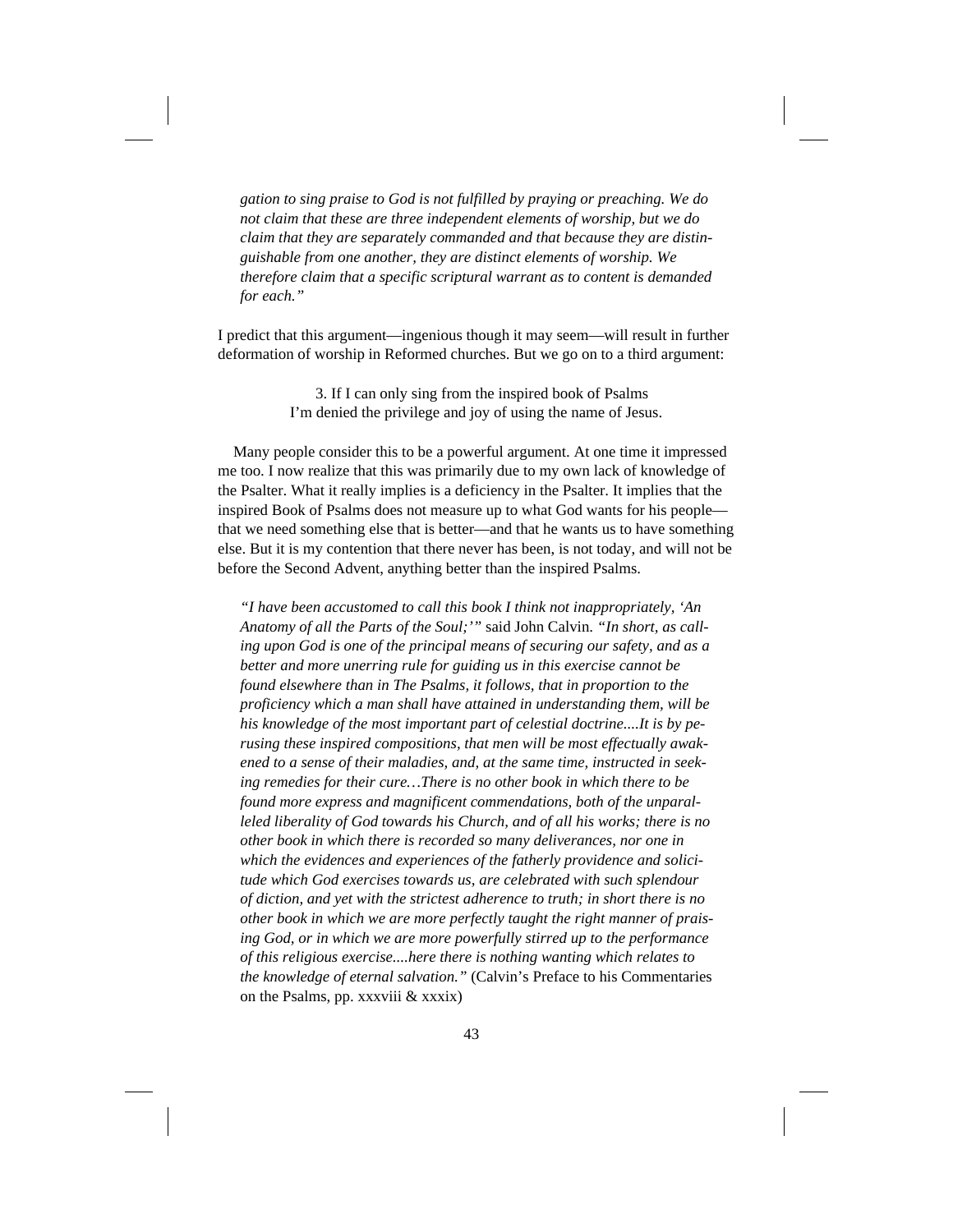*gation to sing praise to God is not fulfilled by praying or preaching. We do not claim that these are three independent elements of worship, but we do claim that they are separately commanded and that because they are distinguishable from one another, they are distinct elements of worship. We therefore claim that a specific scriptural warrant as to content is demanded for each."*

I predict that this argument—ingenious though it may seem—will result in further deformation of worship in Reformed churches. But we go on to a third argument:

> 3. If I can only sing from the inspired book of Psalms
> I'm denied the privilege and joy of using the name of Jesus.

Many people consider this to be a powerful argument. At one time it impressed me too. I now realize that this was primarily due to my own lack of knowledge of the Psalter. What it really implies is a deficiency in the Psalter. It implies that the inspired Book of Psalms does not measure up to what God wants for his people—that we need something else that is better—and that he wants us to have something else. But it is my contention that there never has been, is not today, and will not be before the Second Advent, anything better than the inspired Psalms.

> *"I have been accustomed to call this book I think not inappropriately, 'An Anatomy of all the Parts of the Soul;'"* said John Calvin. *"In short, as calling upon God is one of the principal means of securing our safety, and as a better and more unerring rule for guiding us in this exercise cannot be found elsewhere than in The Psalms, it follows, that in proportion to the proficiency which a man shall have attained in understanding them, will be his knowledge of the most important part of celestial doctrine....It is by perusing these inspired compositions, that men will be most effectually awakened to a sense of their maladies, and, at the same time, instructed in seeking remedies for their cure…There is no other book in which there to be found more express and magnificent commendations, both of the unparalleled liberality of God towards his Church, and of all his works; there is no other book in which there is recorded so many deliverances, nor one in which the evidences and experiences of the fatherly providence and solicitude which God exercises towards us, are celebrated with such splendour of diction, and yet with the strictest adherence to truth; in short there is no other book in which we are more perfectly taught the right manner of praising God, or in which we are more powerfully stirred up to the performance of this religious exercise....here there is nothing wanting which relates to the knowledge of eternal salvation."* (Calvin's Preface to his Commentaries on the Psalms, pp. xxxviii & xxxix)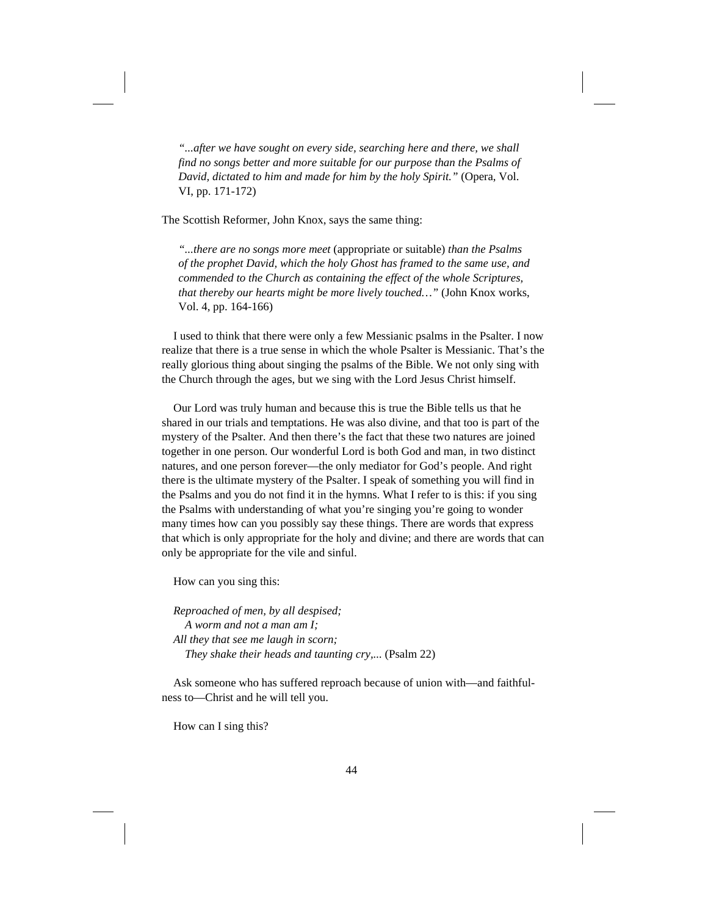> *"...after we have sought on every side, searching here and there, we shall find no songs better and more suitable for our purpose than the Psalms of David, dictated to him and made for him by the holy Spirit."* (Opera, Vol. VI, pp. 171-172)

The Scottish Reformer, John Knox, says the same thing:

> *"...there are no songs more meet* (appropriate or suitable) *than the Psalms of the prophet David, which the holy Ghost has framed to the same use, and commended to the Church as containing the effect of the whole Scriptures, that thereby our hearts might be more lively touched…"* (John Knox works, Vol. 4, pp. 164-166)

I used to think that there were only a few Messianic psalms in the Psalter. I now realize that there is a true sense in which the whole Psalter is Messianic. That's the really glorious thing about singing the psalms of the Bible. We not only sing with the Church through the ages, but we sing with the Lord Jesus Christ himself.

Our Lord was truly human and because this is true the Bible tells us that he shared in our trials and temptations. He was also divine, and that too is part of the mystery of the Psalter. And then there's the fact that these two natures are joined together in one person. Our wonderful Lord is both God and man, in two distinct natures, and one person forever—the only mediator for God's people. And right there is the ultimate mystery of the Psalter. I speak of something you will find in the Psalms and you do not find it in the hymns. What I refer to is this: if you sing the Psalms with understanding of what you're singing you're going to wonder many times how can you possibly say these things. There are words that express that which is only appropriate for the holy and divine; and there are words that can only be appropriate for the vile and sinful.

How can you sing this:

*Reproached of men, by all despised;*
*A worm and not a man am I;*
*All they that see me laugh in scorn;*
*They shake their heads and taunting cry,...* (Psalm 22)

Ask someone who has suffered reproach because of union with—and faithfulness to—Christ and he will tell you.

How can I sing this?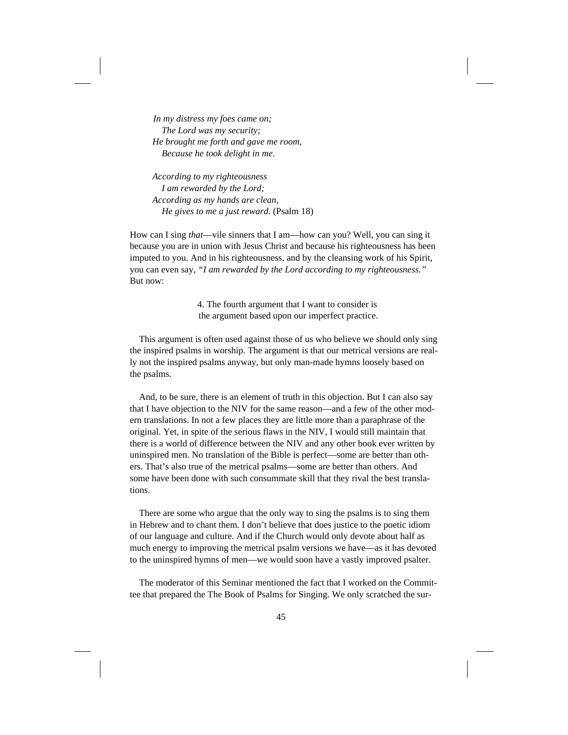*In my distress my foes came on;*
*The Lord was my security;*
*He brought me forth and gave me room,*
*Because he took delight in me.*

*According to my righteousness*
*I am rewarded by the Lord;*
*According as my hands are clean,*
*He gives to me a just reward.* (Psalm 18)

How can I sing *that*—vile sinners that I am—how can you? Well, you can sing it because you are in union with Jesus Christ and because his righteousness has been imputed to you. And in his righteousness, and by the cleansing work of his Spirit, you can even say, *"I am rewarded by the Lord according to my righteousness."* But now:

4. The fourth argument that I want to consider is the argument based upon our imperfect practice.

This argument is often used against those of us who believe we should only sing the inspired psalms in worship. The argument is that our metrical versions are really not the inspired psalms anyway, but only man-made hymns loosely based on the psalms.

And, to be sure, there is an element of truth in this objection. But I can also say that I have objection to the NIV for the same reason—and a few of the other modern translations. In not a few places they are little more than a paraphrase of the original. Yet, in spite of the serious flaws in the NIV, I would still maintain that there is a world of difference between the NIV and any other book ever written by uninspired men. No translation of the Bible is perfect—some are better than others. That's also true of the metrical psalms—some are better than others. And some have been done with such consummate skill that they rival the best translations.

There are some who argue that the only way to sing the psalms is to sing them in Hebrew and to chant them. I don't believe that does justice to the poetic idiom of our language and culture. And if the Church would only devote about half as much energy to improving the metrical psalm versions we have—as it has devoted to the uninspired hymns of men—we would soon have a vastly improved psalter.

The moderator of this Seminar mentioned the fact that I worked on the Committee that prepared the The Book of Psalms for Singing. We only scratched the sur-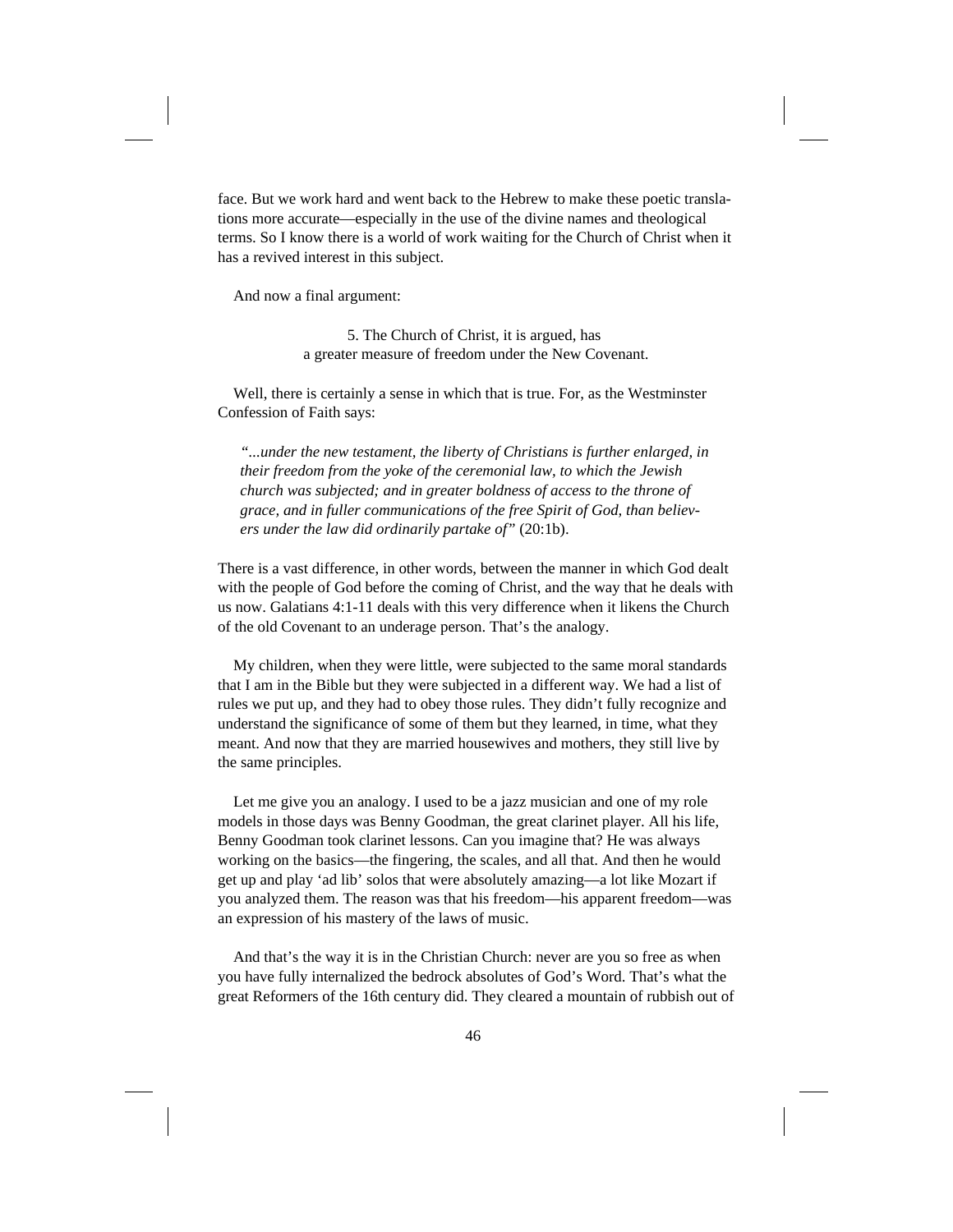face. But we work hard and went back to the Hebrew to make these poetic translations more accurate—especially in the use of the divine names and theological terms. So I know there is a world of work waiting for the Church of Christ when it has a revived interest in this subject.

And now a final argument:

5. The Church of Christ, it is argued, has a greater measure of freedom under the New Covenant.

Well, there is certainly a sense in which that is true. For, as the Westminster Confession of Faith says:

> *"...under the new testament, the liberty of Christians is further enlarged, in their freedom from the yoke of the ceremonial law, to which the Jewish church was subjected; and in greater boldness of access to the throne of grace, and in fuller communications of the free Spirit of God, than believers under the law did ordinarily partake of"* (20:1b).

There is a vast difference, in other words, between the manner in which God dealt with the people of God before the coming of Christ, and the way that he deals with us now. Galatians 4:1-11 deals with this very difference when it likens the Church of the old Covenant to an underage person. That's the analogy.

My children, when they were little, were subjected to the same moral standards that I am in the Bible but they were subjected in a different way. We had a list of rules we put up, and they had to obey those rules. They didn't fully recognize and understand the significance of some of them but they learned, in time, what they meant. And now that they are married housewives and mothers, they still live by the same principles.

Let me give you an analogy. I used to be a jazz musician and one of my role models in those days was Benny Goodman, the great clarinet player. All his life, Benny Goodman took clarinet lessons. Can you imagine that? He was always working on the basics—the fingering, the scales, and all that. And then he would get up and play 'ad lib' solos that were absolutely amazing—a lot like Mozart if you analyzed them. The reason was that his freedom—his apparent freedom—was an expression of his mastery of the laws of music.

And that's the way it is in the Christian Church: never are you so free as when you have fully internalized the bedrock absolutes of God's Word. That's what the great Reformers of the 16th century did. They cleared a mountain of rubbish out of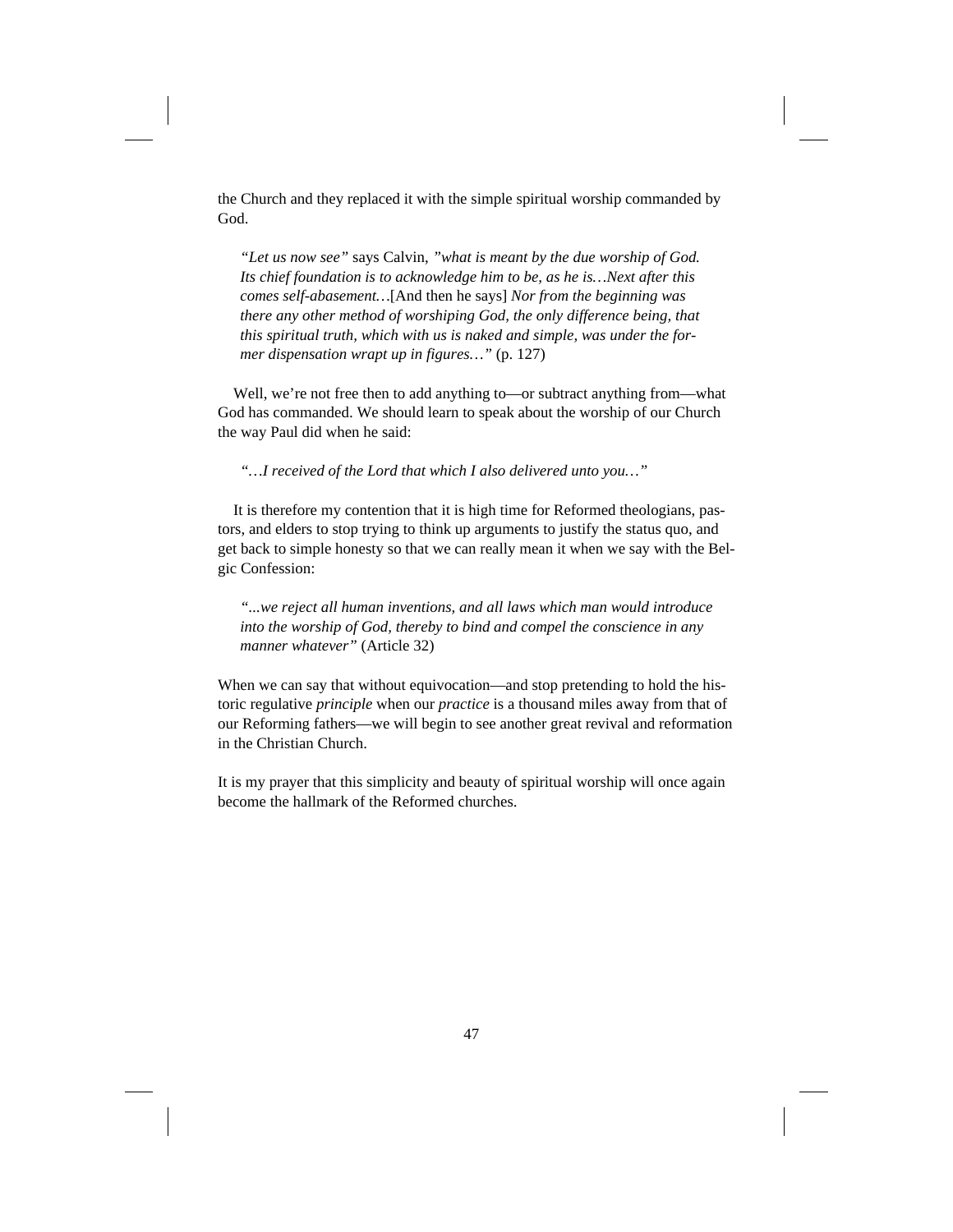the Church and they replaced it with the simple spiritual worship commanded by God.

> *"Let us now see"* says Calvin, *"what is meant by the due worship of God. Its chief foundation is to acknowledge him to be, as he is…Next after this comes self-abasement…*[And then he says] *Nor from the beginning was there any other method of worshiping God, the only difference being, that this spiritual truth, which with us is naked and simple, was under the former dispensation wrapt up in figures…"* (p. 127)

Well, we're not free then to add anything to—or subtract anything from—what God has commanded. We should learn to speak about the worship of our Church the way Paul did when he said:

> *"…I received of the Lord that which I also delivered unto you…"*

It is therefore my contention that it is high time for Reformed theologians, pastors, and elders to stop trying to think up arguments to justify the status quo, and get back to simple honesty so that we can really mean it when we say with the Belgic Confession:

> *"...we reject all human inventions, and all laws which man would introduce into the worship of God, thereby to bind and compel the conscience in any manner whatever"* (Article 32)

When we can say that without equivocation—and stop pretending to hold the historic regulative *principle* when our *practice* is a thousand miles away from that of our Reforming fathers—we will begin to see another great revival and reformation in the Christian Church.

It is my prayer that this simplicity and beauty of spiritual worship will once again become the hallmark of the Reformed churches.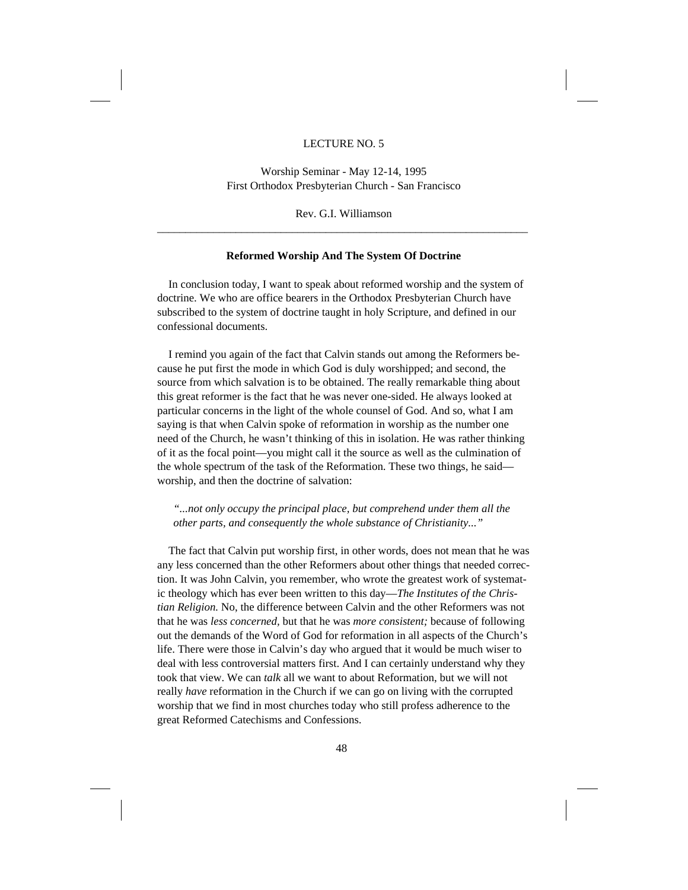LECTURE NO. 5

Worship Seminar - May 12-14, 1995
First Orthodox Presbyterian Church - San Francisco

Rev. G.I. Williamson

---

### Reformed Worship And The System Of Doctrine

In conclusion today, I want to speak about reformed worship and the system of doctrine. We who are office bearers in the Orthodox Presbyterian Church have subscribed to the system of doctrine taught in holy Scripture, and defined in our confessional documents.

I remind you again of the fact that Calvin stands out among the Reformers because he put first the mode in which God is duly worshipped; and second, the source from which salvation is to be obtained. The really remarkable thing about this great reformer is the fact that he was never one-sided. He always looked at particular concerns in the light of the whole counsel of God. And so, what I am saying is that when Calvin spoke of reformation in worship as the number one need of the Church, he wasn't thinking of this in isolation. He was rather thinking of it as the focal point—you might call it the source as well as the culmination of the whole spectrum of the task of the Reformation. These two things, he said—worship, and then the doctrine of salvation:

> *"...not only occupy the principal place, but comprehend under them all the other parts, and consequently the whole substance of Christianity..."*

The fact that Calvin put worship first, in other words, does not mean that he was any less concerned than the other Reformers about other things that needed correction. It was John Calvin, you remember, who wrote the greatest work of systematic theology which has ever been written to this day—*The Institutes of the Christian Religion.* No, the difference between Calvin and the other Reformers was not that he was *less concerned*, but that he was *more consistent;* because of following out the demands of the Word of God for reformation in all aspects of the Church's life. There were those in Calvin's day who argued that it would be much wiser to deal with less controversial matters first. And I can certainly understand why they took that view. We can *talk* all we want to about Reformation, but we will not really *have* reformation in the Church if we can go on living with the corrupted worship that we find in most churches today who still profess adherence to the great Reformed Catechisms and Confessions.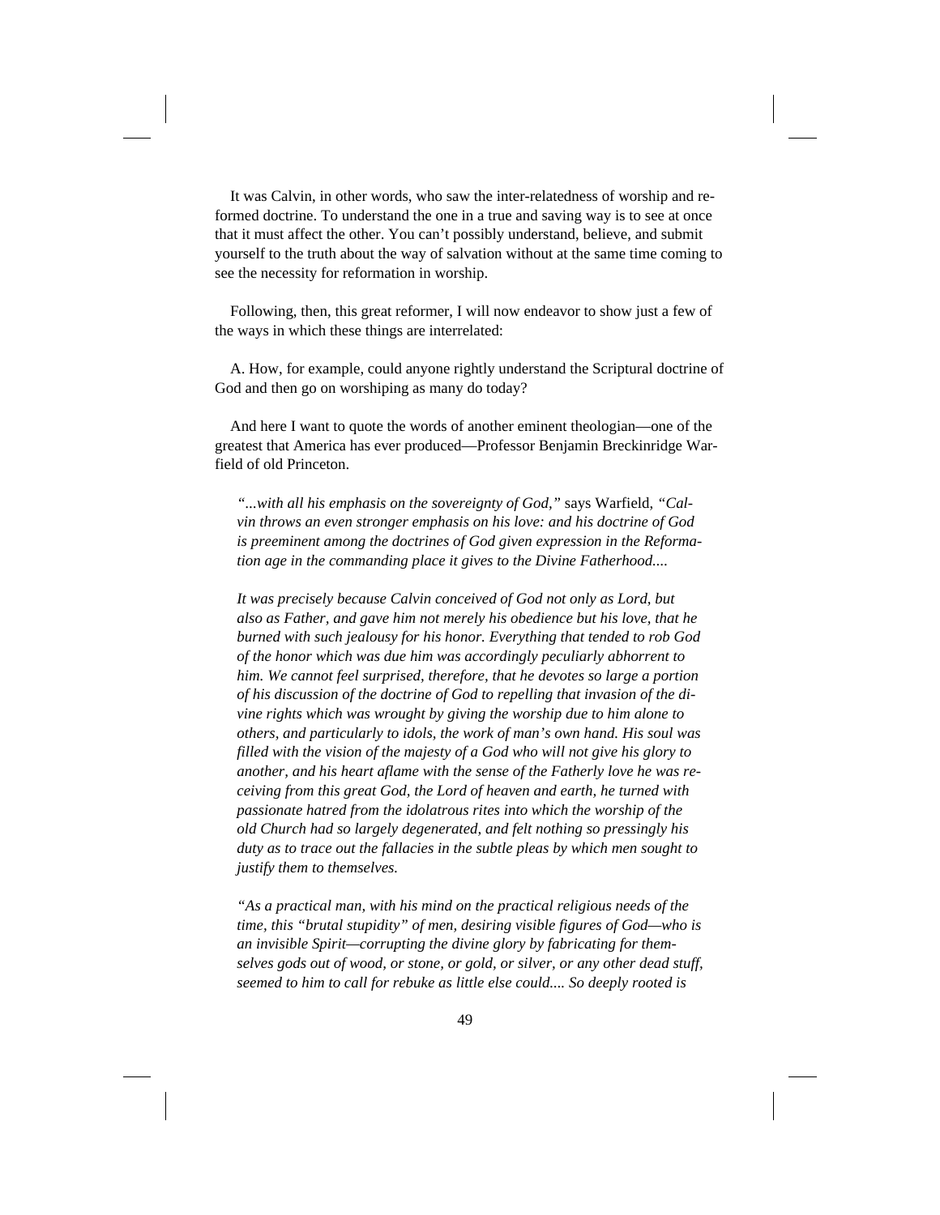It was Calvin, in other words, who saw the inter-relatedness of worship and reformed doctrine. To understand the one in a true and saving way is to see at once that it must affect the other. You can't possibly understand, believe, and submit yourself to the truth about the way of salvation without at the same time coming to see the necessity for reformation in worship.

Following, then, this great reformer, I will now endeavor to show just a few of the ways in which these things are interrelated:

A. How, for example, could anyone rightly understand the Scriptural doctrine of God and then go on worshiping as many do today?

And here I want to quote the words of another eminent theologian—one of the greatest that America has ever produced—Professor Benjamin Breckinridge Warfield of old Princeton.

> *"...with all his emphasis on the sovereignty of God,"* says Warfield, *"Calvin throws an even stronger emphasis on his love: and his doctrine of God is preeminent among the doctrines of God given expression in the Reformation age in the commanding place it gives to the Divine Fatherhood....*
>
> *It was precisely because Calvin conceived of God not only as Lord, but also as Father, and gave him not merely his obedience but his love, that he burned with such jealousy for his honor. Everything that tended to rob God of the honor which was due him was accordingly peculiarly abhorrent to him. We cannot feel surprised, therefore, that he devotes so large a portion of his discussion of the doctrine of God to repelling that invasion of the divine rights which was wrought by giving the worship due to him alone to others, and particularly to idols, the work of man's own hand. His soul was filled with the vision of the majesty of a God who will not give his glory to another, and his heart aflame with the sense of the Fatherly love he was receiving from this great God, the Lord of heaven and earth, he turned with passionate hatred from the idolatrous rites into which the worship of the old Church had so largely degenerated, and felt nothing so pressingly his duty as to trace out the fallacies in the subtle pleas by which men sought to justify them to themselves.*
>
> *"As a practical man, with his mind on the practical religious needs of the time, this "brutal stupidity" of men, desiring visible figures of God—who is an invisible Spirit—corrupting the divine glory by fabricating for themselves gods out of wood, or stone, or gold, or silver, or any other dead stuff, seemed to him to call for rebuke as little else could.... So deeply rooted is*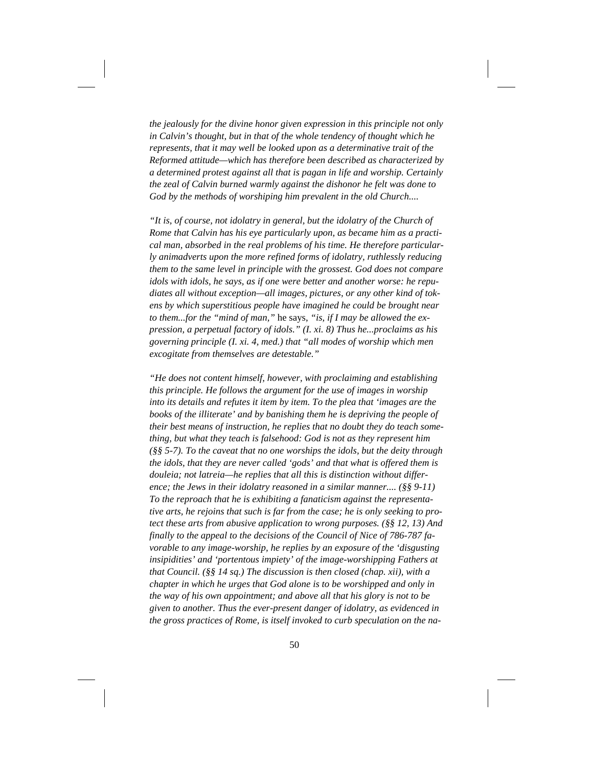*the jealously for the divine honor given expression in this principle not only in Calvin's thought, but in that of the whole tendency of thought which he represents, that it may well be looked upon as a determinative trait of the Reformed attitude—which has therefore been described as characterized by a determined protest against all that is pagan in life and worship. Certainly the zeal of Calvin burned warmly against the dishonor he felt was done to God by the methods of worshiping him prevalent in the old Church....*

*"It is, of course, not idolatry in general, but the idolatry of the Church of Rome that Calvin has his eye particularly upon, as became him as a practical man, absorbed in the real problems of his time. He therefore particularly animadverts upon the more refined forms of idolatry, ruthlessly reducing them to the same level in principle with the grossest. God does not compare idols with idols, he says, as if one were better and another worse: he repudiates all without exception—all images, pictures, or any other kind of tokens by which superstitious people have imagined he could be brought near to them...for the "mind of man,"* he says, *"is, if I may be allowed the expression, a perpetual factory of idols." (I. xi. 8) Thus he...proclaims as his governing principle (I. xi. 4, med.) that "all modes of worship which men excogitate from themselves are detestable."*

*"He does not content himself, however, with proclaiming and establishing this principle. He follows the argument for the use of images in worship into its details and refutes it item by item. To the plea that 'images are the books of the illiterate' and by banishing them he is depriving the people of their best means of instruction, he replies that no doubt they do teach something, but what they teach is falsehood: God is not as they represent him (§§ 5-7). To the caveat that no one worships the idols, but the deity through the idols, that they are never called 'gods' and that what is offered them is douleia; not latreia—he replies that all this is distinction without difference; the Jews in their idolatry reasoned in a similar manner.... (§§ 9-11) To the reproach that he is exhibiting a fanaticism against the representative arts, he rejoins that such is far from the case; he is only seeking to protect these arts from abusive application to wrong purposes. (§§ 12, 13) And finally to the appeal to the decisions of the Council of Nice of 786-787 favorable to any image-worship, he replies by an exposure of the 'disgusting insipidities' and 'portentous impiety' of the image-worshipping Fathers at that Council. (§§ 14 sq.) The discussion is then closed (chap. xii), with a chapter in which he urges that God alone is to be worshipped and only in the way of his own appointment; and above all that his glory is not to be given to another. Thus the ever-present danger of idolatry, as evidenced in the gross practices of Rome, is itself invoked to curb speculation on the na-*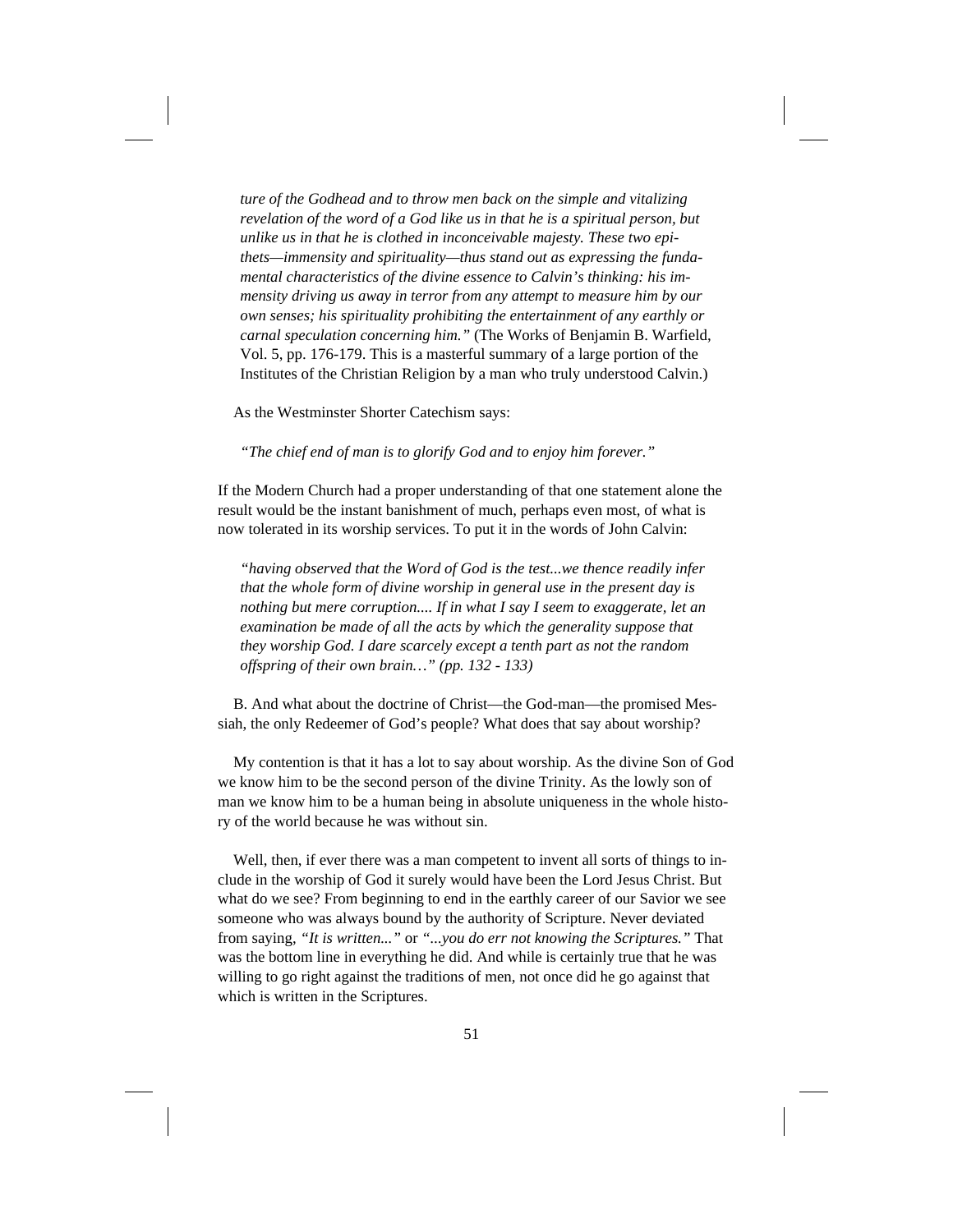*ture of the Godhead and to throw men back on the simple and vitalizing revelation of the word of a God like us in that he is a spiritual person, but unlike us in that he is clothed in inconceivable majesty. These two epithets—immensity and spirituality—thus stand out as expressing the fundamental characteristics of the divine essence to Calvin's thinking: his immensity driving us away in terror from any attempt to measure him by our own senses; his spirituality prohibiting the entertainment of any earthly or carnal speculation concerning him."* (The Works of Benjamin B. Warfield, Vol. 5, pp. 176-179. This is a masterful summary of a large portion of the Institutes of the Christian Religion by a man who truly understood Calvin.)

As the Westminster Shorter Catechism says:

*"The chief end of man is to glorify God and to enjoy him forever."*

If the Modern Church had a proper understanding of that one statement alone the result would be the instant banishment of much, perhaps even most, of what is now tolerated in its worship services. To put it in the words of John Calvin:

*"having observed that the Word of God is the test...we thence readily infer that the whole form of divine worship in general use in the present day is nothing but mere corruption.... If in what I say I seem to exaggerate, let an examination be made of all the acts by which the generality suppose that they worship God. I dare scarcely except a tenth part as not the random offspring of their own brain…" (pp. 132 - 133)*

B. And what about the doctrine of Christ—the God-man—the promised Messiah, the only Redeemer of God's people? What does that say about worship?

My contention is that it has a lot to say about worship. As the divine Son of God we know him to be the second person of the divine Trinity. As the lowly son of man we know him to be a human being in absolute uniqueness in the whole history of the world because he was without sin.

Well, then, if ever there was a man competent to invent all sorts of things to include in the worship of God it surely would have been the Lord Jesus Christ. But what do we see? From beginning to end in the earthly career of our Savior we see someone who was always bound by the authority of Scripture. Never deviated from saying, *"It is written..."* or *"...you do err not knowing the Scriptures."* That was the bottom line in everything he did. And while is certainly true that he was willing to go right against the traditions of men, not once did he go against that which is written in the Scriptures.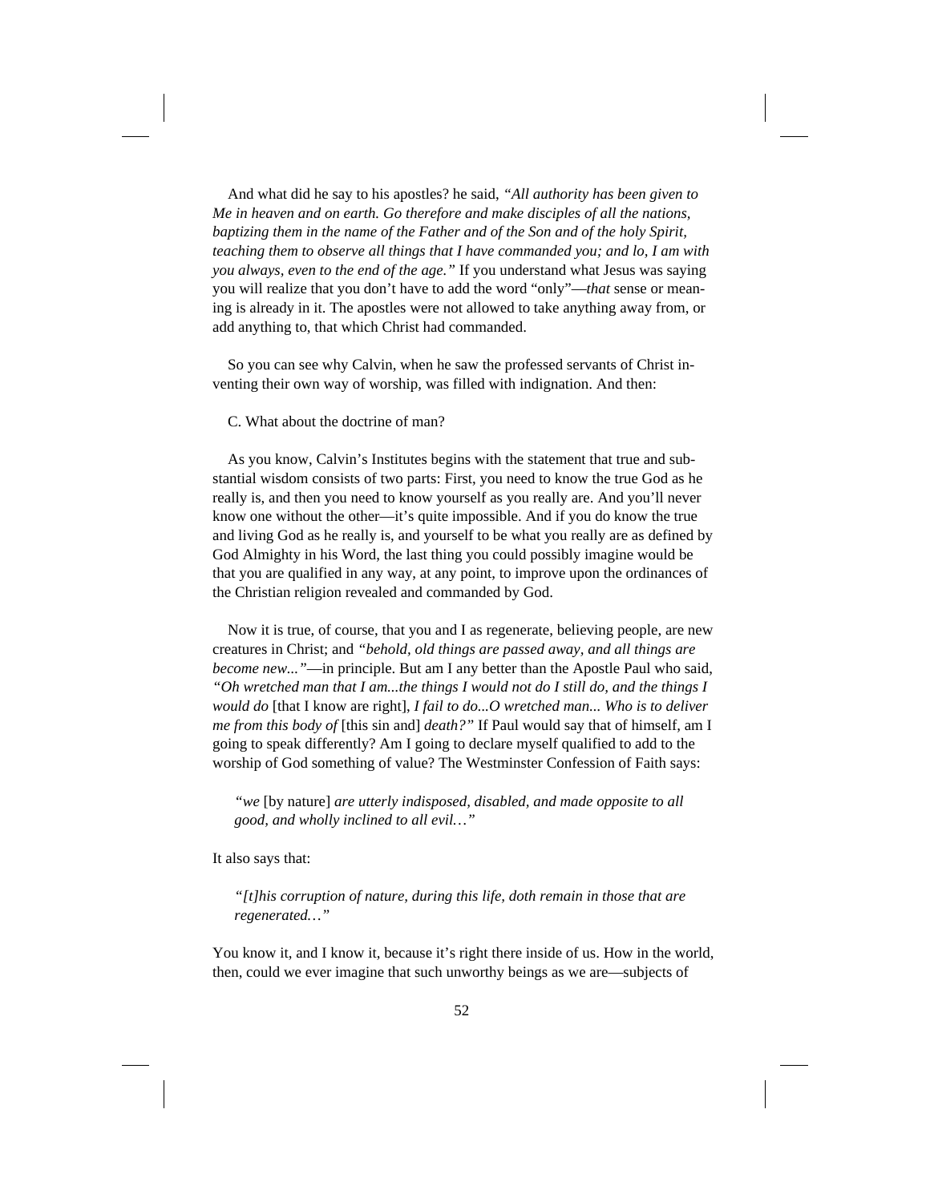And what did he say to his apostles? he said, *"All authority has been given to Me in heaven and on earth. Go therefore and make disciples of all the nations, baptizing them in the name of the Father and of the Son and of the holy Spirit, teaching them to observe all things that I have commanded you; and lo, I am with you always, even to the end of the age."* If you understand what Jesus was saying you will realize that you don't have to add the word "only"—*that* sense or meaning is already in it. The apostles were not allowed to take anything away from, or add anything to, that which Christ had commanded.

So you can see why Calvin, when he saw the professed servants of Christ inventing their own way of worship, was filled with indignation. And then:

C. What about the doctrine of man?

As you know, Calvin's Institutes begins with the statement that true and substantial wisdom consists of two parts: First, you need to know the true God as he really is, and then you need to know yourself as you really are. And you'll never know one without the other—it's quite impossible. And if you do know the true and living God as he really is, and yourself to be what you really are as defined by God Almighty in his Word, the last thing you could possibly imagine would be that you are qualified in any way, at any point, to improve upon the ordinances of the Christian religion revealed and commanded by God.

Now it is true, of course, that you and I as regenerate, believing people, are new creatures in Christ; and *"behold, old things are passed away, and all things are become new..."*—in principle. But am I any better than the Apostle Paul who said, *"Oh wretched man that I am...the things I would not do I still do, and the things I would do* [that I know are right], *I fail to do...O wretched man... Who is to deliver me from this body of* [this sin and] *death?"* If Paul would say that of himself, am I going to speak differently? Am I going to declare myself qualified to add to the worship of God something of value? The Westminster Confession of Faith says:

> *"we* [by nature] *are utterly indisposed, disabled, and made opposite to all good, and wholly inclined to all evil…"*

It also says that:

> *"[t]his corruption of nature, during this life, doth remain in those that are regenerated…"*

You know it, and I know it, because it's right there inside of us. How in the world, then, could we ever imagine that such unworthy beings as we are—subjects of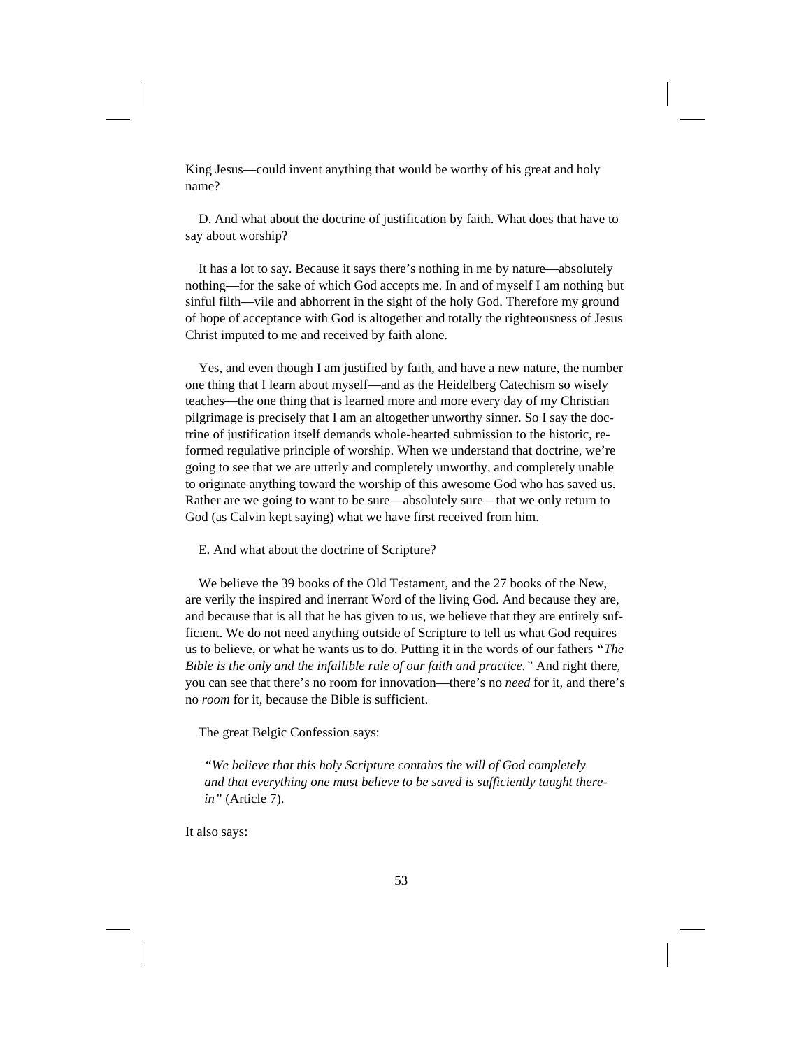King Jesus—could invent anything that would be worthy of his great and holy name?

D. And what about the doctrine of justification by faith. What does that have to say about worship?

It has a lot to say. Because it says there's nothing in me by nature—absolutely nothing—for the sake of which God accepts me. In and of myself I am nothing but sinful filth—vile and abhorrent in the sight of the holy God. Therefore my ground of hope of acceptance with God is altogether and totally the righteousness of Jesus Christ imputed to me and received by faith alone.

Yes, and even though I am justified by faith, and have a new nature, the number one thing that I learn about myself—and as the Heidelberg Catechism so wisely teaches—the one thing that is learned more and more every day of my Christian pilgrimage is precisely that I am an altogether unworthy sinner. So I say the doctrine of justification itself demands whole-hearted submission to the historic, reformed regulative principle of worship. When we understand that doctrine, we're going to see that we are utterly and completely unworthy, and completely unable to originate anything toward the worship of this awesome God who has saved us. Rather are we going to want to be sure—absolutely sure—that we only return to God (as Calvin kept saying) what we have first received from him.

E. And what about the doctrine of Scripture?

We believe the 39 books of the Old Testament, and the 27 books of the New, are verily the inspired and inerrant Word of the living God. And because they are, and because that is all that he has given to us, we believe that they are entirely sufficient. We do not need anything outside of Scripture to tell us what God requires us to believe, or what he wants us to do. Putting it in the words of our fathers *"The Bible is the only and the infallible rule of our faith and practice."* And right there, you can see that there's no room for innovation—there's no *need* for it, and there's no *room* for it, because the Bible is sufficient.

The great Belgic Confession says:

> *"We believe that this holy Scripture contains the will of God completely and that everything one must believe to be saved is sufficiently taught therein"* (Article 7).

It also says: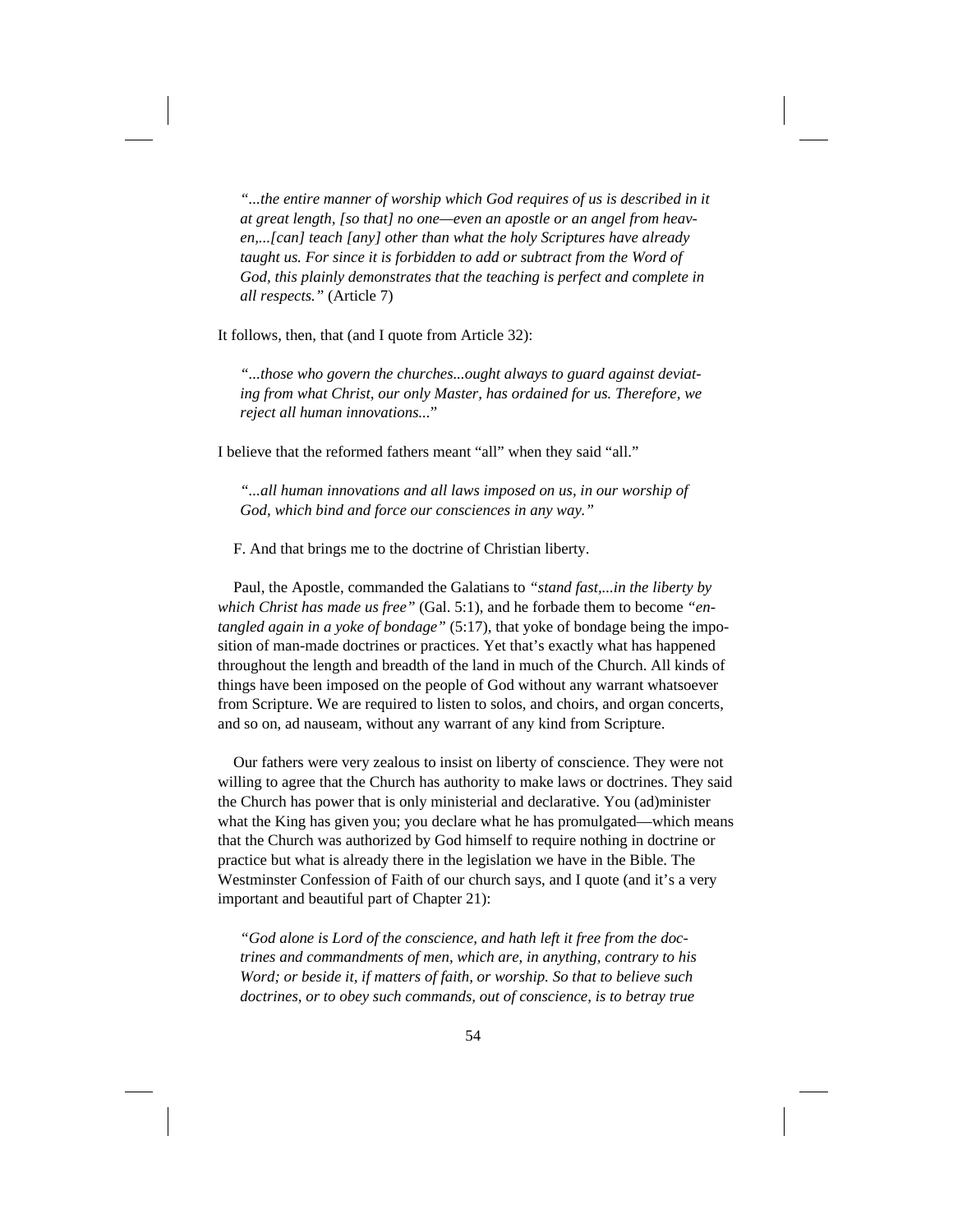> *"...the entire manner of worship which God requires of us is described in it at great length, [so that] no one—even an apostle or an angel from heaven,...[can] teach [any] other than what the holy Scriptures have already taught us. For since it is forbidden to add or subtract from the Word of God, this plainly demonstrates that the teaching is perfect and complete in all respects."* (Article 7)

It follows, then, that (and I quote from Article 32):

> *"...those who govern the churches...ought always to guard against deviating from what Christ, our only Master, has ordained for us. Therefore, we reject all human innovations...*"

I believe that the reformed fathers meant "all" when they said "all."

> *"...all human innovations and all laws imposed on us, in our worship of God, which bind and force our consciences in any way."*

F. And that brings me to the doctrine of Christian liberty.

Paul, the Apostle, commanded the Galatians to *"stand fast,...in the liberty by which Christ has made us free"* (Gal. 5:1), and he forbade them to become *"entangled again in a yoke of bondage"* (5:17), that yoke of bondage being the imposition of man-made doctrines or practices. Yet that's exactly what has happened throughout the length and breadth of the land in much of the Church. All kinds of things have been imposed on the people of God without any warrant whatsoever from Scripture. We are required to listen to solos, and choirs, and organ concerts, and so on, ad nauseam, without any warrant of any kind from Scripture.

Our fathers were very zealous to insist on liberty of conscience. They were not willing to agree that the Church has authority to make laws or doctrines. They said the Church has power that is only ministerial and declarative. You (ad)minister what the King has given you; you declare what he has promulgated—which means that the Church was authorized by God himself to require nothing in doctrine or practice but what is already there in the legislation we have in the Bible. The Westminster Confession of Faith of our church says, and I quote (and it's a very important and beautiful part of Chapter 21):

> *"God alone is Lord of the conscience, and hath left it free from the doctrines and commandments of men, which are, in anything, contrary to his Word; or beside it, if matters of faith, or worship. So that to believe such doctrines, or to obey such commands, out of conscience, is to betray true*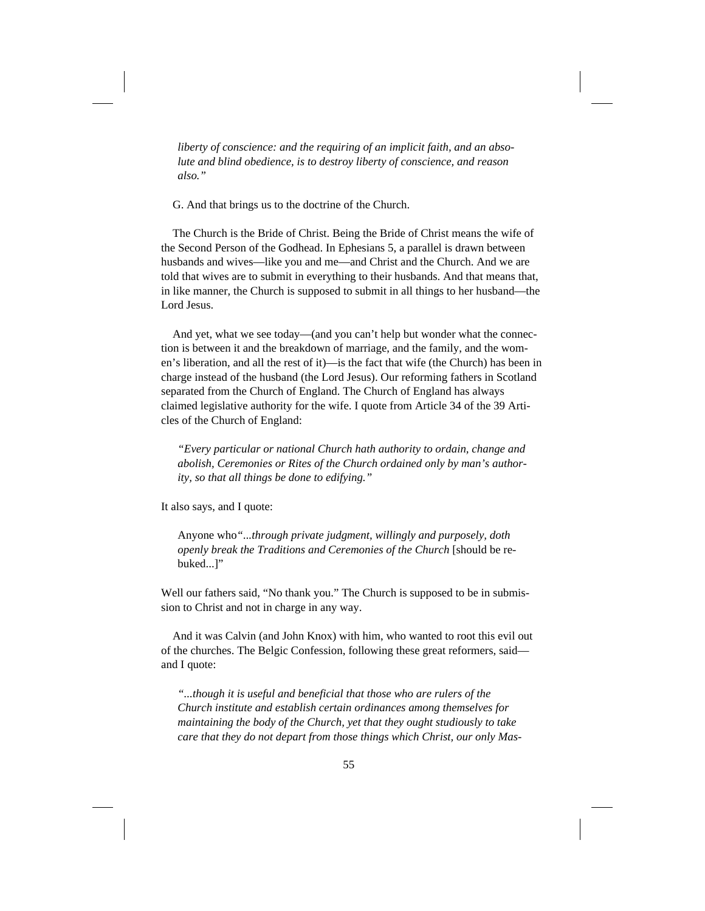*liberty of conscience: and the requiring of an implicit faith, and an absolute and blind obedience, is to destroy liberty of conscience, and reason also."*

G. And that brings us to the doctrine of the Church.

The Church is the Bride of Christ. Being the Bride of Christ means the wife of the Second Person of the Godhead. In Ephesians 5, a parallel is drawn between husbands and wives—like you and me—and Christ and the Church. And we are told that wives are to submit in everything to their husbands. And that means that, in like manner, the Church is supposed to submit in all things to her husband—the Lord Jesus.

And yet, what we see today—(and you can't help but wonder what the connection is between it and the breakdown of marriage, and the family, and the women's liberation, and all the rest of it)—is the fact that wife (the Church) has been in charge instead of the husband (the Lord Jesus). Our reforming fathers in Scotland separated from the Church of England. The Church of England has always claimed legislative authority for the wife. I quote from Article 34 of the 39 Articles of the Church of England:

> *"Every particular or national Church hath authority to ordain, change and abolish, Ceremonies or Rites of the Church ordained only by man's authority, so that all things be done to edifying."*

It also says, and I quote:

> Anyone who*"...through private judgment, willingly and purposely, doth openly break the Traditions and Ceremonies of the Church* [should be rebuked...]"

Well our fathers said, "No thank you." The Church is supposed to be in submission to Christ and not in charge in any way.

And it was Calvin (and John Knox) with him, who wanted to root this evil out of the churches. The Belgic Confession, following these great reformers, said—and I quote:

> *"...though it is useful and beneficial that those who are rulers of the Church institute and establish certain ordinances among themselves for maintaining the body of the Church, yet that they ought studiously to take care that they do not depart from those things which Christ, our only Mas-*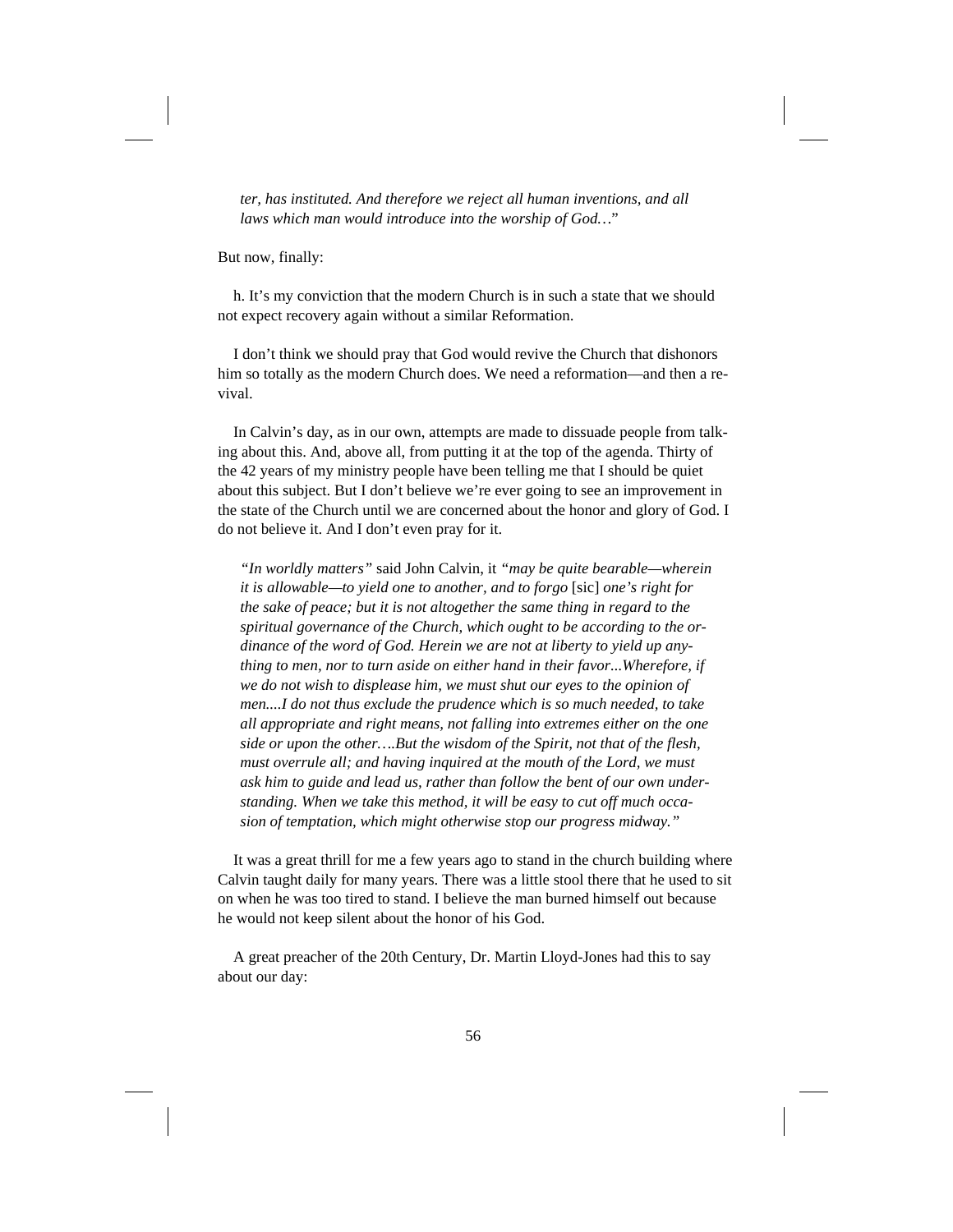> *ter, has instituted. And therefore we reject all human inventions, and all laws which man would introduce into the worship of God…*"

But now, finally:

h. It's my conviction that the modern Church is in such a state that we should not expect recovery again without a similar Reformation.

I don't think we should pray that God would revive the Church that dishonors him so totally as the modern Church does. We need a reformation—and then a revival.

In Calvin's day, as in our own, attempts are made to dissuade people from talking about this. And, above all, from putting it at the top of the agenda. Thirty of the 42 years of my ministry people have been telling me that I should be quiet about this subject. But I don't believe we're ever going to see an improvement in the state of the Church until we are concerned about the honor and glory of God. I do not believe it. And I don't even pray for it.

> *"In worldly matters"* said John Calvin, it *"may be quite bearable—wherein it is allowable—to yield one to another, and to forgo* [sic] *one's right for the sake of peace; but it is not altogether the same thing in regard to the spiritual governance of the Church, which ought to be according to the ordinance of the word of God. Herein we are not at liberty to yield up anything to men, nor to turn aside on either hand in their favor...Wherefore, if we do not wish to displease him, we must shut our eyes to the opinion of men....I do not thus exclude the prudence which is so much needed, to take all appropriate and right means, not falling into extremes either on the one side or upon the other….But the wisdom of the Spirit, not that of the flesh, must overrule all; and having inquired at the mouth of the Lord, we must ask him to guide and lead us, rather than follow the bent of our own understanding. When we take this method, it will be easy to cut off much occasion of temptation, which might otherwise stop our progress midway."*

It was a great thrill for me a few years ago to stand in the church building where Calvin taught daily for many years. There was a little stool there that he used to sit on when he was too tired to stand. I believe the man burned himself out because he would not keep silent about the honor of his God.

A great preacher of the 20th Century, Dr. Martin Lloyd-Jones had this to say about our day: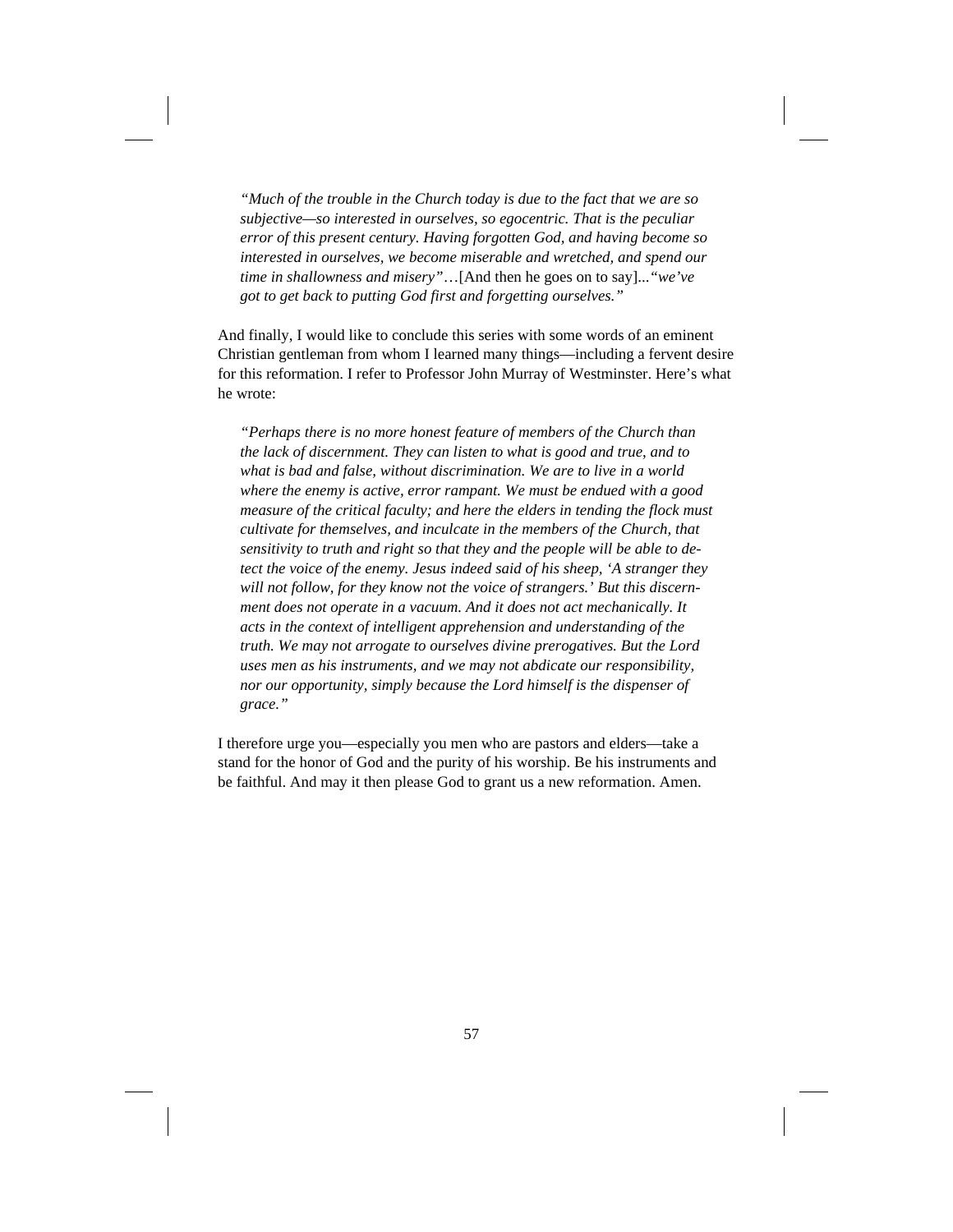> *"Much of the trouble in the Church today is due to the fact that we are so subjective—so interested in ourselves, so egocentric. That is the peculiar error of this present century. Having forgotten God, and having become so interested in ourselves, we become miserable and wretched, and spend our time in shallowness and misery"*…[And then he goes on to say]...*"we've got to get back to putting God first and forgetting ourselves."*

And finally, I would like to conclude this series with some words of an eminent Christian gentleman from whom I learned many things—including a fervent desire for this reformation. I refer to Professor John Murray of Westminster. Here's what he wrote:

> *"Perhaps there is no more honest feature of members of the Church than the lack of discernment. They can listen to what is good and true, and to what is bad and false, without discrimination. We are to live in a world where the enemy is active, error rampant. We must be endued with a good measure of the critical faculty; and here the elders in tending the flock must cultivate for themselves, and inculcate in the members of the Church, that sensitivity to truth and right so that they and the people will be able to detect the voice of the enemy. Jesus indeed said of his sheep, 'A stranger they will not follow, for they know not the voice of strangers.' But this discernment does not operate in a vacuum. And it does not act mechanically. It acts in the context of intelligent apprehension and understanding of the truth. We may not arrogate to ourselves divine prerogatives. But the Lord uses men as his instruments, and we may not abdicate our responsibility, nor our opportunity, simply because the Lord himself is the dispenser of grace."*

I therefore urge you—especially you men who are pastors and elders—take a stand for the honor of God and the purity of his worship. Be his instruments and be faithful. And may it then please God to grant us a new reformation. Amen.